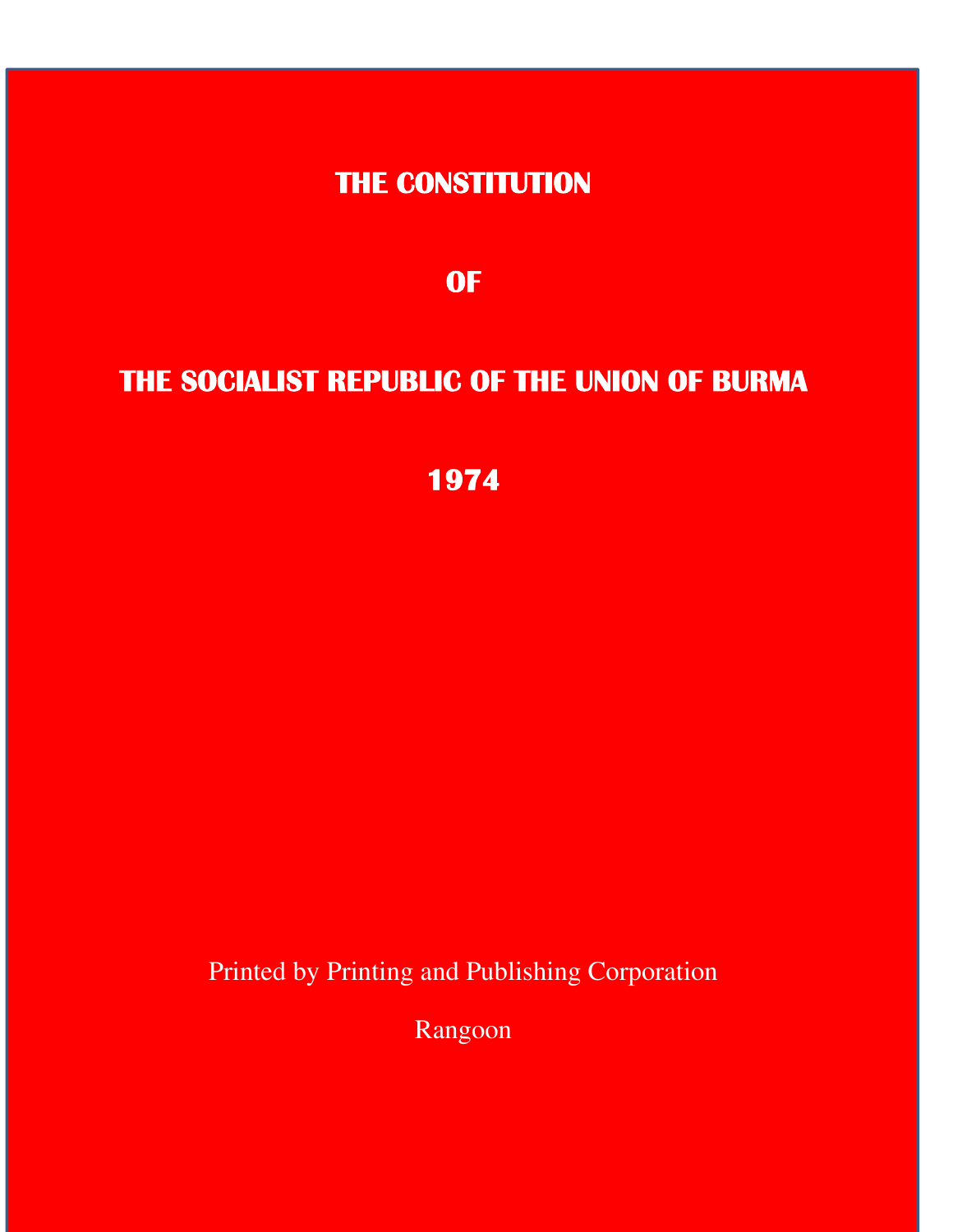# THE CONSTITUTION

# OF

# THE SOCIALIST REPUBLIC OF THE UNION OF BURMA

# 1974

Printed by Printing and Publishing Corporation

Rangoon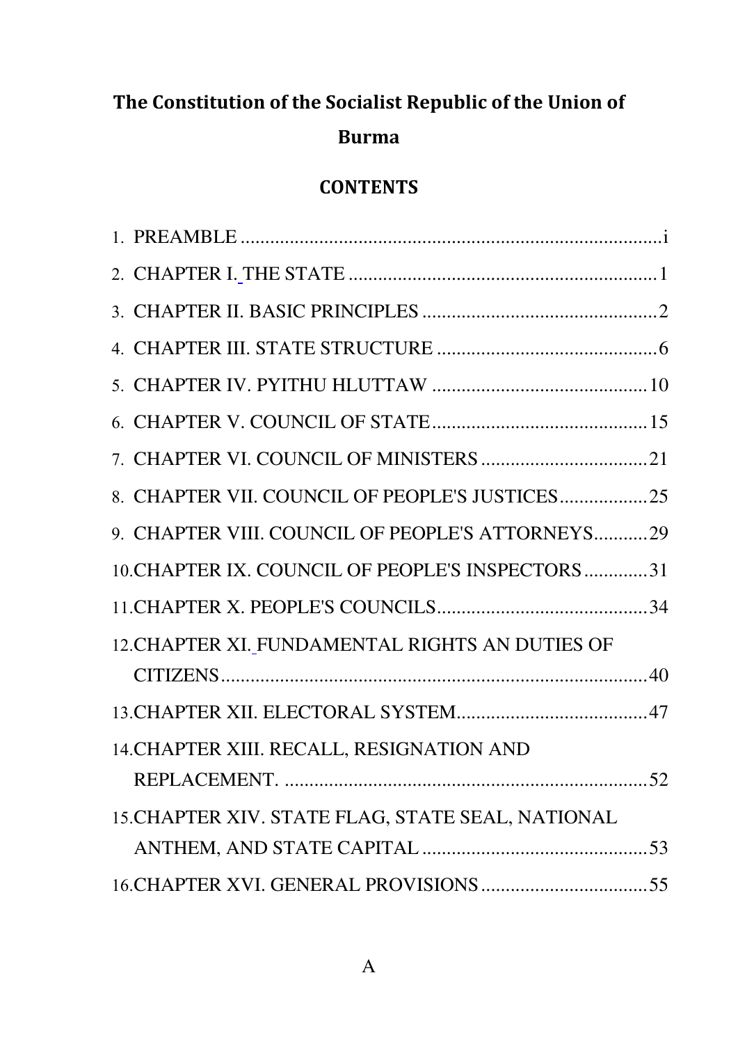# The Constitution of the Socialist Republic of the Union of Burma

## CONTENTS

1. PREAMBLE ....................................................................................i
2. CHAPTER I. THE STATE ..............................................................1
3. CHAPTER II. BASIC PRINCIPLES ...............................................2
4. CHAPTER III. STATE STRUCTURE .............................................6
5. CHAPTER IV. PYITHU HLUTTAW ............................................10
6. CHAPTER V. COUNCIL OF STATE............................................15
7. CHAPTER VI. COUNCIL OF MINISTERS ..................................21
8. CHAPTER VII. COUNCIL OF PEOPLE'S JUSTICES..................25
9. CHAPTER VIII. COUNCIL OF PEOPLE'S ATTORNEYS...........29
10. CHAPTER IX. COUNCIL OF PEOPLE'S INSPECTORS .............31
11. CHAPTER X. PEOPLE'S COUNCILS...........................................34
12. CHAPTER XI. FUNDAMENTAL RIGHTS AN DUTIES OF CITIZENS.......................................................................................40
13. CHAPTER XII. ELECTORAL SYSTEM.......................................47
14. CHAPTER XIII. RECALL, RESIGNATION AND REPLACEMENT. ..........................................................................52
15. CHAPTER XIV. STATE FLAG, STATE SEAL, NATIONAL ANTHEM, AND STATE CAPITAL ..............................................53
16. CHAPTER XVI. GENERAL PROVISIONS ..................................55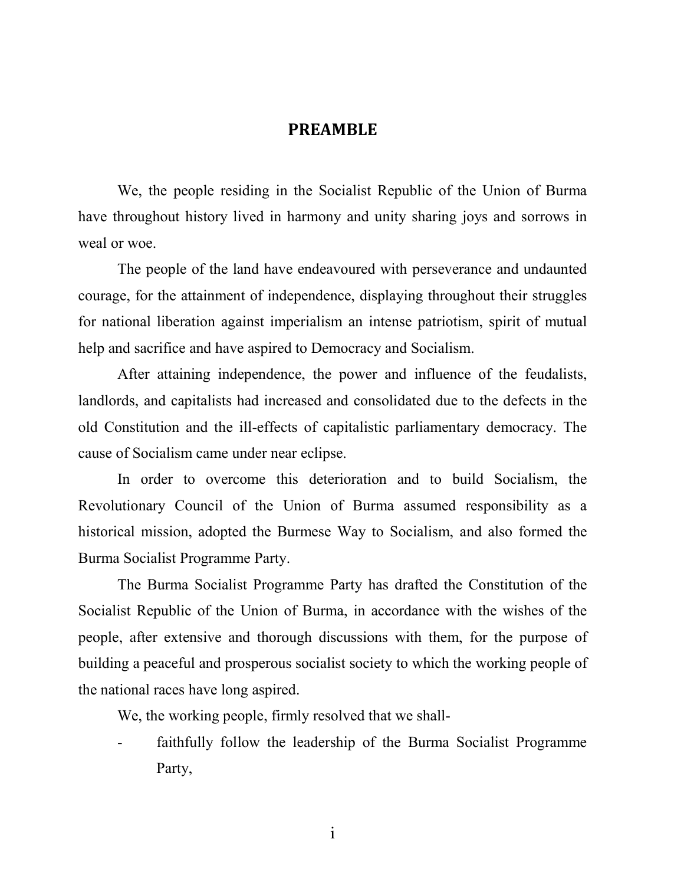# PREAMBLE

We, the people residing in the Socialist Republic of the Union of Burma have throughout history lived in harmony and unity sharing joys and sorrows in weal or woe.

The people of the land have endeavoured with perseverance and undaunted courage, for the attainment of independence, displaying throughout their struggles for national liberation against imperialism an intense patriotism, spirit of mutual help and sacrifice and have aspired to Democracy and Socialism.

After attaining independence, the power and influence of the feudalists, landlords, and capitalists had increased and consolidated due to the defects in the old Constitution and the ill-effects of capitalistic parliamentary democracy. The cause of Socialism came under near eclipse.

In order to overcome this deterioration and to build Socialism, the Revolutionary Council of the Union of Burma assumed responsibility as a historical mission, adopted the Burmese Way to Socialism, and also formed the Burma Socialist Programme Party.

The Burma Socialist Programme Party has drafted the Constitution of the Socialist Republic of the Union of Burma, in accordance with the wishes of the people, after extensive and thorough discussions with them, for the purpose of building a peaceful and prosperous socialist society to which the working people of the national races have long aspired.

We, the working people, firmly resolved that we shall-

- faithfully follow the leadership of the Burma Socialist Programme Party,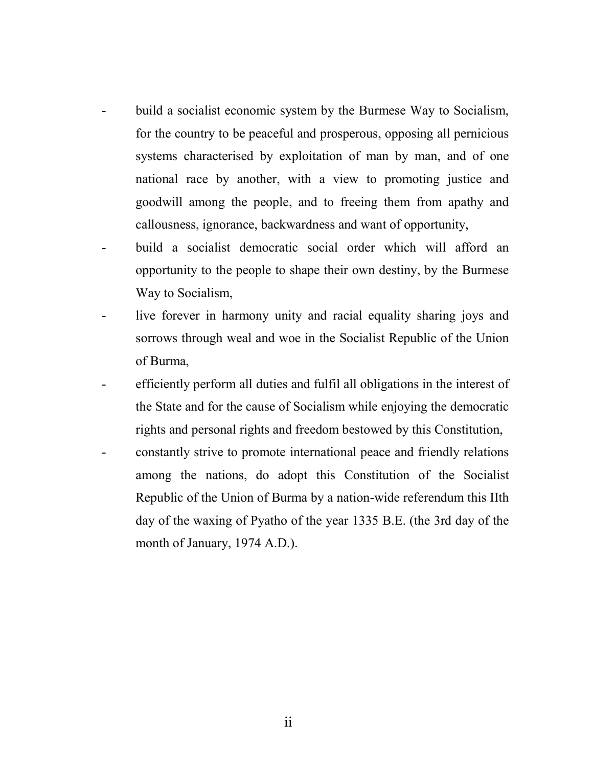- build a socialist economic system by the Burmese Way to Socialism, for the country to be peaceful and prosperous, opposing all pernicious systems characterised by exploitation of man by man, and of one national race by another, with a view to promoting justice and goodwill among the people, and to freeing them from apathy and callousness, ignorance, backwardness and want of opportunity,
- build a socialist democratic social order which will afford an opportunity to the people to shape their own destiny, by the Burmese Way to Socialism,
- live forever in harmony unity and racial equality sharing joys and sorrows through weal and woe in the Socialist Republic of the Union of Burma,
- efficiently perform all duties and fulfil all obligations in the interest of the State and for the cause of Socialism while enjoying the democratic rights and personal rights and freedom bestowed by this Constitution,
- constantly strive to promote international peace and friendly relations among the nations, do adopt this Constitution of the Socialist Republic of the Union of Burma by a nation-wide referendum this IIth day of the waxing of Pyatho of the year 1335 B.E. (the 3rd day of the month of January, 1974 A.D.).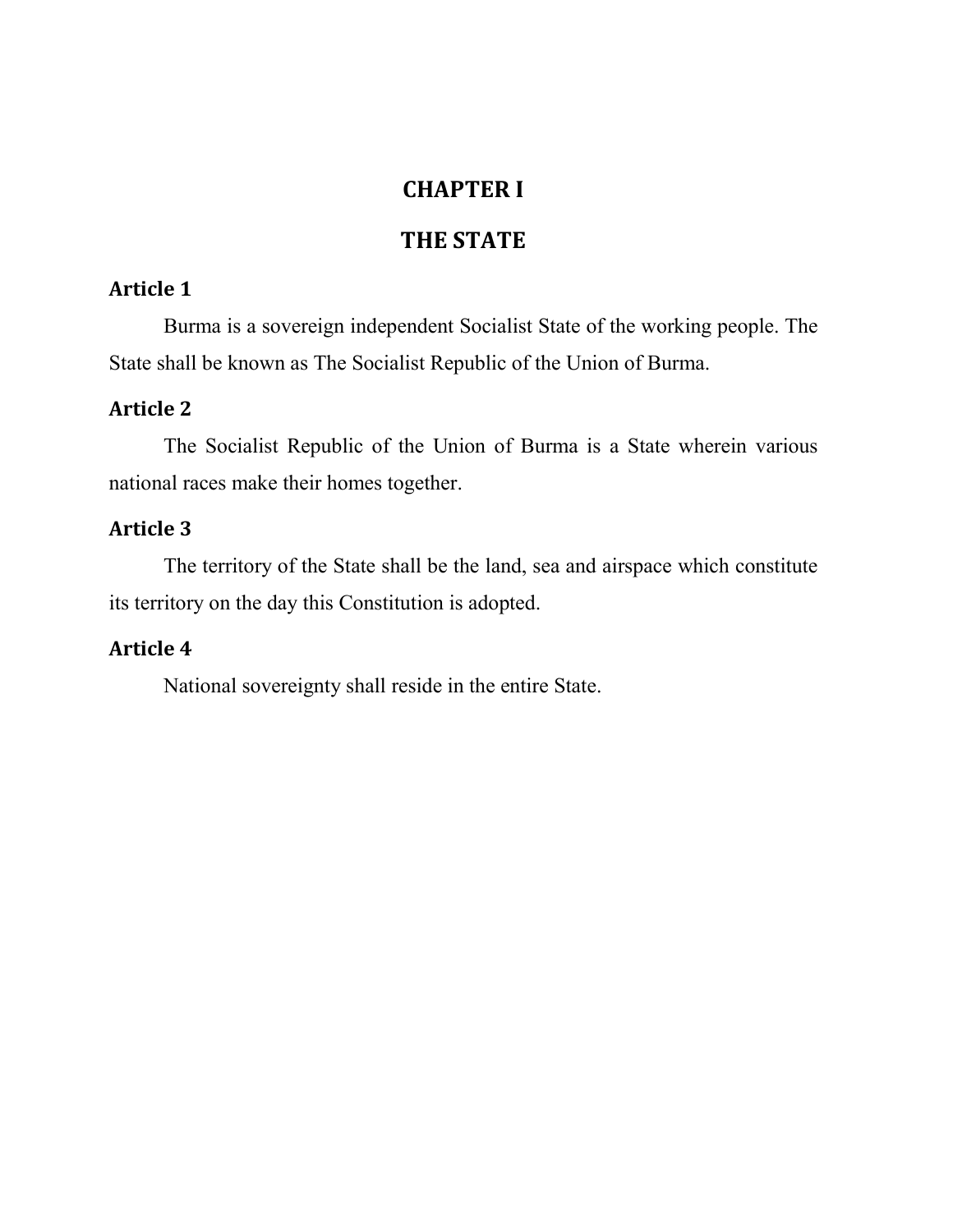# CHAPTER I

# THE STATE

### Article 1

Burma is a sovereign independent Socialist State of the working people. The State shall be known as The Socialist Republic of the Union of Burma.

### Article 2

The Socialist Republic of the Union of Burma is a State wherein various national races make their homes together.

### Article 3

The territory of the State shall be the land, sea and airspace which constitute its territory on the day this Constitution is adopted.

### Article 4

National sovereignty shall reside in the entire State.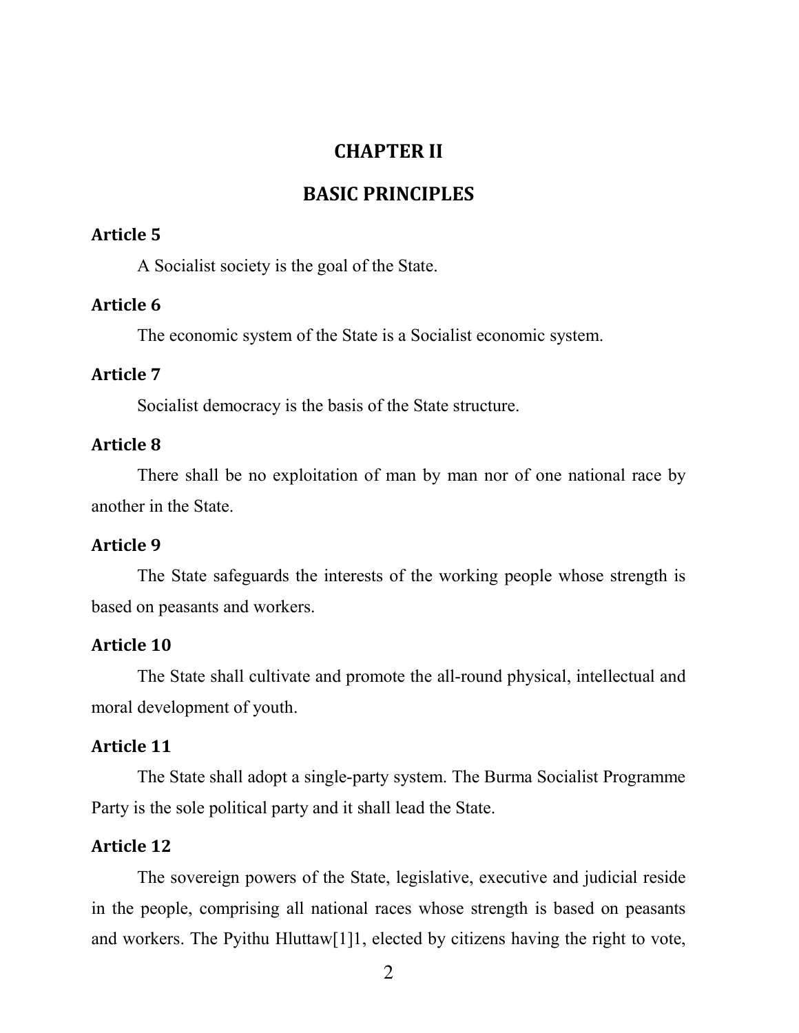## CHAPTER II

## BASIC PRINCIPLES

**Article 5**

A Socialist society is the goal of the State.

**Article 6**

The economic system of the State is a Socialist economic system.

**Article 7**

Socialist democracy is the basis of the State structure.

**Article 8**

There shall be no exploitation of man by man nor of one national race by another in the State.

**Article 9**

The State safeguards the interests of the working people whose strength is based on peasants and workers.

**Article 10**

The State shall cultivate and promote the all-round physical, intellectual and moral development of youth.

**Article 11**

The State shall adopt a single-party system. The Burma Socialist Programme Party is the sole political party and it shall lead the State.

**Article 12**

The sovereign powers of the State, legislative, executive and judicial reside in the people, comprising all national races whose strength is based on peasants and workers. The Pyithu Hluttaw[1]1, elected by citizens having the right to vote,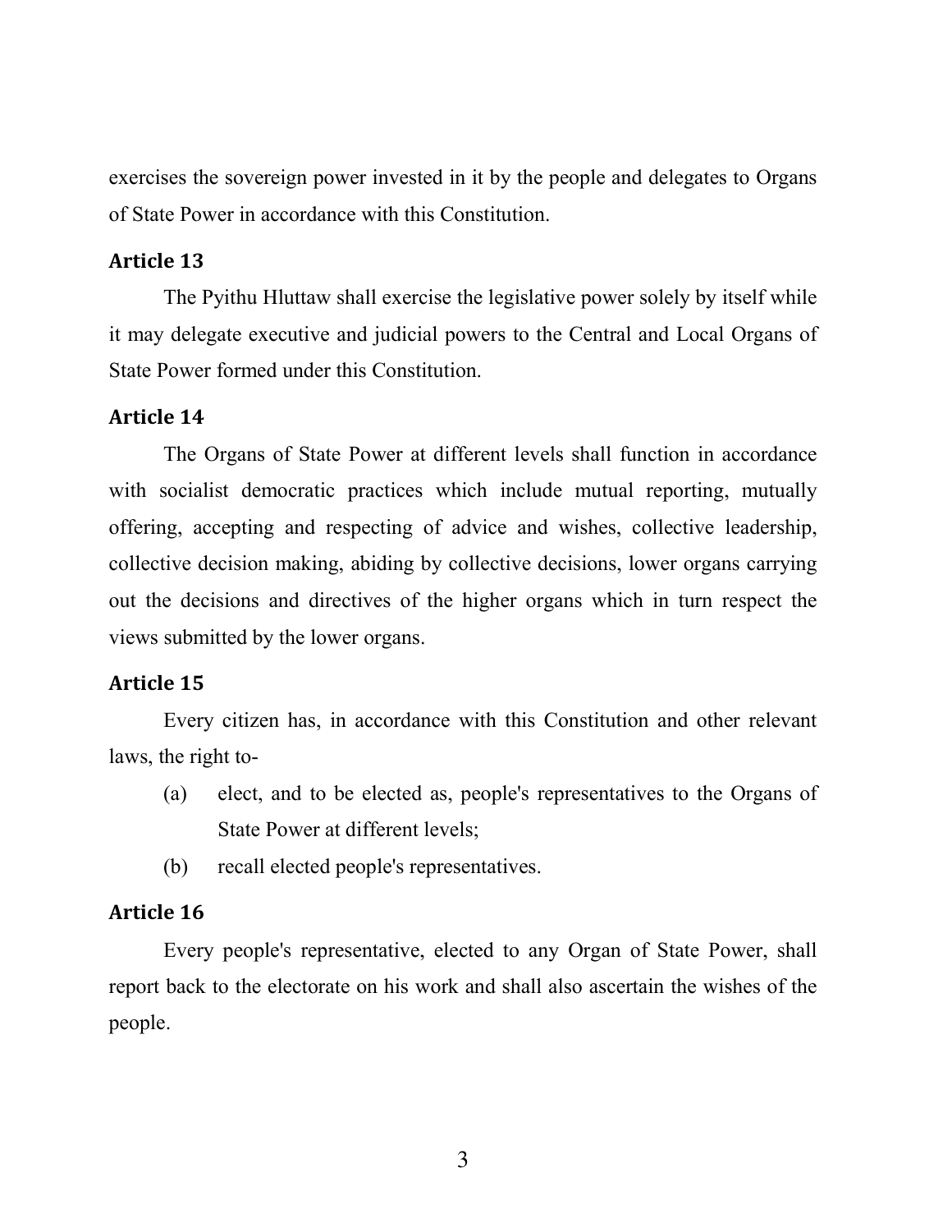exercises the sovereign power invested in it by the people and delegates to Organs of State Power in accordance with this Constitution.

### Article 13

The Pyithu Hluttaw shall exercise the legislative power solely by itself while it may delegate executive and judicial powers to the Central and Local Organs of State Power formed under this Constitution.

### Article 14

The Organs of State Power at different levels shall function in accordance with socialist democratic practices which include mutual reporting, mutually offering, accepting and respecting of advice and wishes, collective leadership, collective decision making, abiding by collective decisions, lower organs carrying out the decisions and directives of the higher organs which in turn respect the views submitted by the lower organs.

### Article 15

Every citizen has, in accordance with this Constitution and other relevant laws, the right to-

(a) elect, and to be elected as, people's representatives to the Organs of State Power at different levels;

(b) recall elected people's representatives.

### Article 16

Every people's representative, elected to any Organ of State Power, shall report back to the electorate on his work and shall also ascertain the wishes of the people.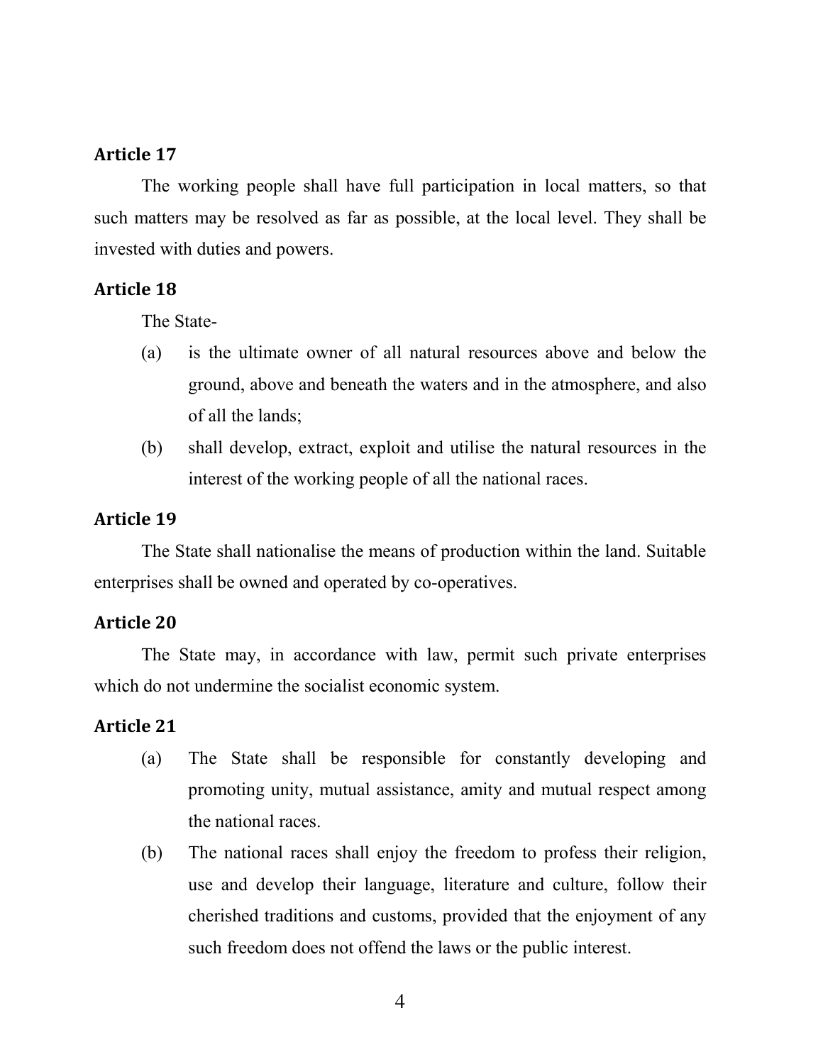**Article 17**

The working people shall have full participation in local matters, so that such matters may be resolved as far as possible, at the local level. They shall be invested with duties and powers.

**Article 18**

The State-

(a) is the ultimate owner of all natural resources above and below the ground, above and beneath the waters and in the atmosphere, and also of all the lands;

(b) shall develop, extract, exploit and utilise the natural resources in the interest of the working people of all the national races.

**Article 19**

The State shall nationalise the means of production within the land. Suitable enterprises shall be owned and operated by co-operatives.

**Article 20**

The State may, in accordance with law, permit such private enterprises which do not undermine the socialist economic system.

**Article 21**

(a) The State shall be responsible for constantly developing and promoting unity, mutual assistance, amity and mutual respect among the national races.

(b) The national races shall enjoy the freedom to profess their religion, use and develop their language, literature and culture, follow their cherished traditions and customs, provided that the enjoyment of any such freedom does not offend the laws or the public interest.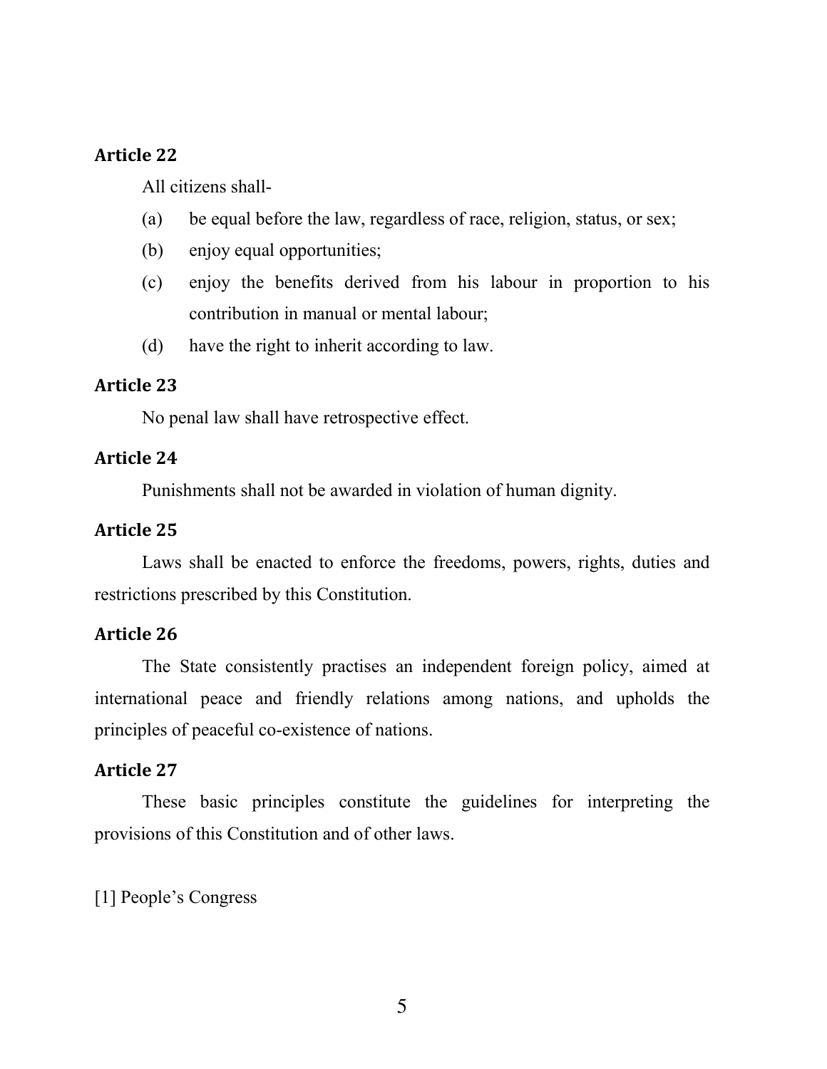### Article 22

All citizens shall-

(a) be equal before the law, regardless of race, religion, status, or sex;

(b) enjoy equal opportunities;

(c) enjoy the benefits derived from his labour in proportion to his contribution in manual or mental labour;

(d) have the right to inherit according to law.

### Article 23

No penal law shall have retrospective effect.

### Article 24

Punishments shall not be awarded in violation of human dignity.

### Article 25

Laws shall be enacted to enforce the freedoms, powers, rights, duties and restrictions prescribed by this Constitution.

### Article 26

The State consistently practises an independent foreign policy, aimed at international peace and friendly relations among nations, and upholds the principles of peaceful co-existence of nations.

### Article 27

These basic principles constitute the guidelines for interpreting the provisions of this Constitution and of other laws.

[1] People's Congress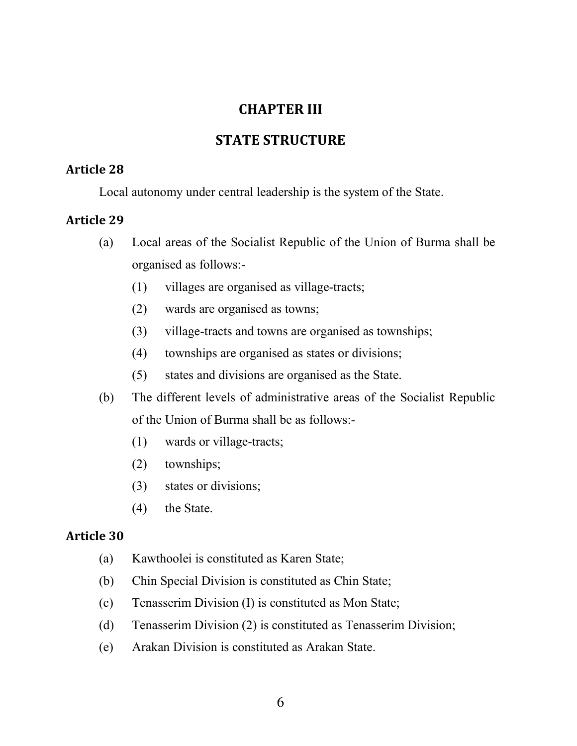# CHAPTER III

# STATE STRUCTURE

### Article 28

Local autonomy under central leadership is the system of the State.

### Article 29

(a) Local areas of the Socialist Republic of the Union of Burma shall be organised as follows:-

- (1) villages are organised as village-tracts;
- (2) wards are organised as towns;
- (3) village-tracts and towns are organised as townships;
- (4) townships are organised as states or divisions;
- (5) states and divisions are organised as the State.

(b) The different levels of administrative areas of the Socialist Republic of the Union of Burma shall be as follows:-

- (1) wards or village-tracts;
- (2) townships;
- (3) states or divisions;
- (4) the State.

### Article 30

(a) Kawthoolei is constituted as Karen State;

(b) Chin Special Division is constituted as Chin State;

(c) Tenasserim Division (I) is constituted as Mon State;

(d) Tenasserim Division (2) is constituted as Tenasserim Division;

(e) Arakan Division is constituted as Arakan State.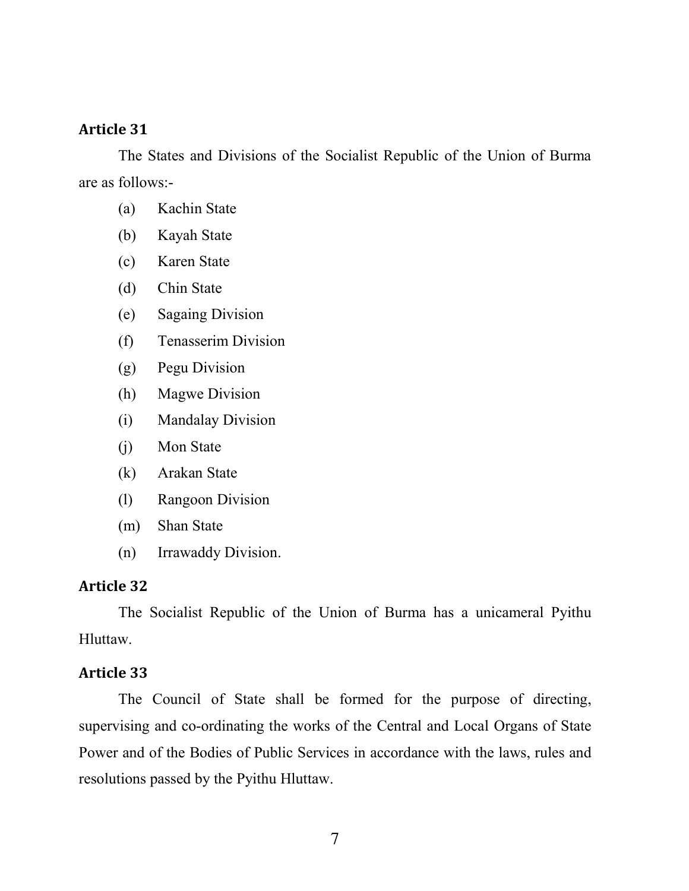**Article 31**

The States and Divisions of the Socialist Republic of the Union of Burma are as follows:-

(a) Kachin State

(b) Kayah State

(c) Karen State

(d) Chin State

(e) Sagaing Division

(f) Tenasserim Division

(g) Pegu Division

(h) Magwe Division

(i) Mandalay Division

(j) Mon State

(k) Arakan State

(l) Rangoon Division

(m) Shan State

(n) Irrawaddy Division.

**Article 32**

The Socialist Republic of the Union of Burma has a unicameral Pyithu Hluttaw.

**Article 33**

The Council of State shall be formed for the purpose of directing, supervising and co-ordinating the works of the Central and Local Organs of State Power and of the Bodies of Public Services in accordance with the laws, rules and resolutions passed by the Pyithu Hluttaw.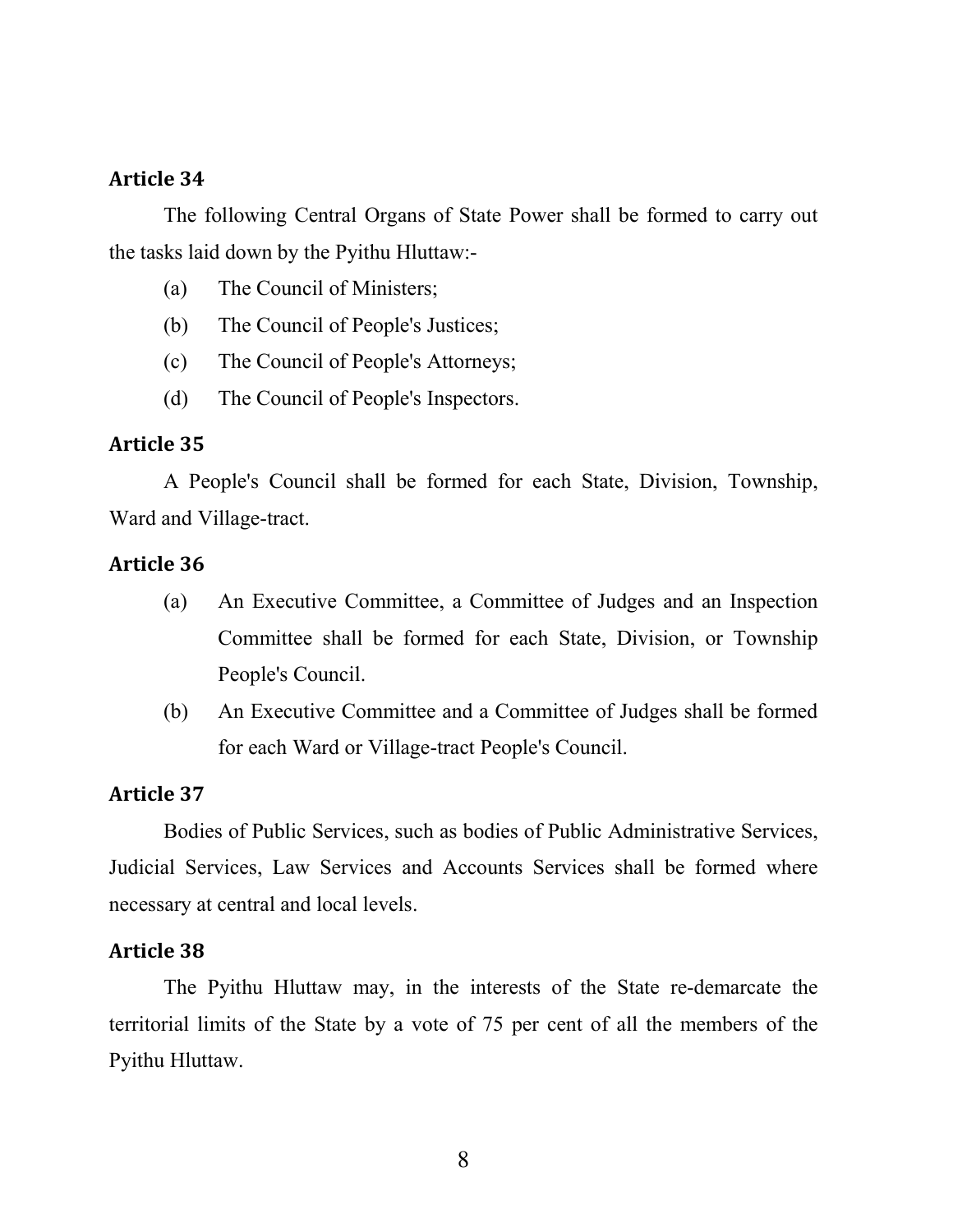**Article 34**

The following Central Organs of State Power shall be formed to carry out the tasks laid down by the Pyithu Hluttaw:-

(a) The Council of Ministers;

(b) The Council of People's Justices;

(c) The Council of People's Attorneys;

(d) The Council of People's Inspectors.

**Article 35**

A People's Council shall be formed for each State, Division, Township, Ward and Village-tract.

**Article 36**

(a) An Executive Committee, a Committee of Judges and an Inspection Committee shall be formed for each State, Division, or Township People's Council.

(b) An Executive Committee and a Committee of Judges shall be formed for each Ward or Village-tract People's Council.

**Article 37**

Bodies of Public Services, such as bodies of Public Administrative Services, Judicial Services, Law Services and Accounts Services shall be formed where necessary at central and local levels.

**Article 38**

The Pyithu Hluttaw may, in the interests of the State re-demarcate the territorial limits of the State by a vote of 75 per cent of all the members of the Pyithu Hluttaw.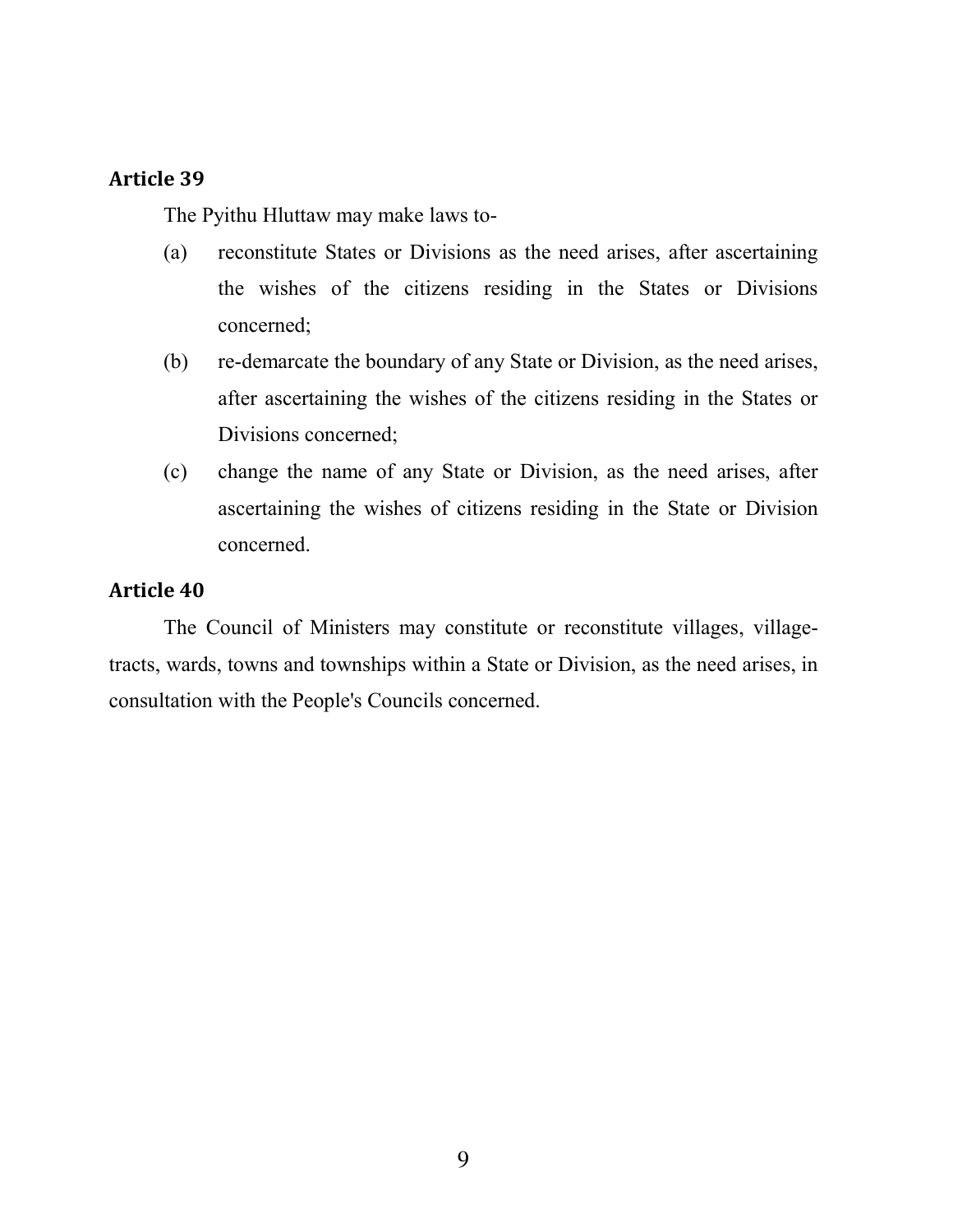### Article 39

The Pyithu Hluttaw may make laws to-

(a) reconstitute States or Divisions as the need arises, after ascertaining the wishes of the citizens residing in the States or Divisions concerned;

(b) re-demarcate the boundary of any State or Division, as the need arises, after ascertaining the wishes of the citizens residing in the States or Divisions concerned;

(c) change the name of any State or Division, as the need arises, after ascertaining the wishes of citizens residing in the State or Division concerned.

### Article 40

The Council of Ministers may constitute or reconstitute villages, village-tracts, wards, towns and townships within a State or Division, as the need arises, in consultation with the People's Councils concerned.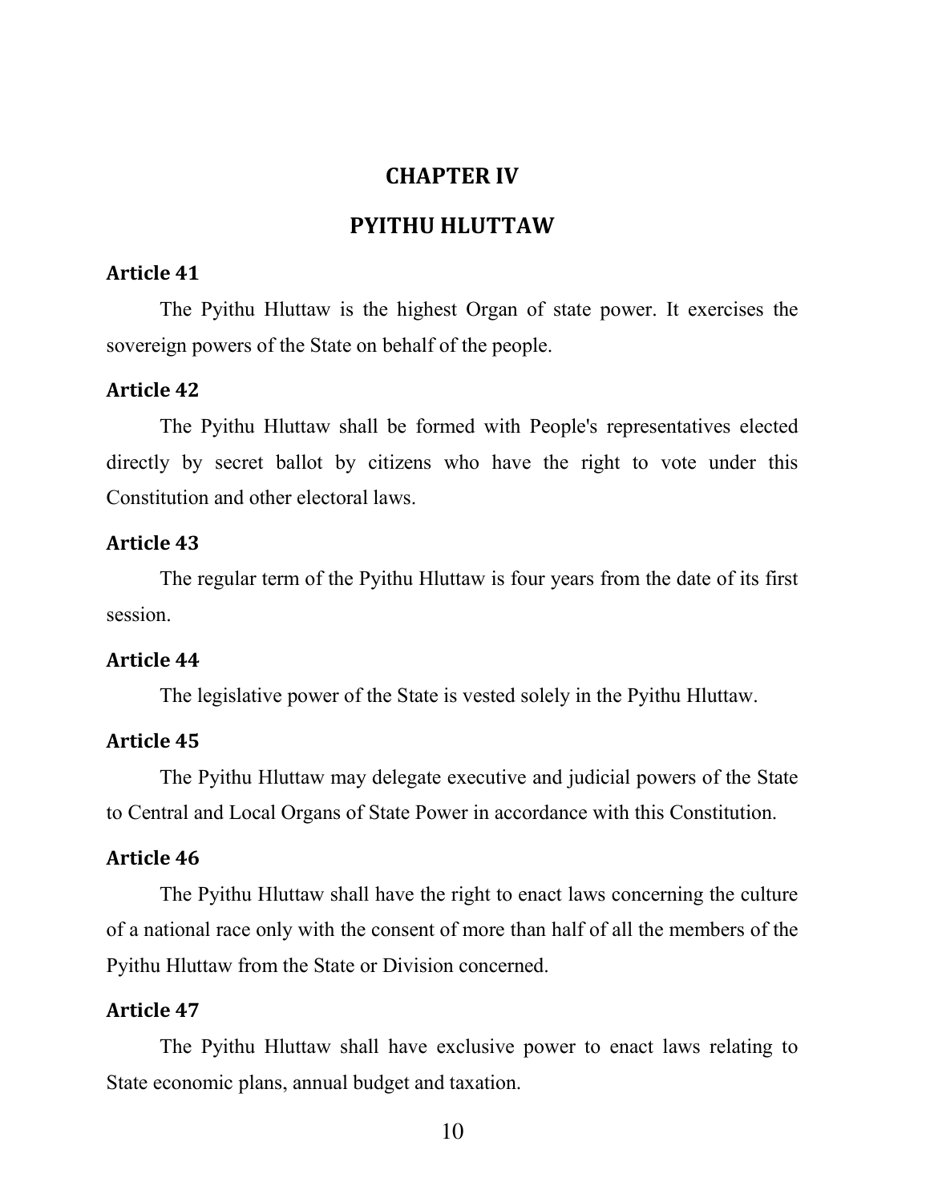## CHAPTER IV

## PYITHU HLUTTAW

### Article 41

The Pyithu Hluttaw is the highest Organ of state power. It exercises the sovereign powers of the State on behalf of the people.

### Article 42

The Pyithu Hluttaw shall be formed with People's representatives elected directly by secret ballot by citizens who have the right to vote under this Constitution and other electoral laws.

### Article 43

The regular term of the Pyithu Hluttaw is four years from the date of its first session.

### Article 44

The legislative power of the State is vested solely in the Pyithu Hluttaw.

### Article 45

The Pyithu Hluttaw may delegate executive and judicial powers of the State to Central and Local Organs of State Power in accordance with this Constitution.

### Article 46

The Pyithu Hluttaw shall have the right to enact laws concerning the culture of a national race only with the consent of more than half of all the members of the Pyithu Hluttaw from the State or Division concerned.

### Article 47

The Pyithu Hluttaw shall have exclusive power to enact laws relating to State economic plans, annual budget and taxation.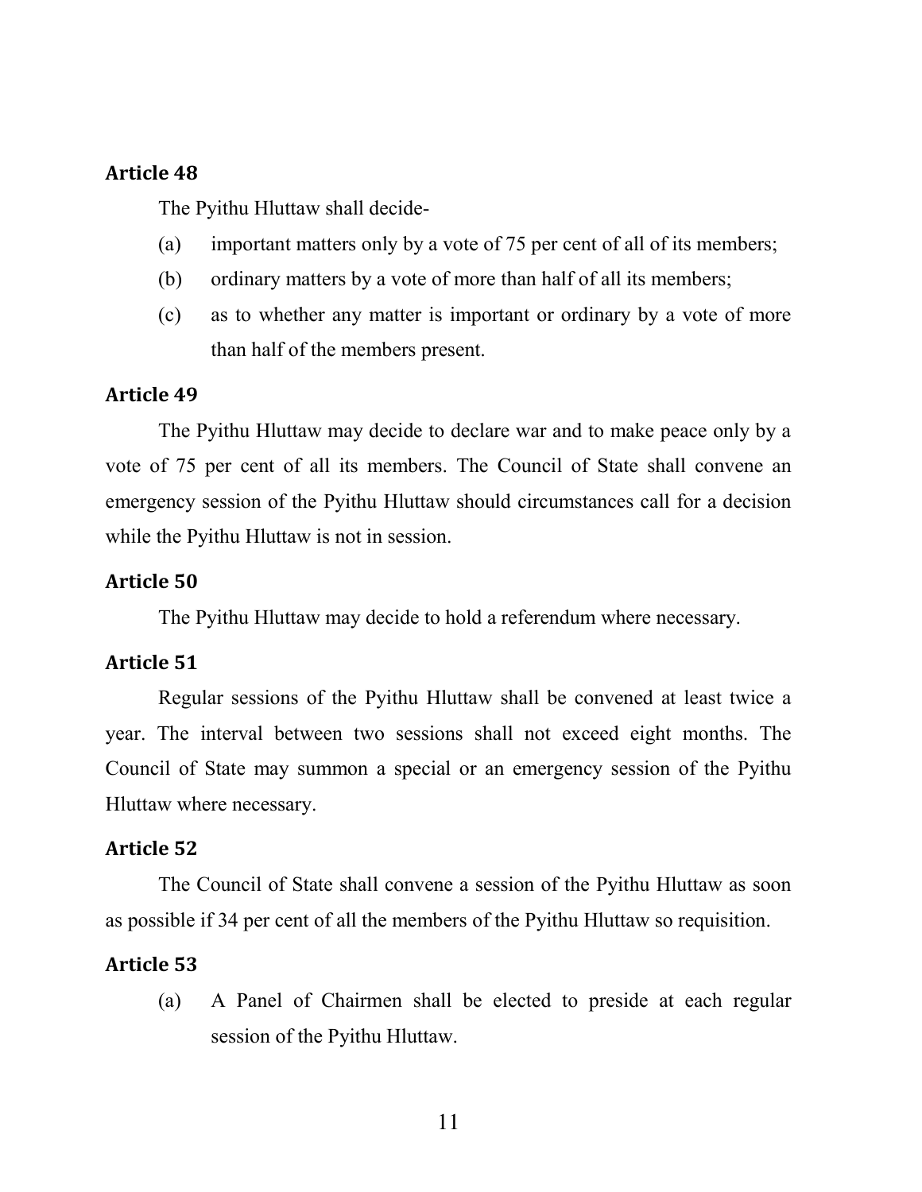### Article 48

The Pyithu Hluttaw shall decide-

(a) important matters only by a vote of 75 per cent of all of its members;

(b) ordinary matters by a vote of more than half of all its members;

(c) as to whether any matter is important or ordinary by a vote of more than half of the members present.

### Article 49

The Pyithu Hluttaw may decide to declare war and to make peace only by a vote of 75 per cent of all its members. The Council of State shall convene an emergency session of the Pyithu Hluttaw should circumstances call for a decision while the Pyithu Hluttaw is not in session.

### Article 50

The Pyithu Hluttaw may decide to hold a referendum where necessary.

### Article 51

Regular sessions of the Pyithu Hluttaw shall be convened at least twice a year. The interval between two sessions shall not exceed eight months. The Council of State may summon a special or an emergency session of the Pyithu Hluttaw where necessary.

### Article 52

The Council of State shall convene a session of the Pyithu Hluttaw as soon as possible if 34 per cent of all the members of the Pyithu Hluttaw so requisition.

### Article 53

(a) A Panel of Chairmen shall be elected to preside at each regular session of the Pyithu Hluttaw.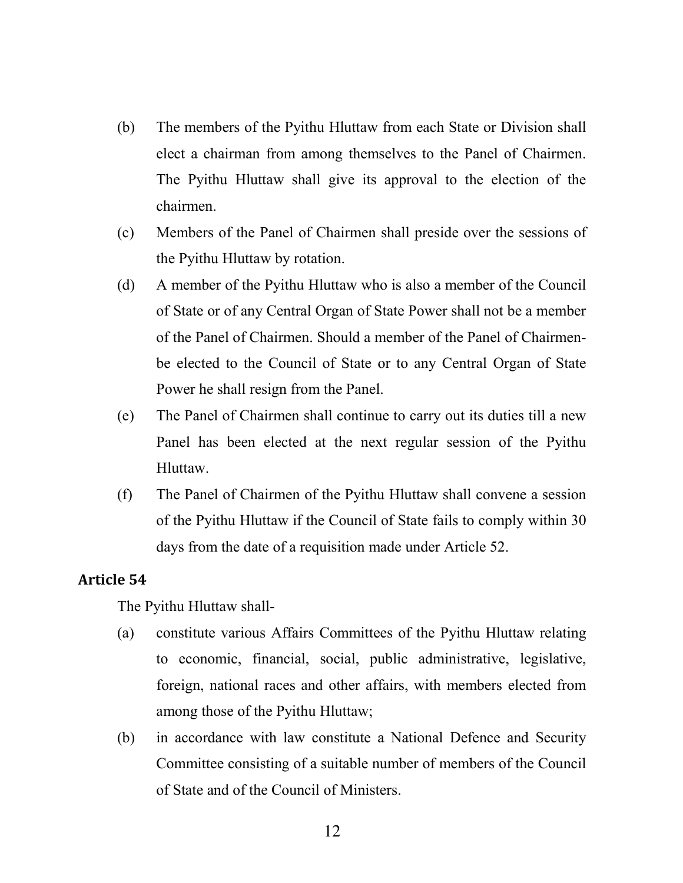(b) The members of the Pyithu Hluttaw from each State or Division shall elect a chairman from among themselves to the Panel of Chairmen. The Pyithu Hluttaw shall give its approval to the election of the chairmen.

(c) Members of the Panel of Chairmen shall preside over the sessions of the Pyithu Hluttaw by rotation.

(d) A member of the Pyithu Hluttaw who is also a member of the Council of State or of any Central Organ of State Power shall not be a member of the Panel of Chairmen. Should a member of the Panel of Chairmen-be elected to the Council of State or to any Central Organ of State Power he shall resign from the Panel.

(e) The Panel of Chairmen shall continue to carry out its duties till a new Panel has been elected at the next regular session of the Pyithu Hluttaw.

(f) The Panel of Chairmen of the Pyithu Hluttaw shall convene a session of the Pyithu Hluttaw if the Council of State fails to comply within 30 days from the date of a requisition made under Article 52.

**Article 54**

The Pyithu Hluttaw shall-

(a) constitute various Affairs Committees of the Pyithu Hluttaw relating to economic, financial, social, public administrative, legislative, foreign, national races and other affairs, with members elected from among those of the Pyithu Hluttaw;

(b) in accordance with law constitute a National Defence and Security Committee consisting of a suitable number of members of the Council of State and of the Council of Ministers.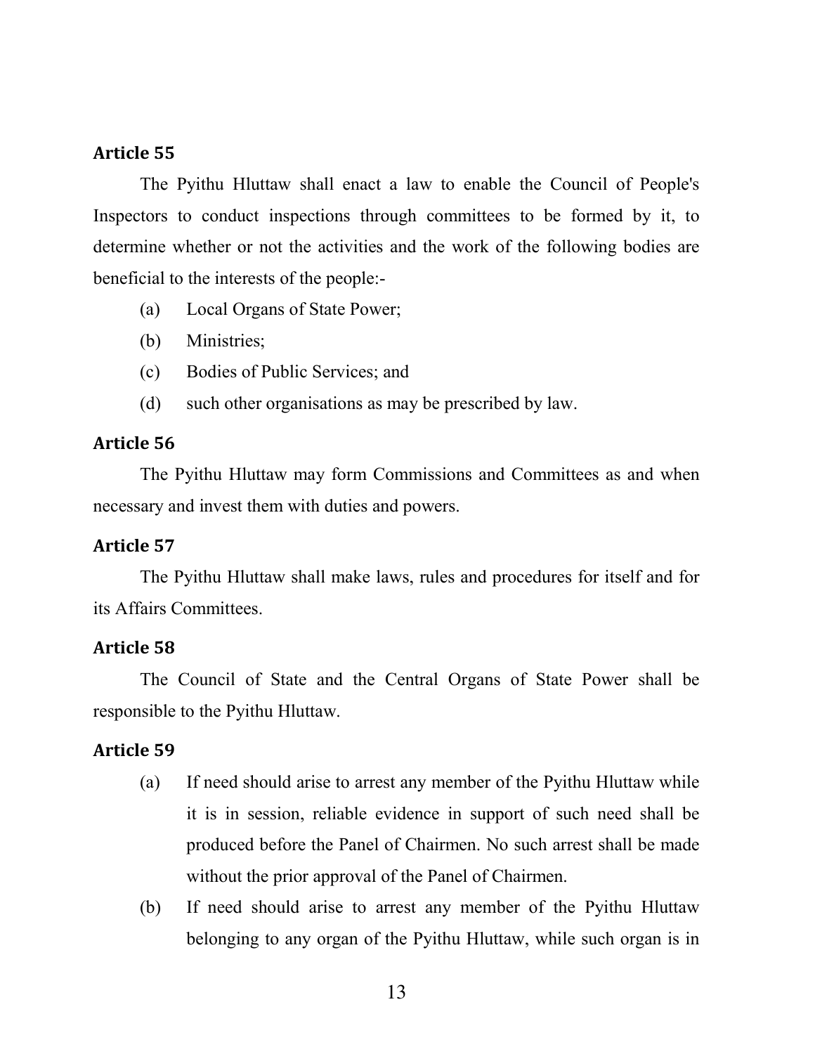### Article 55

The Pyithu Hluttaw shall enact a law to enable the Council of People's Inspectors to conduct inspections through committees to be formed by it, to determine whether or not the activities and the work of the following bodies are beneficial to the interests of the people:-

(a) Local Organs of State Power;

(b) Ministries;

(c) Bodies of Public Services; and

(d) such other organisations as may be prescribed by law.

### Article 56

The Pyithu Hluttaw may form Commissions and Committees as and when necessary and invest them with duties and powers.

### Article 57

The Pyithu Hluttaw shall make laws, rules and procedures for itself and for its Affairs Committees.

### Article 58

The Council of State and the Central Organs of State Power shall be responsible to the Pyithu Hluttaw.

### Article 59

(a) If need should arise to arrest any member of the Pyithu Hluttaw while it is in session, reliable evidence in support of such need shall be produced before the Panel of Chairmen. No such arrest shall be made without the prior approval of the Panel of Chairmen.

(b) If need should arise to arrest any member of the Pyithu Hluttaw belonging to any organ of the Pyithu Hluttaw, while such organ is in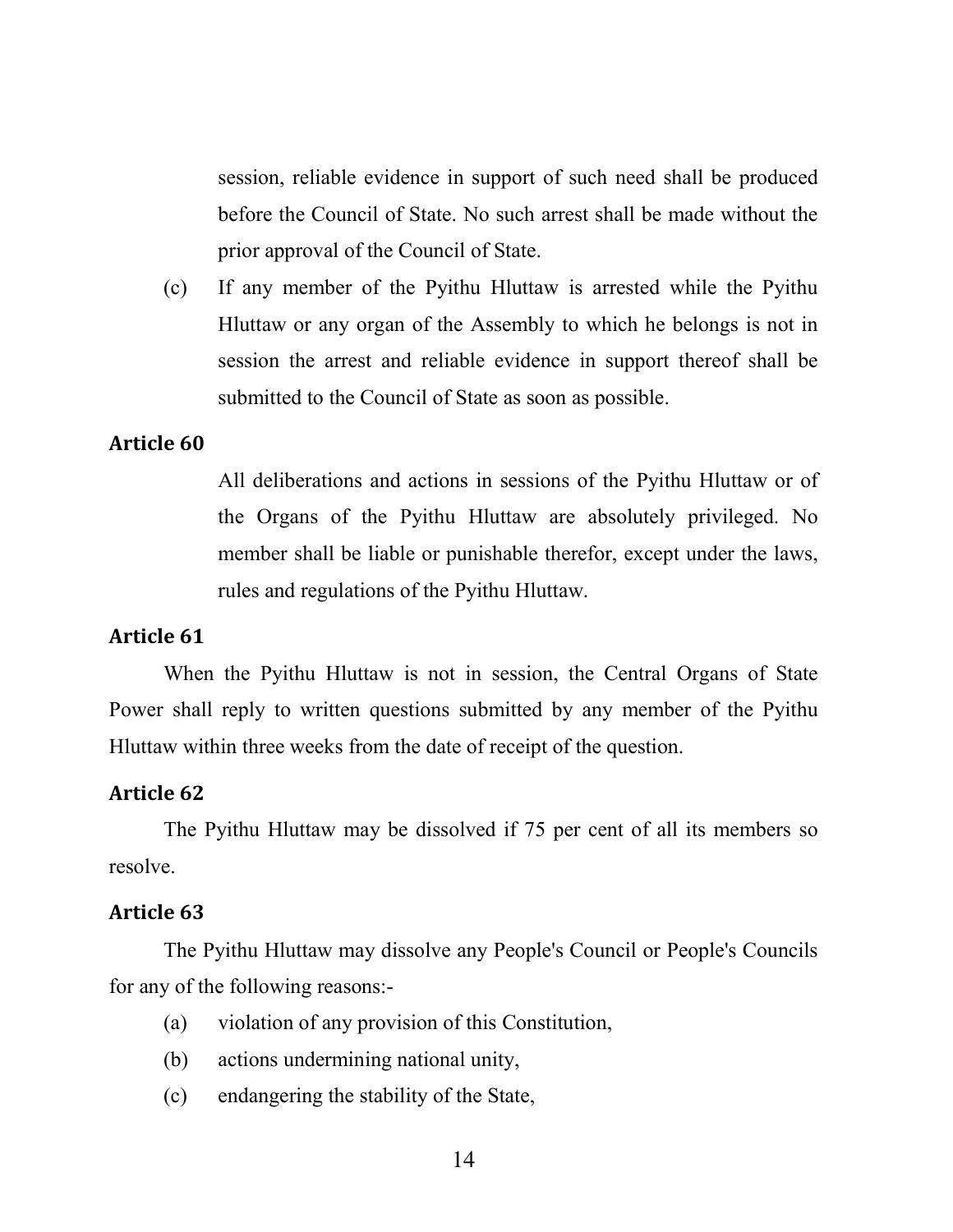session, reliable evidence in support of such need shall be produced before the Council of State. No such arrest shall be made without the prior approval of the Council of State.

(c) If any member of the Pyithu Hluttaw is arrested while the Pyithu Hluttaw or any organ of the Assembly to which he belongs is not in session the arrest and reliable evidence in support thereof shall be submitted to the Council of State as soon as possible.

### Article 60

All deliberations and actions in sessions of the Pyithu Hluttaw or of the Organs of the Pyithu Hluttaw are absolutely privileged. No member shall be liable or punishable therefor, except under the laws, rules and regulations of the Pyithu Hluttaw.

### Article 61

When the Pyithu Hluttaw is not in session, the Central Organs of State Power shall reply to written questions submitted by any member of the Pyithu Hluttaw within three weeks from the date of receipt of the question.

### Article 62

The Pyithu Hluttaw may be dissolved if 75 per cent of all its members so resolve.

### Article 63

The Pyithu Hluttaw may dissolve any People's Council or People's Councils for any of the following reasons:-

(a) violation of any provision of this Constitution,

(b) actions undermining national unity,

(c) endangering the stability of the State,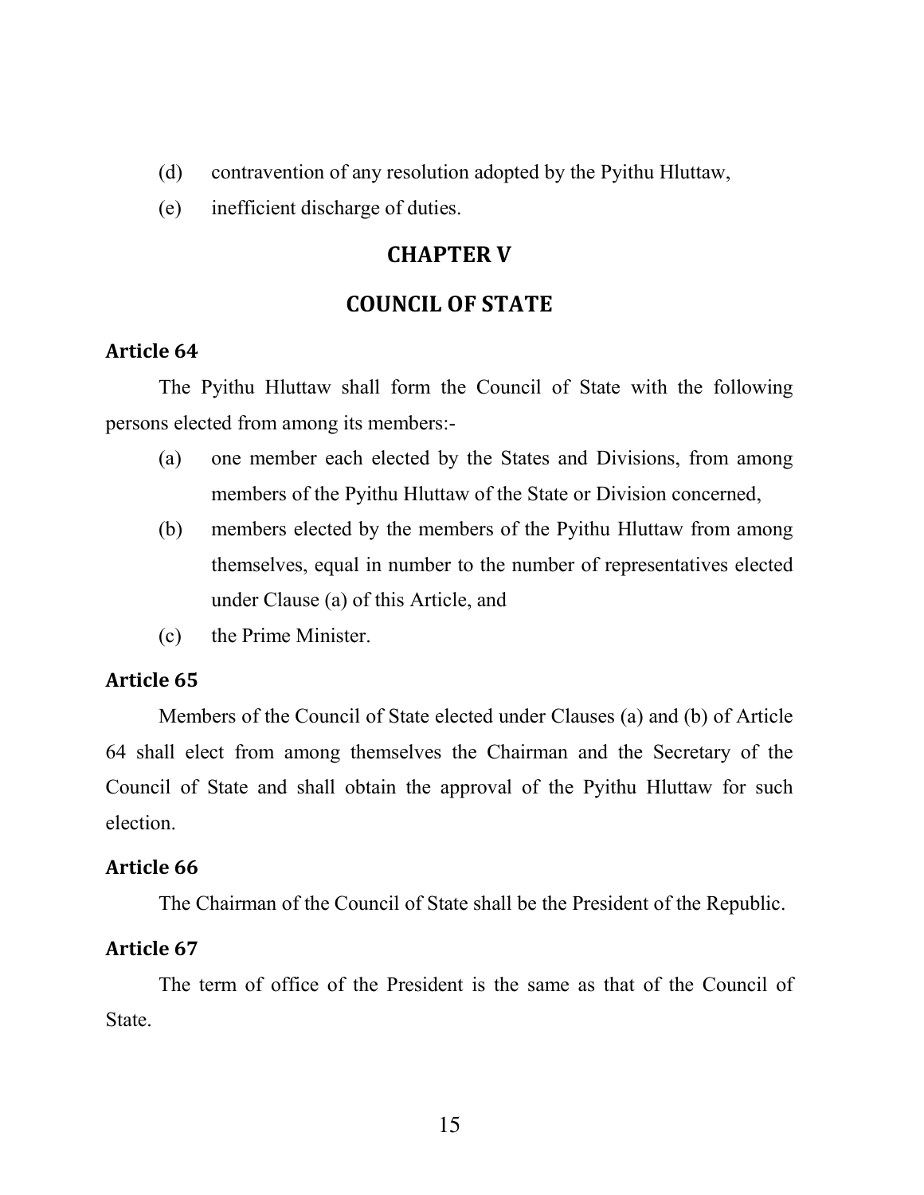(d) contravention of any resolution adopted by the Pyithu Hluttaw,

(e) inefficient discharge of duties.

## CHAPTER V

## COUNCIL OF STATE

### Article 64

The Pyithu Hluttaw shall form the Council of State with the following persons elected from among its members:-

(a) one member each elected by the States and Divisions, from among members of the Pyithu Hluttaw of the State or Division concerned,

(b) members elected by the members of the Pyithu Hluttaw from among themselves, equal in number to the number of representatives elected under Clause (a) of this Article, and

(c) the Prime Minister.

### Article 65

Members of the Council of State elected under Clauses (a) and (b) of Article 64 shall elect from among themselves the Chairman and the Secretary of the Council of State and shall obtain the approval of the Pyithu Hluttaw for such election.

### Article 66

The Chairman of the Council of State shall be the President of the Republic.

### Article 67

The term of office of the President is the same as that of the Council of State.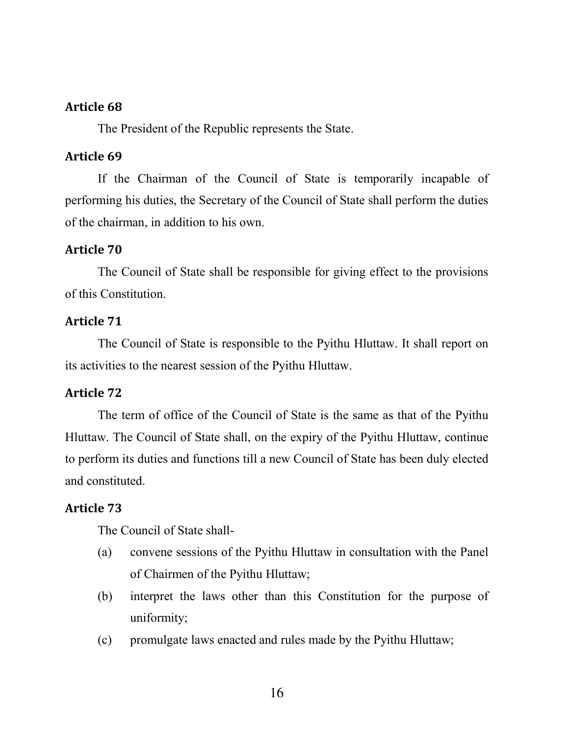**Article 68**

The President of the Republic represents the State.

**Article 69**

If the Chairman of the Council of State is temporarily incapable of performing his duties, the Secretary of the Council of State shall perform the duties of the chairman, in addition to his own.

**Article 70**

The Council of State shall be responsible for giving effect to the provisions of this Constitution.

**Article 71**

The Council of State is responsible to the Pyithu Hluttaw. It shall report on its activities to the nearest session of the Pyithu Hluttaw.

**Article 72**

The term of office of the Council of State is the same as that of the Pyithu Hluttaw. The Council of State shall, on the expiry of the Pyithu Hluttaw, continue to perform its duties and functions till a new Council of State has been duly elected and constituted.

**Article 73**

The Council of State shall-

(a) convene sessions of the Pyithu Hluttaw in consultation with the Panel of Chairmen of the Pyithu Hluttaw;

(b) interpret the laws other than this Constitution for the purpose of uniformity;

(c) promulgate laws enacted and rules made by the Pyithu Hluttaw;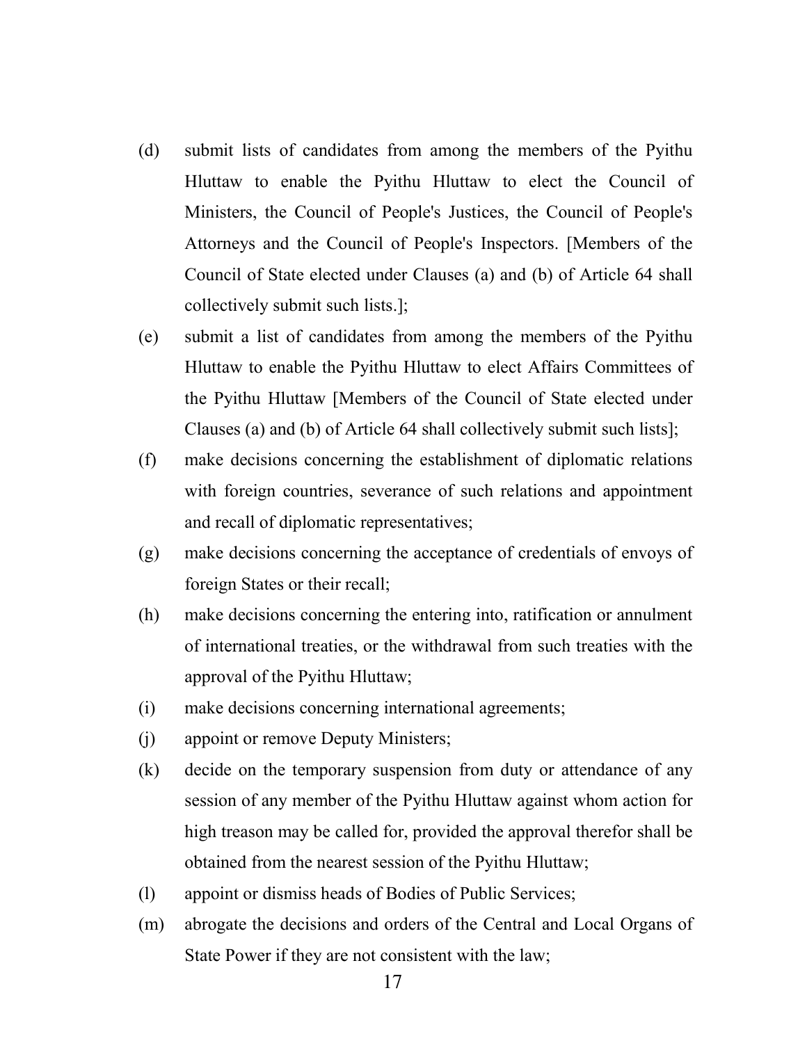(d) submit lists of candidates from among the members of the Pyithu Hluttaw to enable the Pyithu Hluttaw to elect the Council of Ministers, the Council of People's Justices, the Council of People's Attorneys and the Council of People's Inspectors. [Members of the Council of State elected under Clauses (a) and (b) of Article 64 shall collectively submit such lists.];

(e) submit a list of candidates from among the members of the Pyithu Hluttaw to enable the Pyithu Hluttaw to elect Affairs Committees of the Pyithu Hluttaw [Members of the Council of State elected under Clauses (a) and (b) of Article 64 shall collectively submit such lists];

(f) make decisions concerning the establishment of diplomatic relations with foreign countries, severance of such relations and appointment and recall of diplomatic representatives;

(g) make decisions concerning the acceptance of credentials of envoys of foreign States or their recall;

(h) make decisions concerning the entering into, ratification or annulment of international treaties, or the withdrawal from such treaties with the approval of the Pyithu Hluttaw;

(i) make decisions concerning international agreements;

(j) appoint or remove Deputy Ministers;

(k) decide on the temporary suspension from duty or attendance of any session of any member of the Pyithu Hluttaw against whom action for high treason may be called for, provided the approval therefor shall be obtained from the nearest session of the Pyithu Hluttaw;

(l) appoint or dismiss heads of Bodies of Public Services;

(m) abrogate the decisions and orders of the Central and Local Organs of State Power if they are not consistent with the law;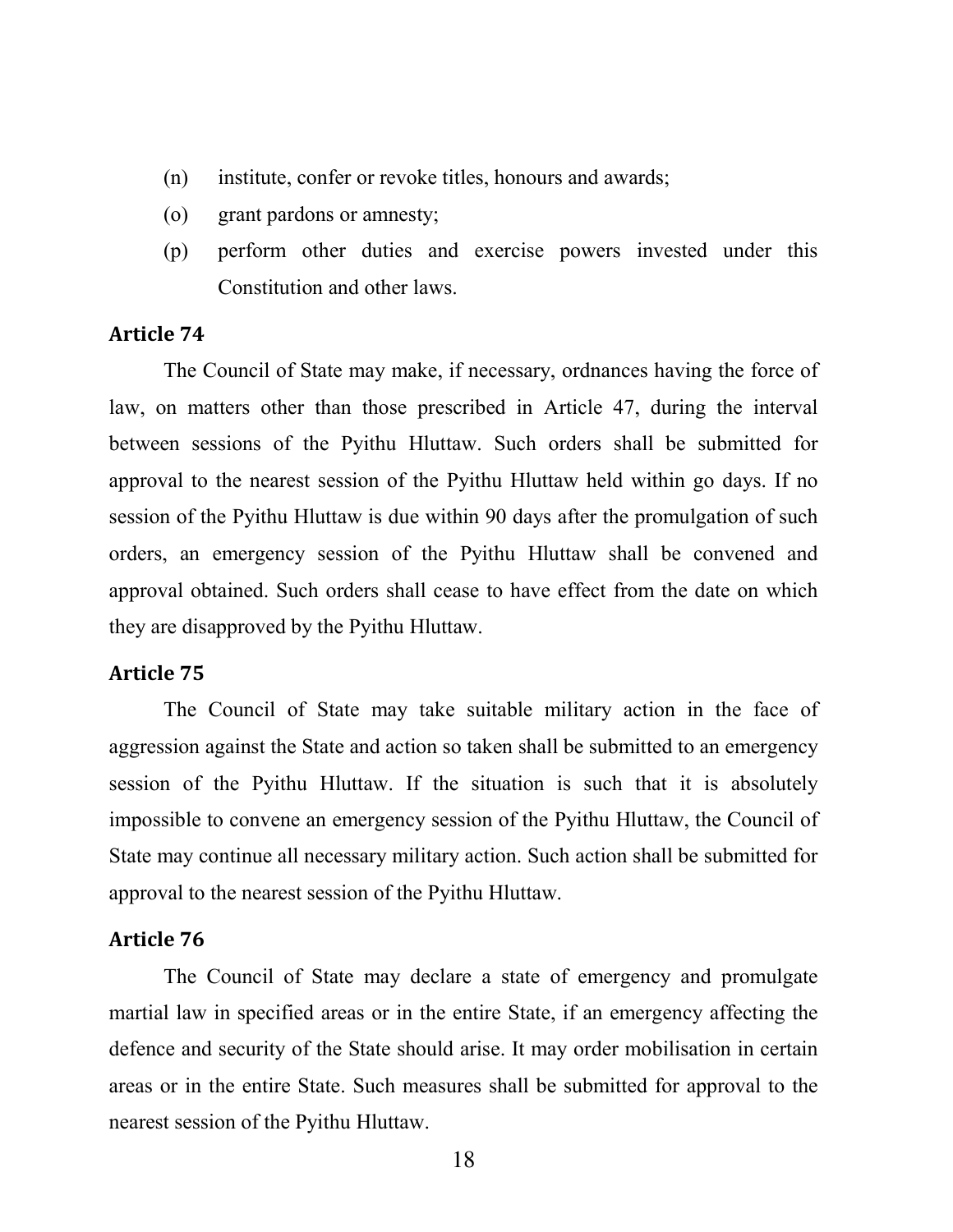(n) institute, confer or revoke titles, honours and awards;

(o) grant pardons or amnesty;

(p) perform other duties and exercise powers invested under this Constitution and other laws.

**Article 74**

The Council of State may make, if necessary, ordnances having the force of law, on matters other than those prescribed in Article 47, during the interval between sessions of the Pyithu Hluttaw. Such orders shall be submitted for approval to the nearest session of the Pyithu Hluttaw held within go days. If no session of the Pyithu Hluttaw is due within 90 days after the promulgation of such orders, an emergency session of the Pyithu Hluttaw shall be convened and approval obtained. Such orders shall cease to have effect from the date on which they are disapproved by the Pyithu Hluttaw.

**Article 75**

The Council of State may take suitable military action in the face of aggression against the State and action so taken shall be submitted to an emergency session of the Pyithu Hluttaw. If the situation is such that it is absolutely impossible to convene an emergency session of the Pyithu Hluttaw, the Council of State may continue all necessary military action. Such action shall be submitted for approval to the nearest session of the Pyithu Hluttaw.

**Article 76**

The Council of State may declare a state of emergency and promulgate martial law in specified areas or in the entire State, if an emergency affecting the defence and security of the State should arise. It may order mobilisation in certain areas or in the entire State. Such measures shall be submitted for approval to the nearest session of the Pyithu Hluttaw.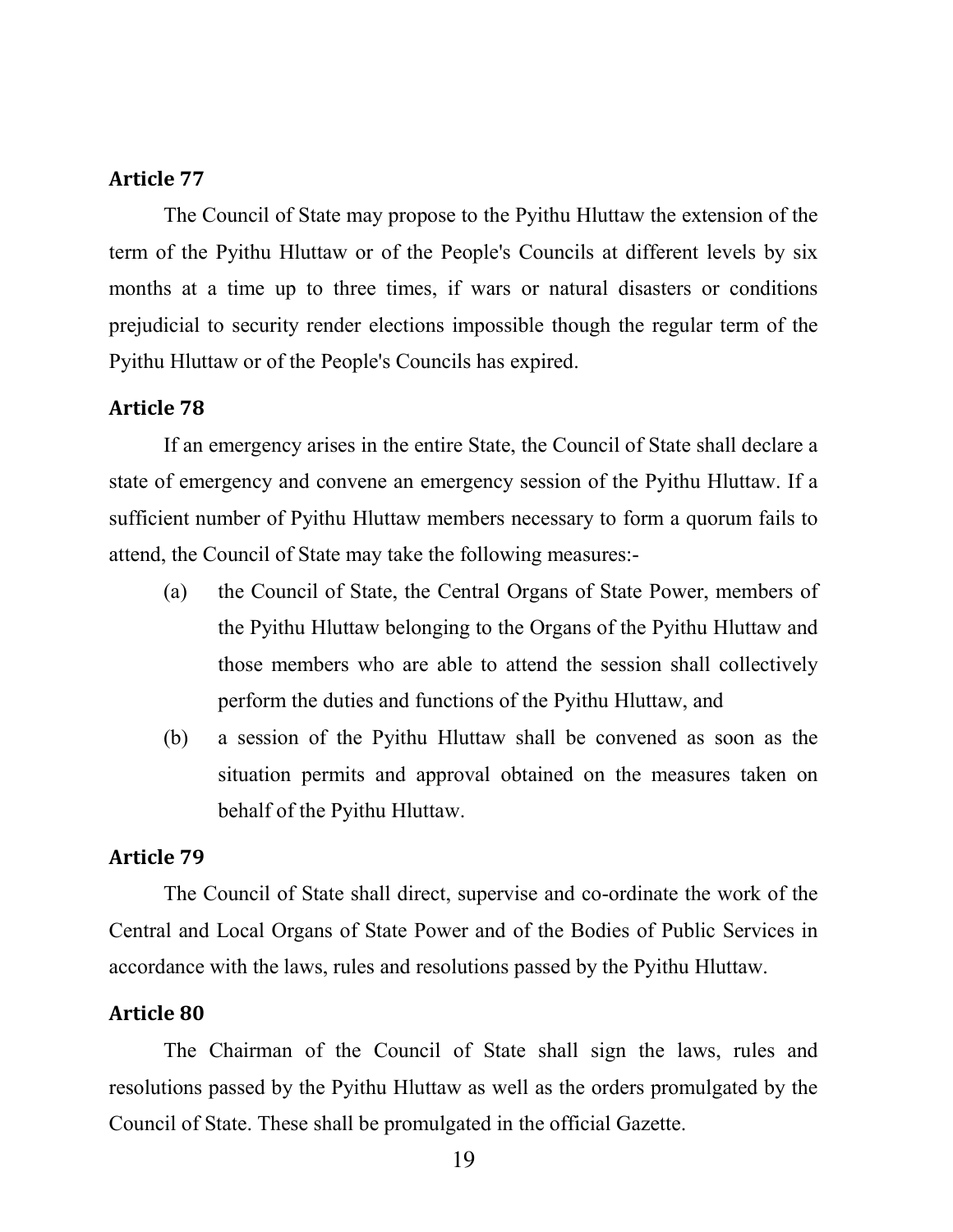### Article 77

The Council of State may propose to the Pyithu Hluttaw the extension of the term of the Pyithu Hluttaw or of the People's Councils at different levels by six months at a time up to three times, if wars or natural disasters or conditions prejudicial to security render elections impossible though the regular term of the Pyithu Hluttaw or of the People's Councils has expired.

### Article 78

If an emergency arises in the entire State, the Council of State shall declare a state of emergency and convene an emergency session of the Pyithu Hluttaw. If a sufficient number of Pyithu Hluttaw members necessary to form a quorum fails to attend, the Council of State may take the following measures:-

(a) the Council of State, the Central Organs of State Power, members of the Pyithu Hluttaw belonging to the Organs of the Pyithu Hluttaw and those members who are able to attend the session shall collectively perform the duties and functions of the Pyithu Hluttaw, and

(b) a session of the Pyithu Hluttaw shall be convened as soon as the situation permits and approval obtained on the measures taken on behalf of the Pyithu Hluttaw.

### Article 79

The Council of State shall direct, supervise and co-ordinate the work of the Central and Local Organs of State Power and of the Bodies of Public Services in accordance with the laws, rules and resolutions passed by the Pyithu Hluttaw.

### Article 80

The Chairman of the Council of State shall sign the laws, rules and resolutions passed by the Pyithu Hluttaw as well as the orders promulgated by the Council of State. These shall be promulgated in the official Gazette.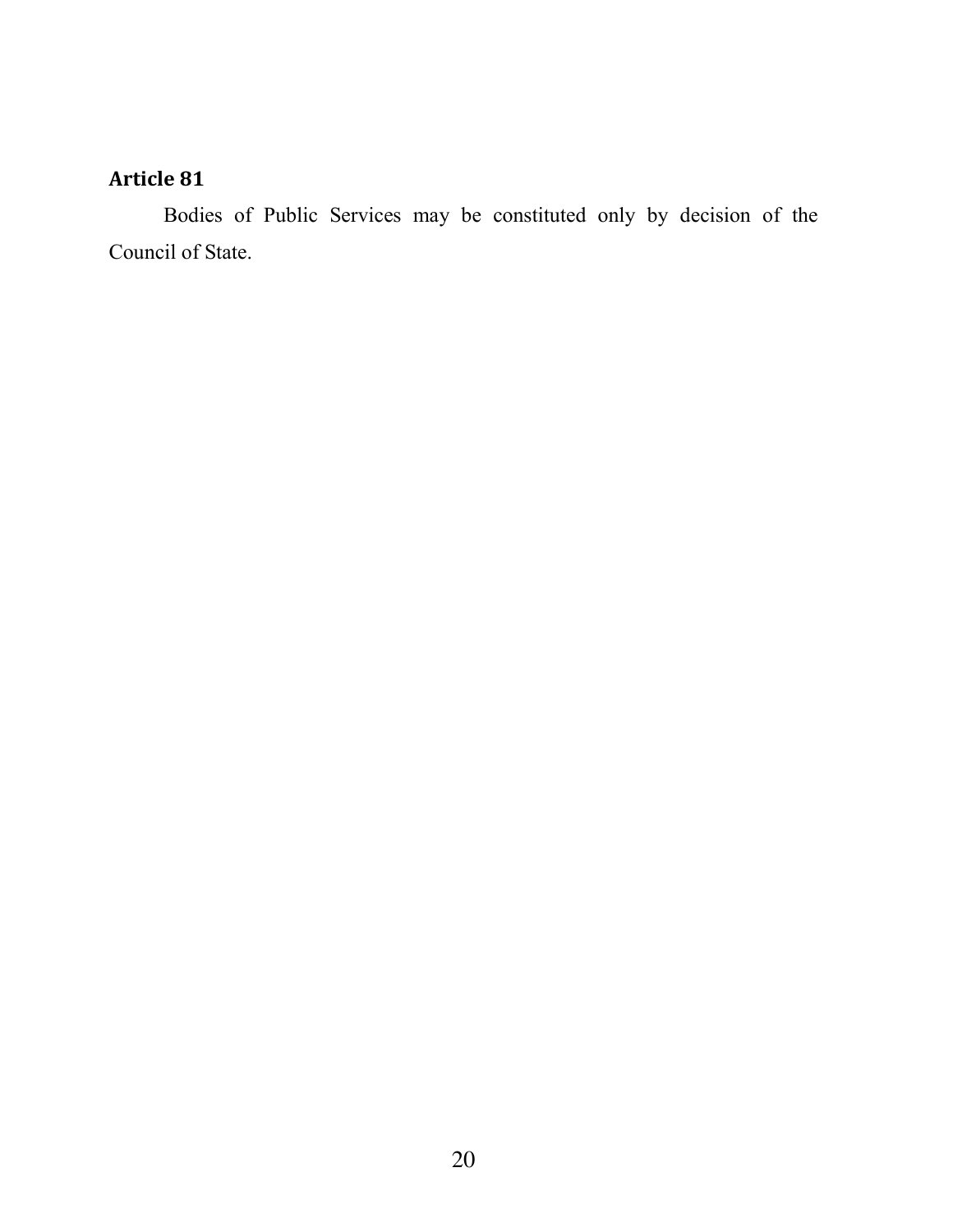### Article 81

Bodies of Public Services may be constituted only by decision of the Council of State.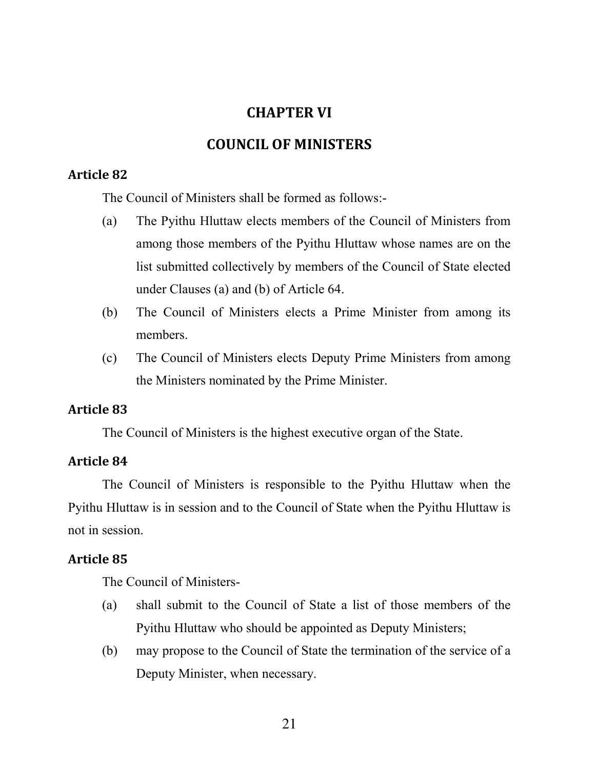# CHAPTER VI

# COUNCIL OF MINISTERS

### Article 82

The Council of Ministers shall be formed as follows:-

(a) The Pyithu Hluttaw elects members of the Council of Ministers from among those members of the Pyithu Hluttaw whose names are on the list submitted collectively by members of the Council of State elected under Clauses (a) and (b) of Article 64.

(b) The Council of Ministers elects a Prime Minister from among its members.

(c) The Council of Ministers elects Deputy Prime Ministers from among the Ministers nominated by the Prime Minister.

### Article 83

The Council of Ministers is the highest executive organ of the State.

### Article 84

The Council of Ministers is responsible to the Pyithu Hluttaw when the Pyithu Hluttaw is in session and to the Council of State when the Pyithu Hluttaw is not in session.

### Article 85

The Council of Ministers-

(a) shall submit to the Council of State a list of those members of the Pyithu Hluttaw who should be appointed as Deputy Ministers;

(b) may propose to the Council of State the termination of the service of a Deputy Minister, when necessary.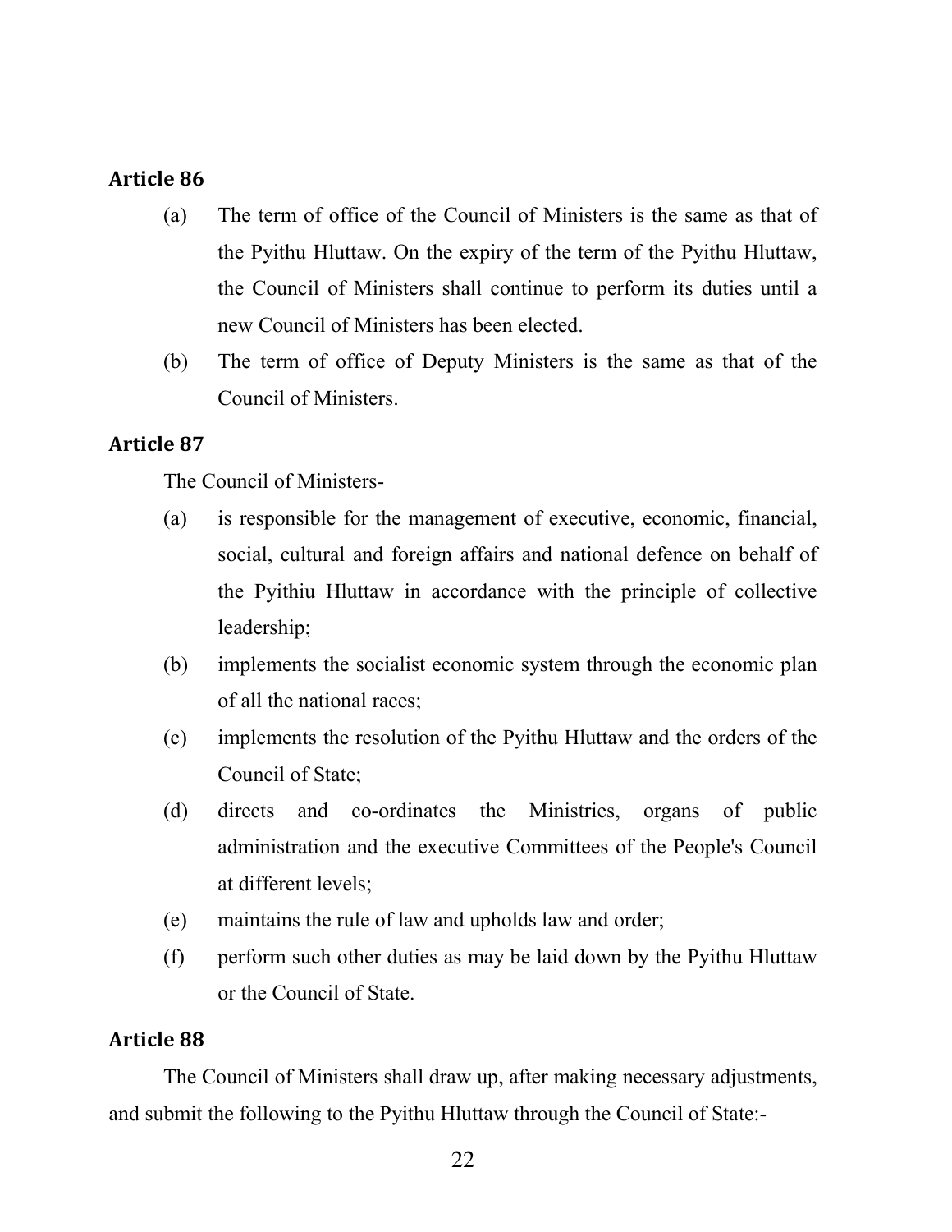**Article 86**

(a) The term of office of the Council of Ministers is the same as that of the Pyithu Hluttaw. On the expiry of the term of the Pyithu Hluttaw, the Council of Ministers shall continue to perform its duties until a new Council of Ministers has been elected.

(b) The term of office of Deputy Ministers is the same as that of the Council of Ministers.

**Article 87**

The Council of Ministers-

(a) is responsible for the management of executive, economic, financial, social, cultural and foreign affairs and national defence on behalf of the Pyithiu Hluttaw in accordance with the principle of collective leadership;

(b) implements the socialist economic system through the economic plan of all the national races;

(c) implements the resolution of the Pyithu Hluttaw and the orders of the Council of State;

(d) directs and co-ordinates the Ministries, organs of public administration and the executive Committees of the People's Council at different levels;

(e) maintains the rule of law and upholds law and order;

(f) perform such other duties as may be laid down by the Pyithu Hluttaw or the Council of State.

**Article 88**

The Council of Ministers shall draw up, after making necessary adjustments, and submit the following to the Pyithu Hluttaw through the Council of State:-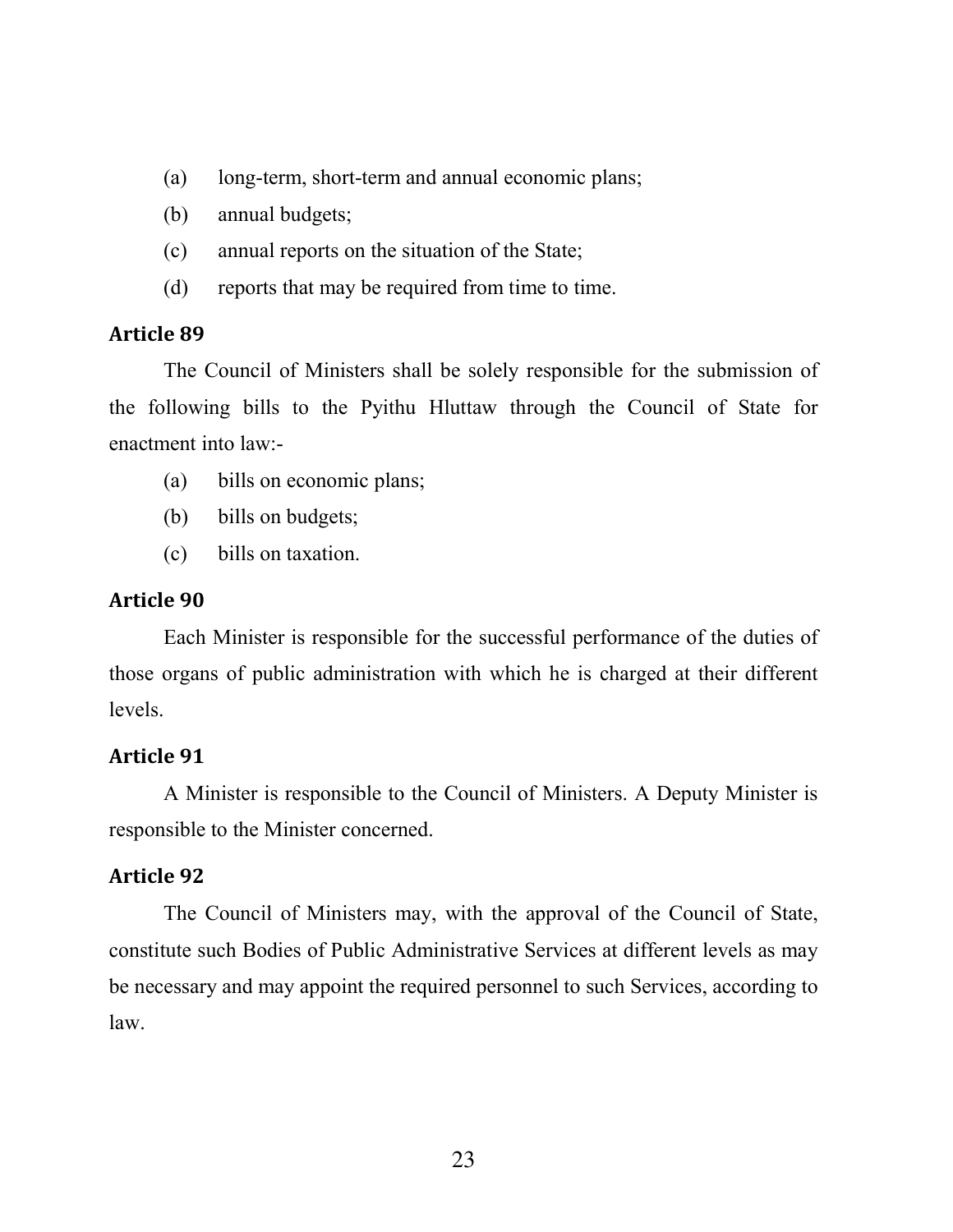(a) long-term, short-term and annual economic plans;

(b) annual budgets;

(c) annual reports on the situation of the State;

(d) reports that may be required from time to time.

### Article 89

The Council of Ministers shall be solely responsible for the submission of the following bills to the Pyithu Hluttaw through the Council of State for enactment into law:-

(a) bills on economic plans;

(b) bills on budgets;

(c) bills on taxation.

### Article 90

Each Minister is responsible for the successful performance of the duties of those organs of public administration with which he is charged at their different levels.

### Article 91

A Minister is responsible to the Council of Ministers. A Deputy Minister is responsible to the Minister concerned.

### Article 92

The Council of Ministers may, with the approval of the Council of State, constitute such Bodies of Public Administrative Services at different levels as may be necessary and may appoint the required personnel to such Services, according to law.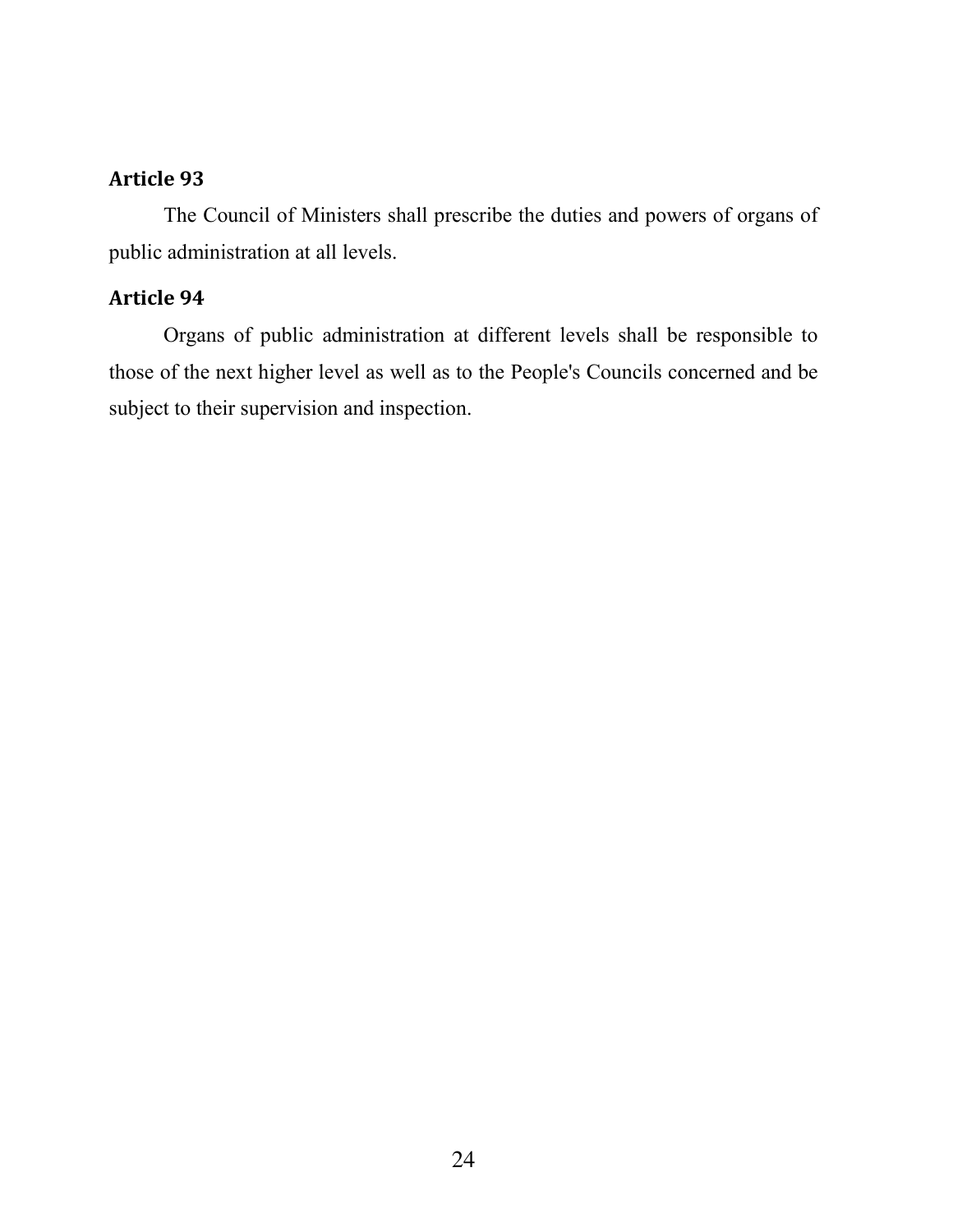### Article 93

The Council of Ministers shall prescribe the duties and powers of organs of public administration at all levels.

### Article 94

Organs of public administration at different levels shall be responsible to those of the next higher level as well as to the People's Councils concerned and be subject to their supervision and inspection.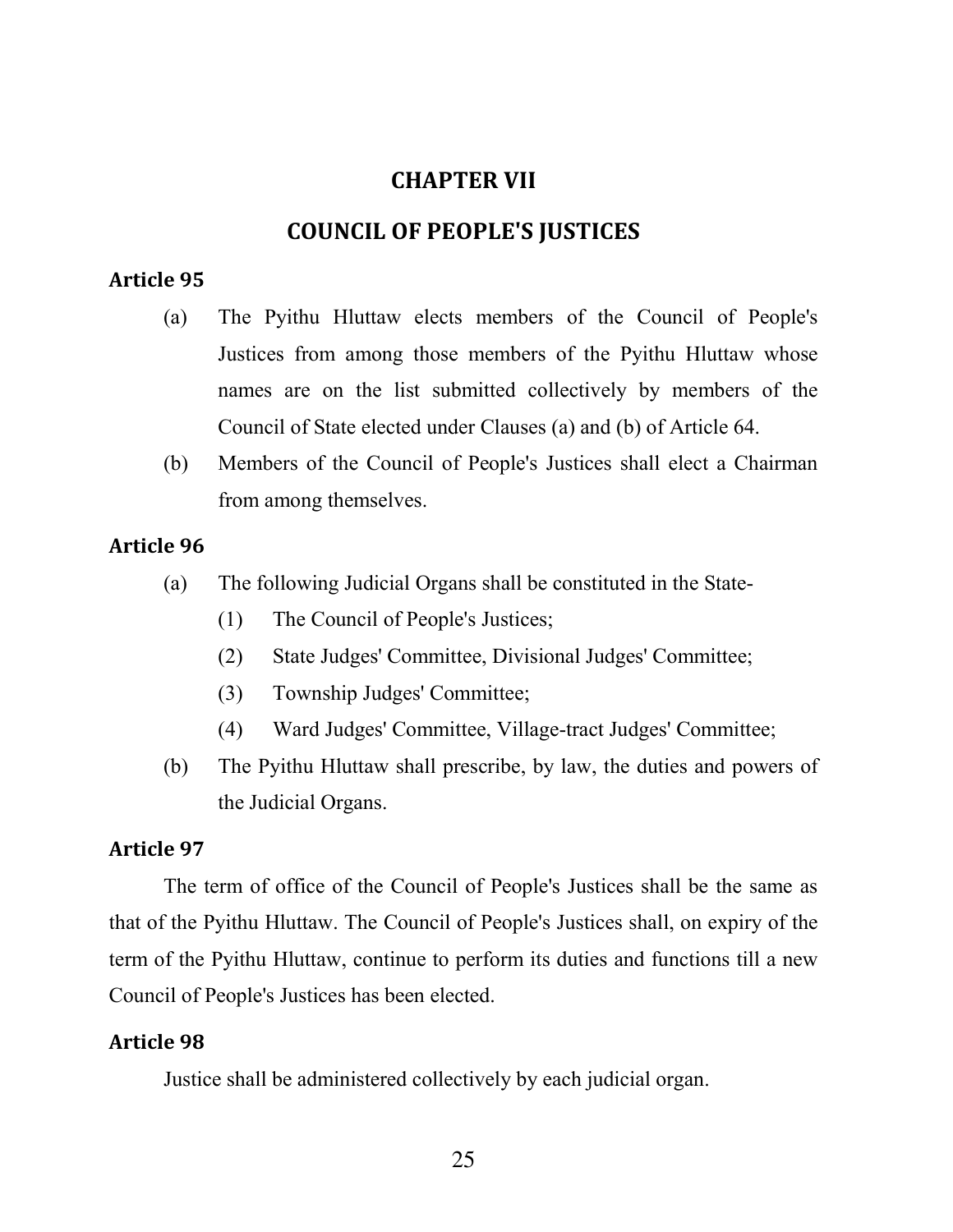# CHAPTER VII

# COUNCIL OF PEOPLE'S JUSTICES

### Article 95

(a) The Pyithu Hluttaw elects members of the Council of People's Justices from among those members of the Pyithu Hluttaw whose names are on the list submitted collectively by members of the Council of State elected under Clauses (a) and (b) of Article 64.

(b) Members of the Council of People's Justices shall elect a Chairman from among themselves.

### Article 96

(a) The following Judicial Organs shall be constituted in the State-

  (1) The Council of People's Justices;

  (2) State Judges' Committee, Divisional Judges' Committee;

  (3) Township Judges' Committee;

  (4) Ward Judges' Committee, Village-tract Judges' Committee;

(b) The Pyithu Hluttaw shall prescribe, by law, the duties and powers of the Judicial Organs.

### Article 97

The term of office of the Council of People's Justices shall be the same as that of the Pyithu Hluttaw. The Council of People's Justices shall, on expiry of the term of the Pyithu Hluttaw, continue to perform its duties and functions till a new Council of People's Justices has been elected.

### Article 98

Justice shall be administered collectively by each judicial organ.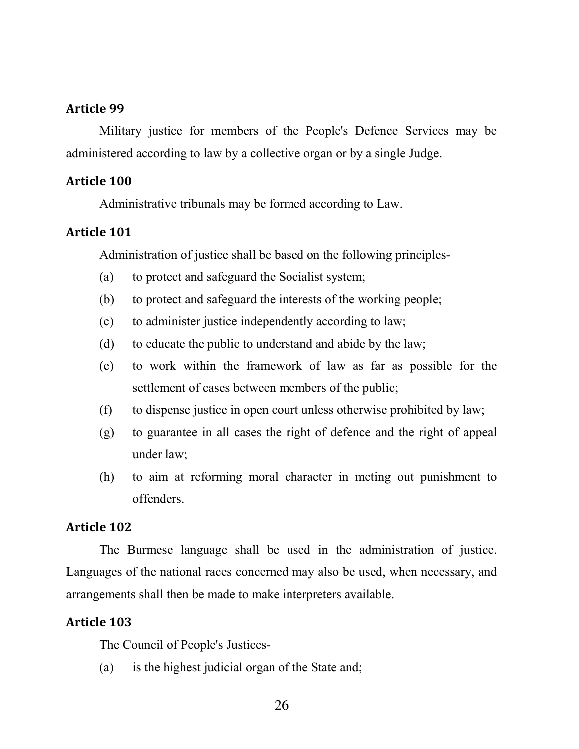### Article 99

Military justice for members of the People's Defence Services may be administered according to law by a collective organ or by a single Judge.

### Article 100

Administrative tribunals may be formed according to Law.

### Article 101

Administration of justice shall be based on the following principles-

(a) to protect and safeguard the Socialist system;

(b) to protect and safeguard the interests of the working people;

(c) to administer justice independently according to law;

(d) to educate the public to understand and abide by the law;

(e) to work within the framework of law as far as possible for the settlement of cases between members of the public;

(f) to dispense justice in open court unless otherwise prohibited by law;

(g) to guarantee in all cases the right of defence and the right of appeal under law;

(h) to aim at reforming moral character in meting out punishment to offenders.

### Article 102

The Burmese language shall be used in the administration of justice. Languages of the national races concerned may also be used, when necessary, and arrangements shall then be made to make interpreters available.

### Article 103

The Council of People's Justices-

(a) is the highest judicial organ of the State and;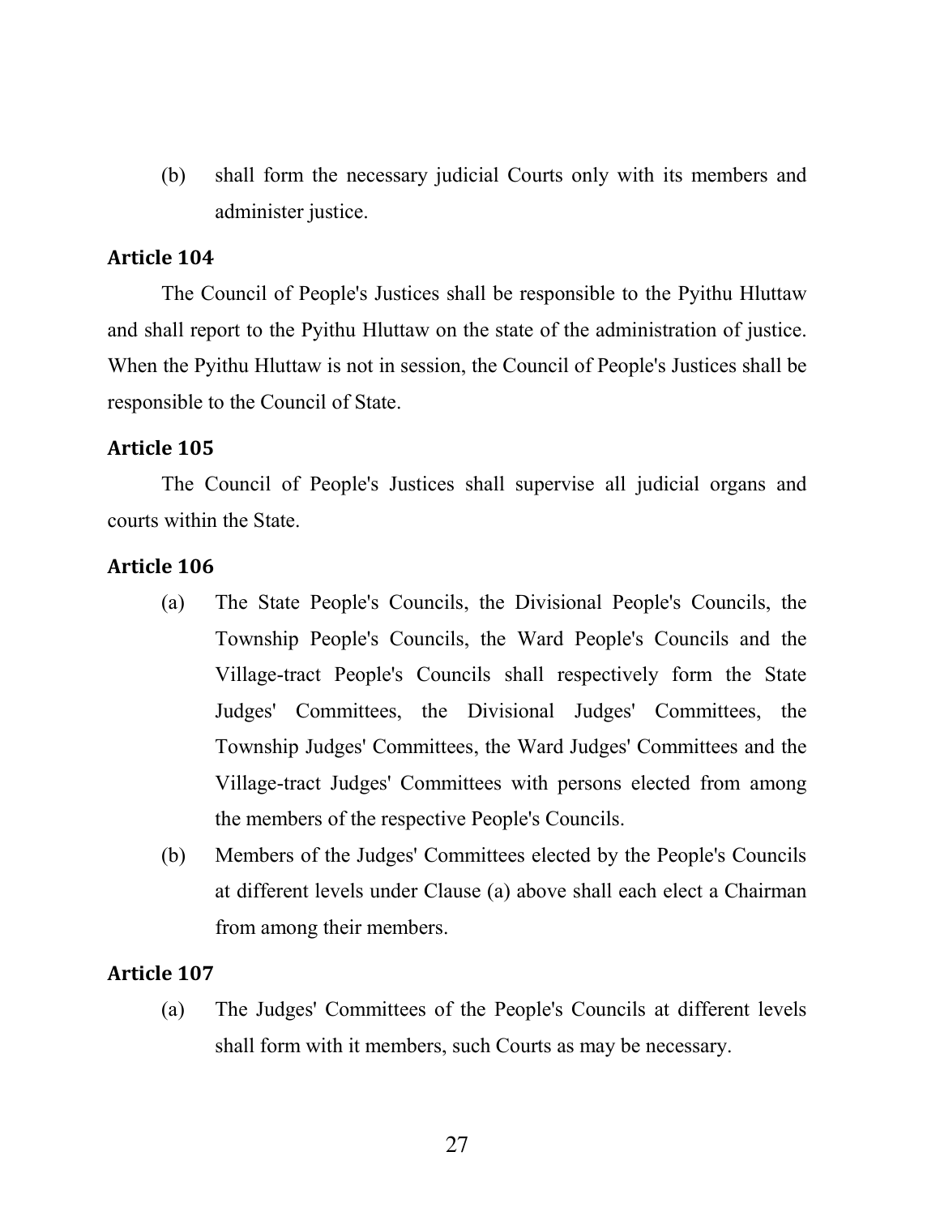(b) shall form the necessary judicial Courts only with its members and administer justice.

**Article 104**

The Council of People's Justices shall be responsible to the Pyithu Hluttaw and shall report to the Pyithu Hluttaw on the state of the administration of justice. When the Pyithu Hluttaw is not in session, the Council of People's Justices shall be responsible to the Council of State.

**Article 105**

The Council of People's Justices shall supervise all judicial organs and courts within the State.

**Article 106**

(a) The State People's Councils, the Divisional People's Councils, the Township People's Councils, the Ward People's Councils and the Village-tract People's Councils shall respectively form the State Judges' Committees, the Divisional Judges' Committees, the Township Judges' Committees, the Ward Judges' Committees and the Village-tract Judges' Committees with persons elected from among the members of the respective People's Councils.

(b) Members of the Judges' Committees elected by the People's Councils at different levels under Clause (a) above shall each elect a Chairman from among their members.

**Article 107**

(a) The Judges' Committees of the People's Councils at different levels shall form with it members, such Courts as may be necessary.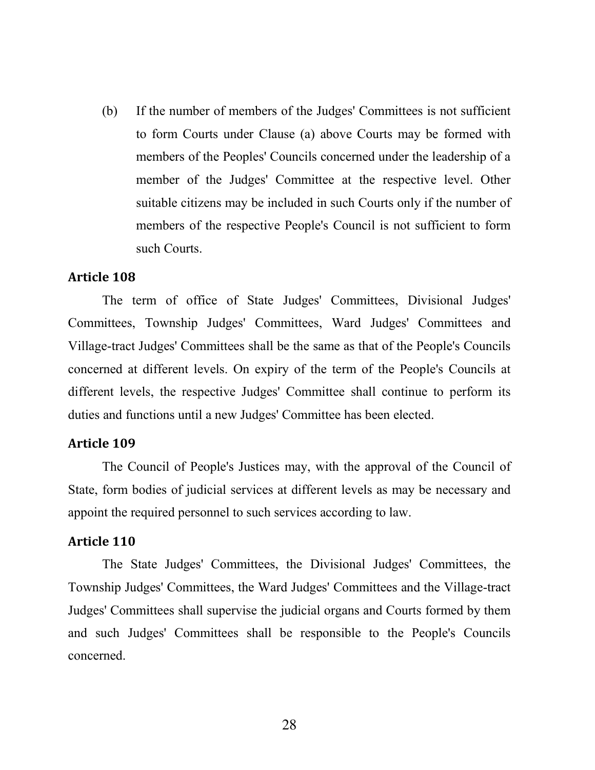(b) If the number of members of the Judges' Committees is not sufficient to form Courts under Clause (a) above Courts may be formed with members of the Peoples' Councils concerned under the leadership of a member of the Judges' Committee at the respective level. Other suitable citizens may be included in such Courts only if the number of members of the respective People's Council is not sufficient to form such Courts.

### Article 108

The term of office of State Judges' Committees, Divisional Judges' Committees, Township Judges' Committees, Ward Judges' Committees and Village-tract Judges' Committees shall be the same as that of the People's Councils concerned at different levels. On expiry of the term of the People's Councils at different levels, the respective Judges' Committee shall continue to perform its duties and functions until a new Judges' Committee has been elected.

### Article 109

The Council of People's Justices may, with the approval of the Council of State, form bodies of judicial services at different levels as may be necessary and appoint the required personnel to such services according to law.

### Article 110

The State Judges' Committees, the Divisional Judges' Committees, the Township Judges' Committees, the Ward Judges' Committees and the Village-tract Judges' Committees shall supervise the judicial organs and Courts formed by them and such Judges' Committees shall be responsible to the People's Councils concerned.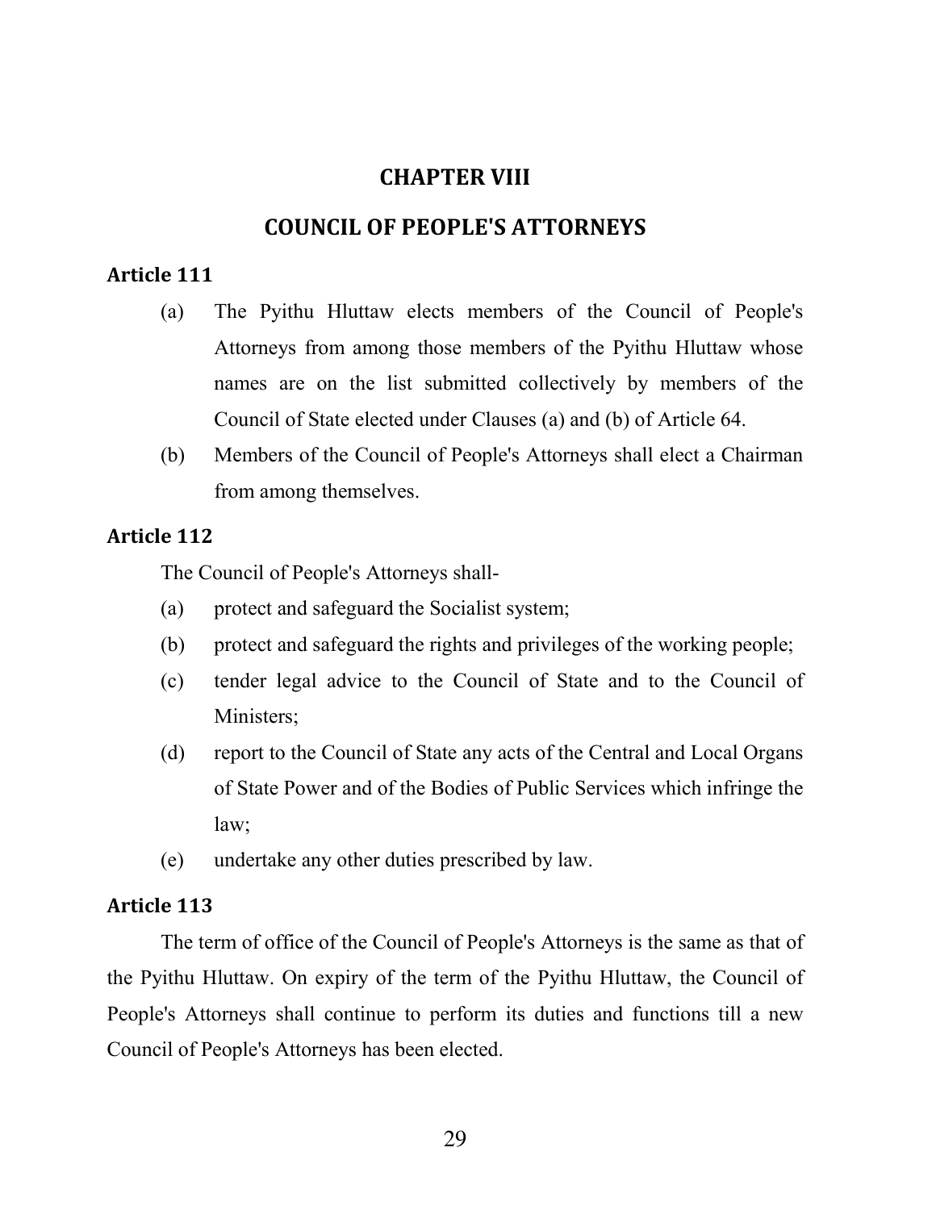# CHAPTER VIII

## COUNCIL OF PEOPLE'S ATTORNEYS

### Article 111

(a) The Pyithu Hluttaw elects members of the Council of People's Attorneys from among those members of the Pyithu Hluttaw whose names are on the list submitted collectively by members of the Council of State elected under Clauses (a) and (b) of Article 64.

(b) Members of the Council of People's Attorneys shall elect a Chairman from among themselves.

### Article 112

The Council of People's Attorneys shall-

(a) protect and safeguard the Socialist system;

(b) protect and safeguard the rights and privileges of the working people;

(c) tender legal advice to the Council of State and to the Council of Ministers;

(d) report to the Council of State any acts of the Central and Local Organs of State Power and of the Bodies of Public Services which infringe the law;

(e) undertake any other duties prescribed by law.

### Article 113

The term of office of the Council of People's Attorneys is the same as that of the Pyithu Hluttaw. On expiry of the term of the Pyithu Hluttaw, the Council of People's Attorneys shall continue to perform its duties and functions till a new Council of People's Attorneys has been elected.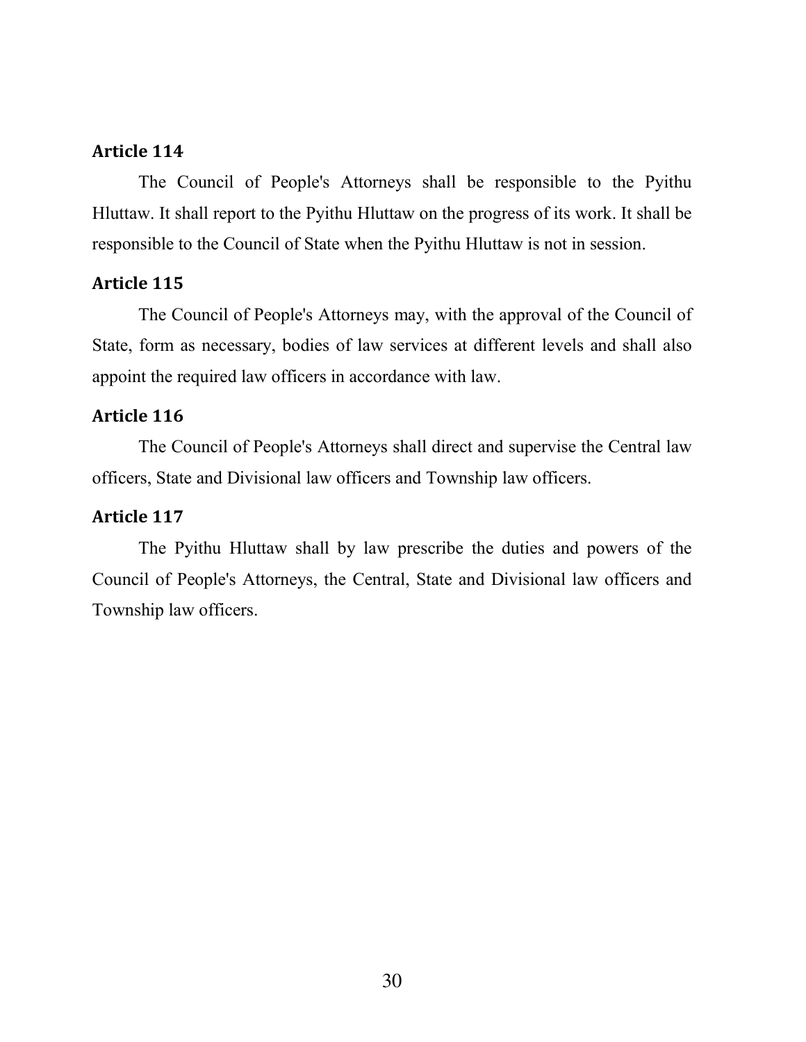### Article 114

The Council of People's Attorneys shall be responsible to the Pyithu Hluttaw. It shall report to the Pyithu Hluttaw on the progress of its work. It shall be responsible to the Council of State when the Pyithu Hluttaw is not in session.

### Article 115

The Council of People's Attorneys may, with the approval of the Council of State, form as necessary, bodies of law services at different levels and shall also appoint the required law officers in accordance with law.

### Article 116

The Council of People's Attorneys shall direct and supervise the Central law officers, State and Divisional law officers and Township law officers.

### Article 117

The Pyithu Hluttaw shall by law prescribe the duties and powers of the Council of People's Attorneys, the Central, State and Divisional law officers and Township law officers.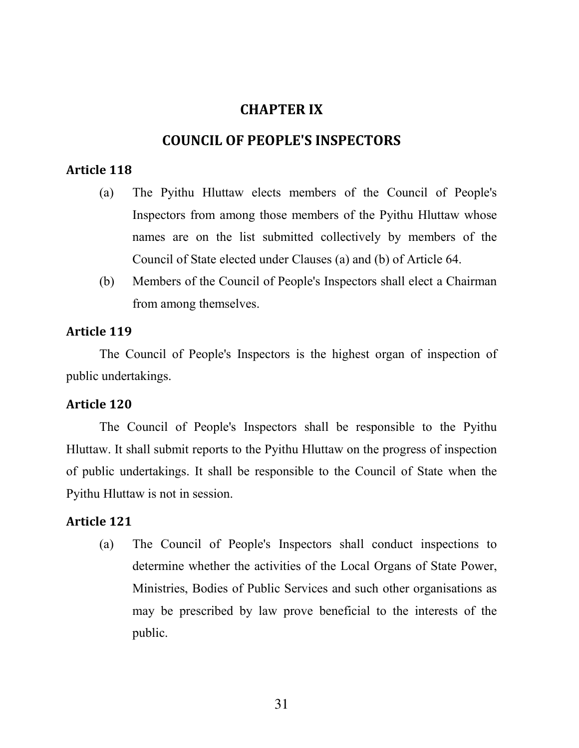# CHAPTER IX

## COUNCIL OF PEOPLE'S INSPECTORS

### Article 118

(a) The Pyithu Hluttaw elects members of the Council of People's Inspectors from among those members of the Pyithu Hluttaw whose names are on the list submitted collectively by members of the Council of State elected under Clauses (a) and (b) of Article 64.

(b) Members of the Council of People's Inspectors shall elect a Chairman from among themselves.

### Article 119

The Council of People's Inspectors is the highest organ of inspection of public undertakings.

### Article 120

The Council of People's Inspectors shall be responsible to the Pyithu Hluttaw. It shall submit reports to the Pyithu Hluttaw on the progress of inspection of public undertakings. It shall be responsible to the Council of State when the Pyithu Hluttaw is not in session.

### Article 121

(a) The Council of People's Inspectors shall conduct inspections to determine whether the activities of the Local Organs of State Power, Ministries, Bodies of Public Services and such other organisations as may be prescribed by law prove beneficial to the interests of the public.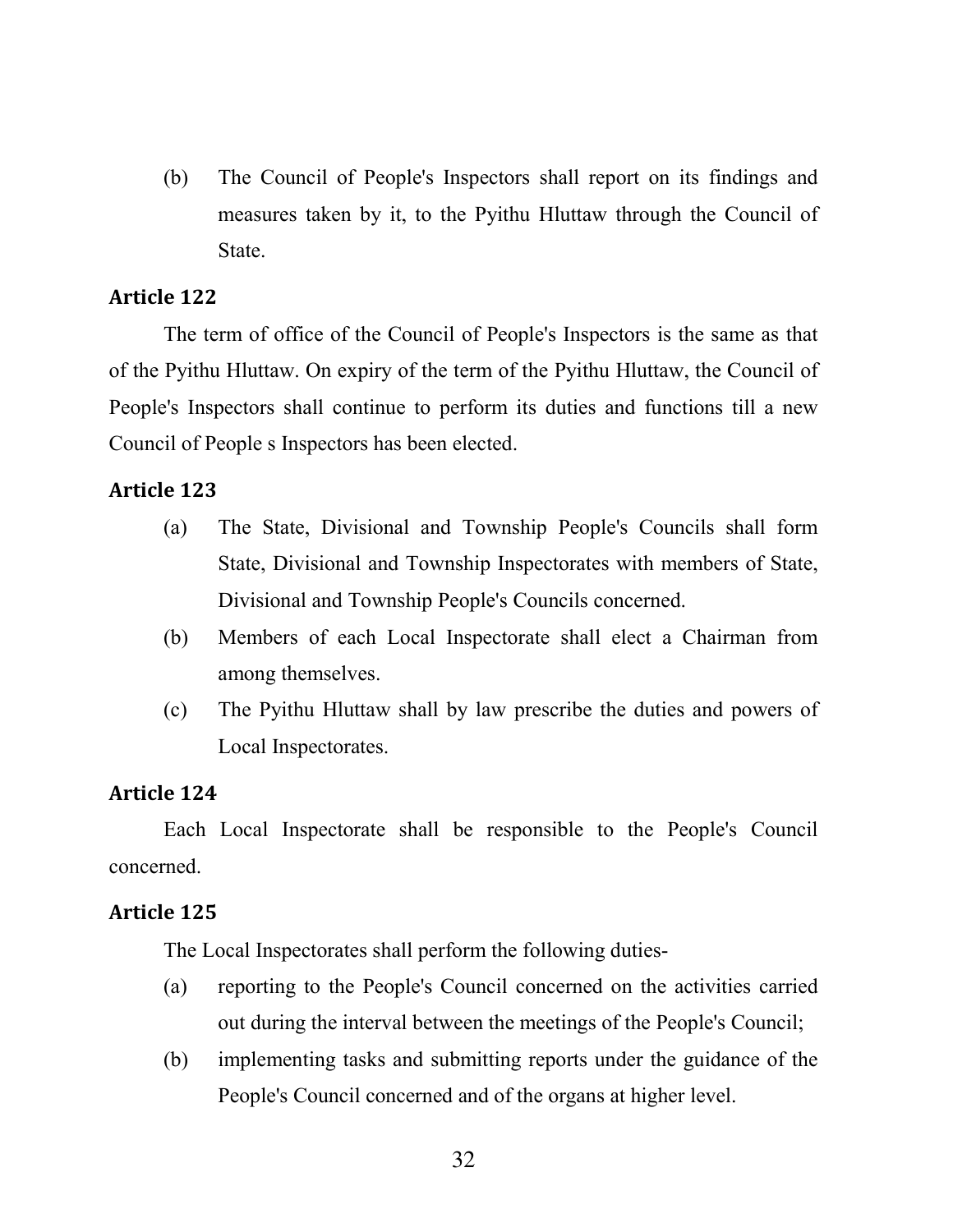(b) The Council of People's Inspectors shall report on its findings and measures taken by it, to the Pyithu Hluttaw through the Council of State.

### Article 122

The term of office of the Council of People's Inspectors is the same as that of the Pyithu Hluttaw. On expiry of the term of the Pyithu Hluttaw, the Council of People's Inspectors shall continue to perform its duties and functions till a new Council of People s Inspectors has been elected.

### Article 123

(a) The State, Divisional and Township People's Councils shall form State, Divisional and Township Inspectorates with members of State, Divisional and Township People's Councils concerned.

(b) Members of each Local Inspectorate shall elect a Chairman from among themselves.

(c) The Pyithu Hluttaw shall by law prescribe the duties and powers of Local Inspectorates.

### Article 124

Each Local Inspectorate shall be responsible to the People's Council concerned.

### Article 125

The Local Inspectorates shall perform the following duties-

(a) reporting to the People's Council concerned on the activities carried out during the interval between the meetings of the People's Council;

(b) implementing tasks and submitting reports under the guidance of the People's Council concerned and of the organs at higher level.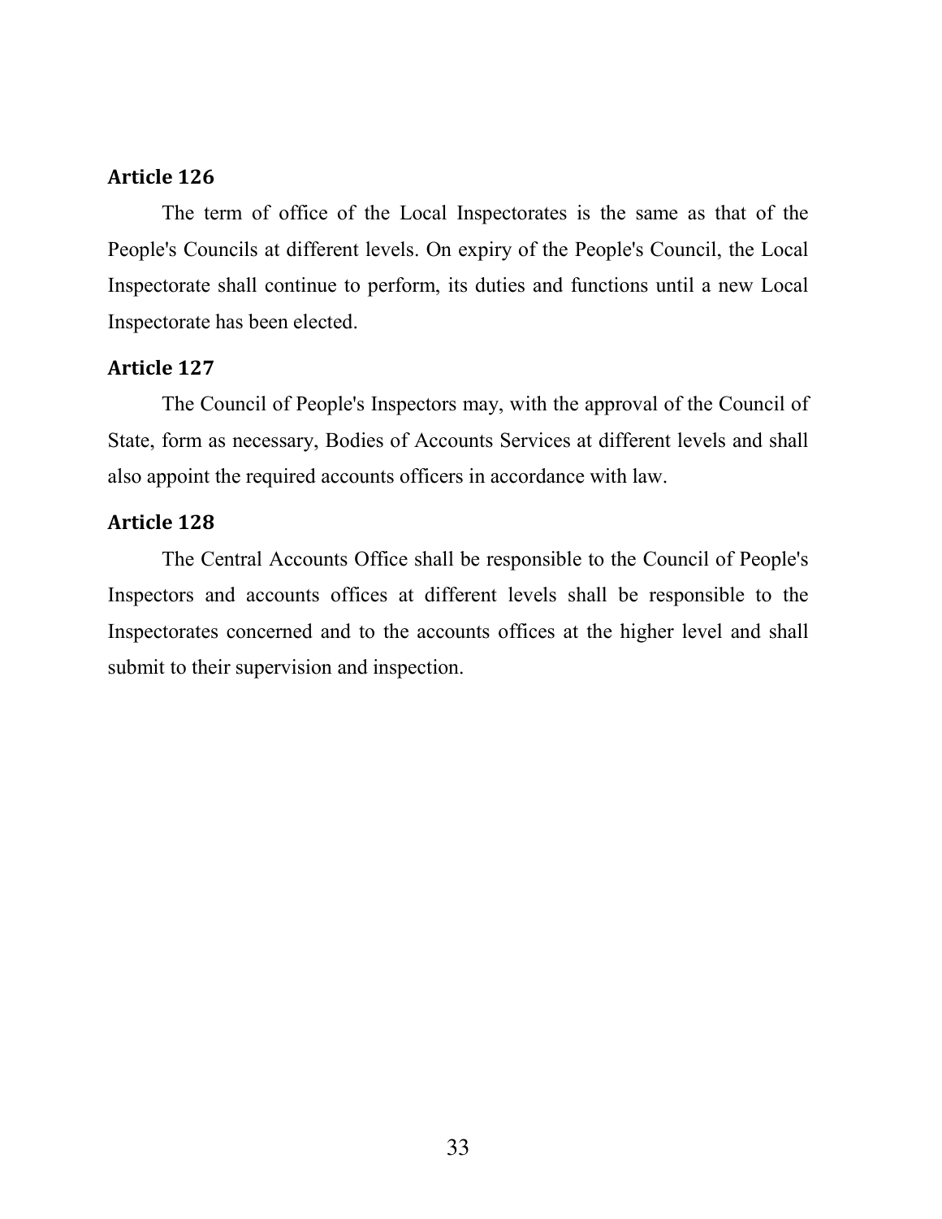### Article 126

The term of office of the Local Inspectorates is the same as that of the People's Councils at different levels. On expiry of the People's Council, the Local Inspectorate shall continue to perform, its duties and functions until a new Local Inspectorate has been elected.

### Article 127

The Council of People's Inspectors may, with the approval of the Council of State, form as necessary, Bodies of Accounts Services at different levels and shall also appoint the required accounts officers in accordance with law.

### Article 128

The Central Accounts Office shall be responsible to the Council of People's Inspectors and accounts offices at different levels shall be responsible to the Inspectorates concerned and to the accounts offices at the higher level and shall submit to their supervision and inspection.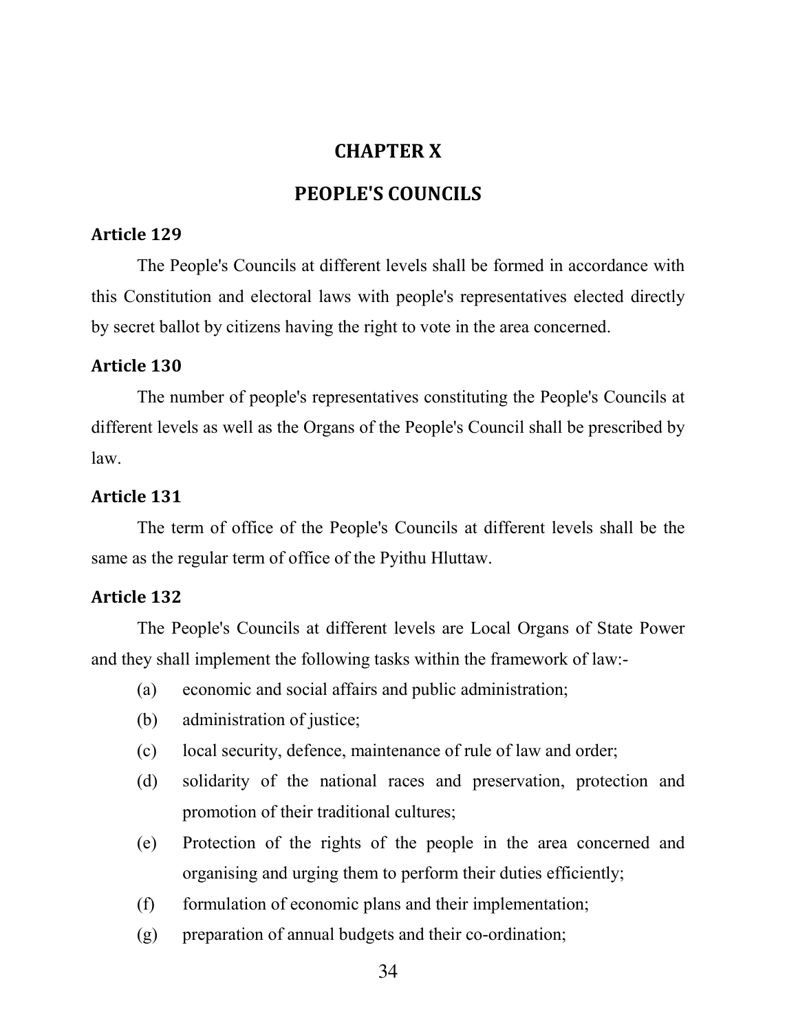# CHAPTER X

## PEOPLE'S COUNCILS

### Article 129

The People's Councils at different levels shall be formed in accordance with this Constitution and electoral laws with people's representatives elected directly by secret ballot by citizens having the right to vote in the area concerned.

### Article 130

The number of people's representatives constituting the People's Councils at different levels as well as the Organs of the People's Council shall be prescribed by law.

### Article 131

The term of office of the People's Councils at different levels shall be the same as the regular term of office of the Pyithu Hluttaw.

### Article 132

The People's Councils at different levels are Local Organs of State Power and they shall implement the following tasks within the framework of law:-

(a) economic and social affairs and public administration;

(b) administration of justice;

(c) local security, defence, maintenance of rule of law and order;

(d) solidarity of the national races and preservation, protection and promotion of their traditional cultures;

(e) Protection of the rights of the people in the area concerned and organising and urging them to perform their duties efficiently;

(f) formulation of economic plans and their implementation;

(g) preparation of annual budgets and their co-ordination;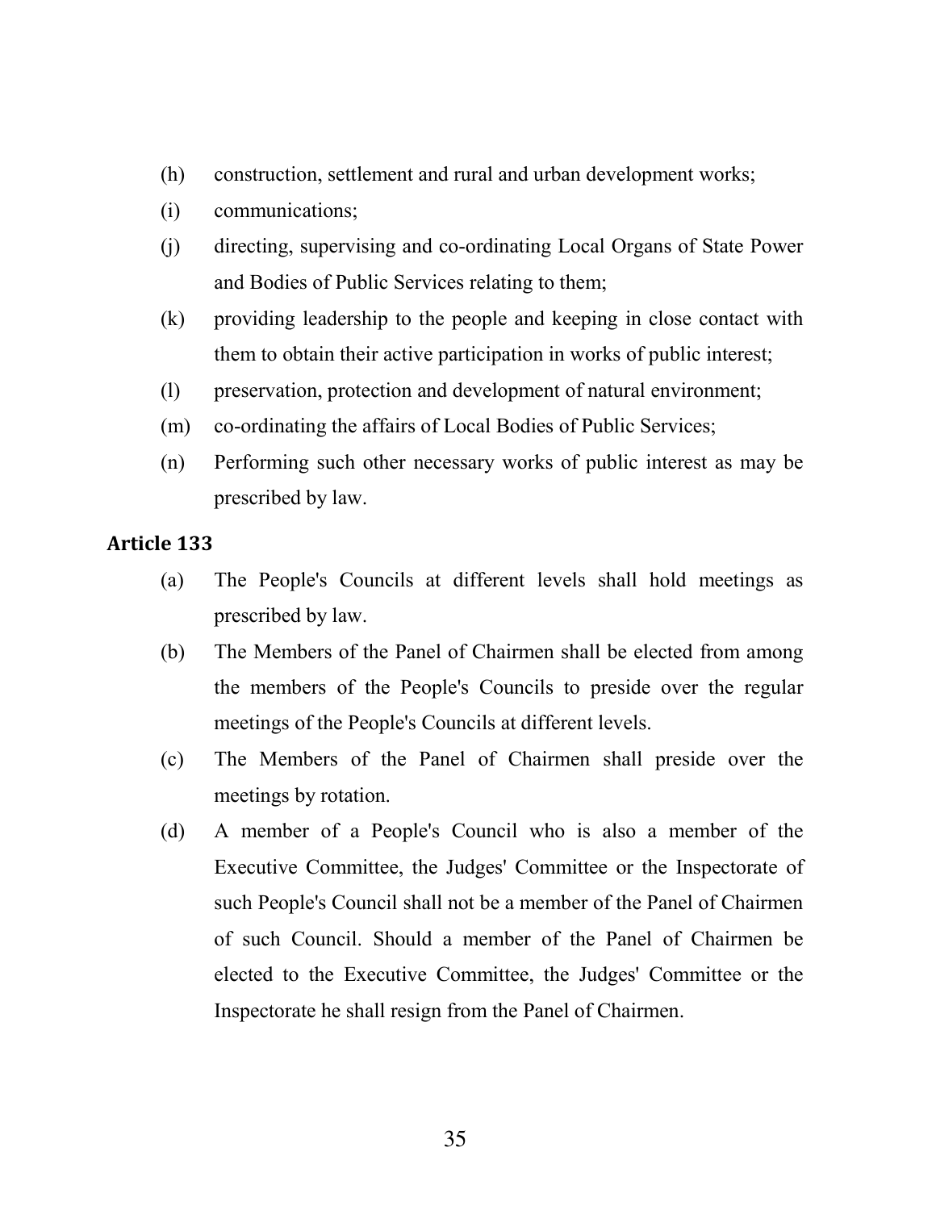(h) construction, settlement and rural and urban development works;

(i) communications;

(j) directing, supervising and co-ordinating Local Organs of State Power and Bodies of Public Services relating to them;

(k) providing leadership to the people and keeping in close contact with them to obtain their active participation in works of public interest;

(l) preservation, protection and development of natural environment;

(m) co-ordinating the affairs of Local Bodies of Public Services;

(n) Performing such other necessary works of public interest as may be prescribed by law.

**Article 133**

(a) The People's Councils at different levels shall hold meetings as prescribed by law.

(b) The Members of the Panel of Chairmen shall be elected from among the members of the People's Councils to preside over the regular meetings of the People's Councils at different levels.

(c) The Members of the Panel of Chairmen shall preside over the meetings by rotation.

(d) A member of a People's Council who is also a member of the Executive Committee, the Judges' Committee or the Inspectorate of such People's Council shall not be a member of the Panel of Chairmen of such Council. Should a member of the Panel of Chairmen be elected to the Executive Committee, the Judges' Committee or the Inspectorate he shall resign from the Panel of Chairmen.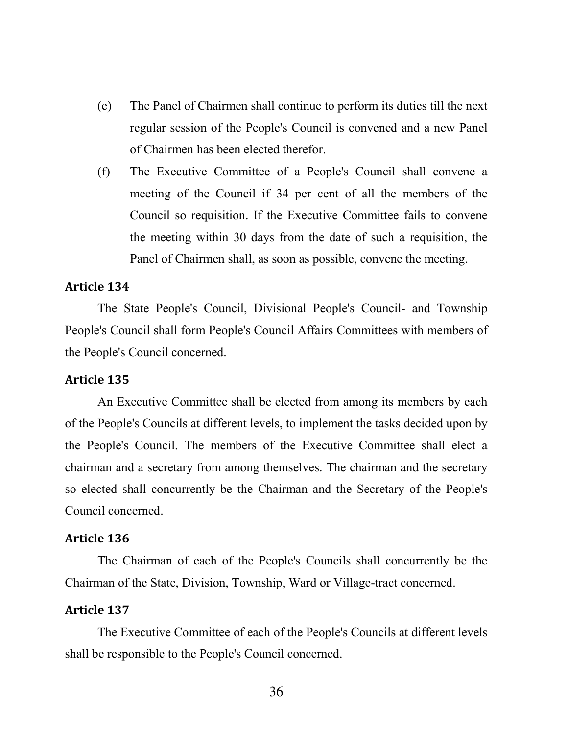(e) The Panel of Chairmen shall continue to perform its duties till the next regular session of the People's Council is convened and a new Panel of Chairmen has been elected therefor.

(f) The Executive Committee of a People's Council shall convene a meeting of the Council if 34 per cent of all the members of the Council so requisition. If the Executive Committee fails to convene the meeting within 30 days from the date of such a requisition, the Panel of Chairmen shall, as soon as possible, convene the meeting.

**Article 134**

The State People's Council, Divisional People's Council- and Township People's Council shall form People's Council Affairs Committees with members of the People's Council concerned.

**Article 135**

An Executive Committee shall be elected from among its members by each of the People's Councils at different levels, to implement the tasks decided upon by the People's Council. The members of the Executive Committee shall elect a chairman and a secretary from among themselves. The chairman and the secretary so elected shall concurrently be the Chairman and the Secretary of the People's Council concerned.

**Article 136**

The Chairman of each of the People's Councils shall concurrently be the Chairman of the State, Division, Township, Ward or Village-tract concerned.

**Article 137**

The Executive Committee of each of the People's Councils at different levels shall be responsible to the People's Council concerned.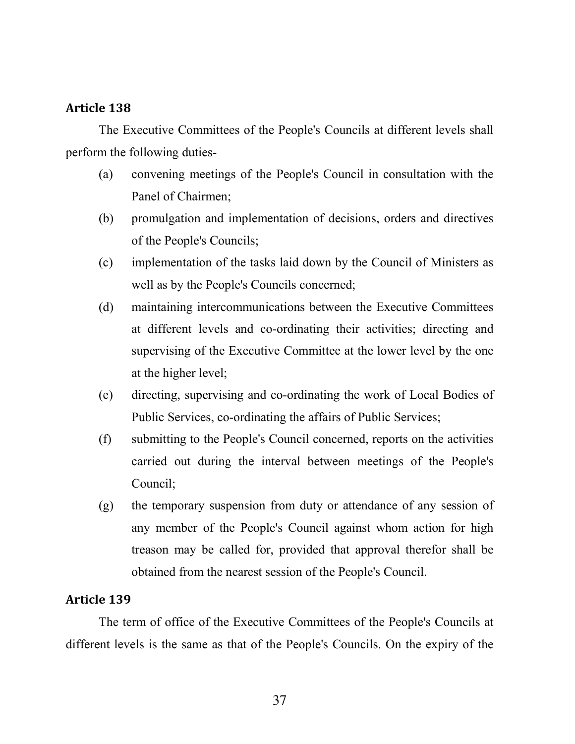**Article 138**

The Executive Committees of the People's Councils at different levels shall perform the following duties-

(a) convening meetings of the People's Council in consultation with the Panel of Chairmen;

(b) promulgation and implementation of decisions, orders and directives of the People's Councils;

(c) implementation of the tasks laid down by the Council of Ministers as well as by the People's Councils concerned;

(d) maintaining intercommunications between the Executive Committees at different levels and co-ordinating their activities; directing and supervising of the Executive Committee at the lower level by the one at the higher level;

(e) directing, supervising and co-ordinating the work of Local Bodies of Public Services, co-ordinating the affairs of Public Services;

(f) submitting to the People's Council concerned, reports on the activities carried out during the interval between meetings of the People's Council;

(g) the temporary suspension from duty or attendance of any session of any member of the People's Council against whom action for high treason may be called for, provided that approval therefor shall be obtained from the nearest session of the People's Council.

**Article 139**

The term of office of the Executive Committees of the People's Councils at different levels is the same as that of the People's Councils. On the expiry of the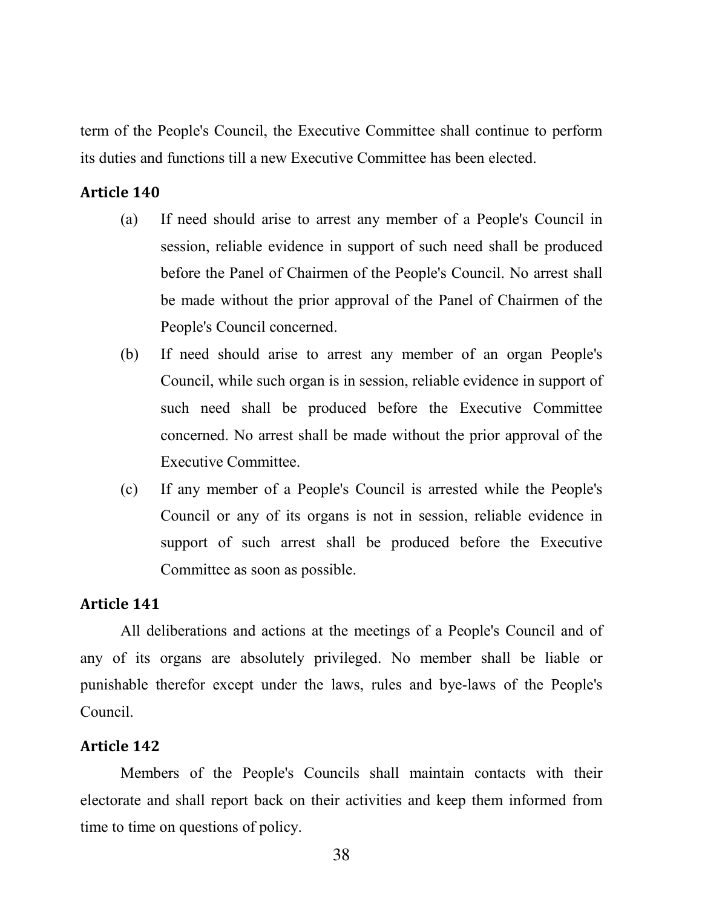term of the People's Council, the Executive Committee shall continue to perform its duties and functions till a new Executive Committee has been elected.

**Article 140**

(a) If need should arise to arrest any member of a People's Council in session, reliable evidence in support of such need shall be produced before the Panel of Chairmen of the People's Council. No arrest shall be made without the prior approval of the Panel of Chairmen of the People's Council concerned.

(b) If need should arise to arrest any member of an organ People's Council, while such organ is in session, reliable evidence in support of such need shall be produced before the Executive Committee concerned. No arrest shall be made without the prior approval of the Executive Committee.

(c) If any member of a People's Council is arrested while the People's Council or any of its organs is not in session, reliable evidence in support of such arrest shall be produced before the Executive Committee as soon as possible.

**Article 141**

All deliberations and actions at the meetings of a People's Council and of any of its organs are absolutely privileged. No member shall be liable or punishable therefor except under the laws, rules and bye-laws of the People's Council.

**Article 142**

Members of the People's Councils shall maintain contacts with their electorate and shall report back on their activities and keep them informed from time to time on questions of policy.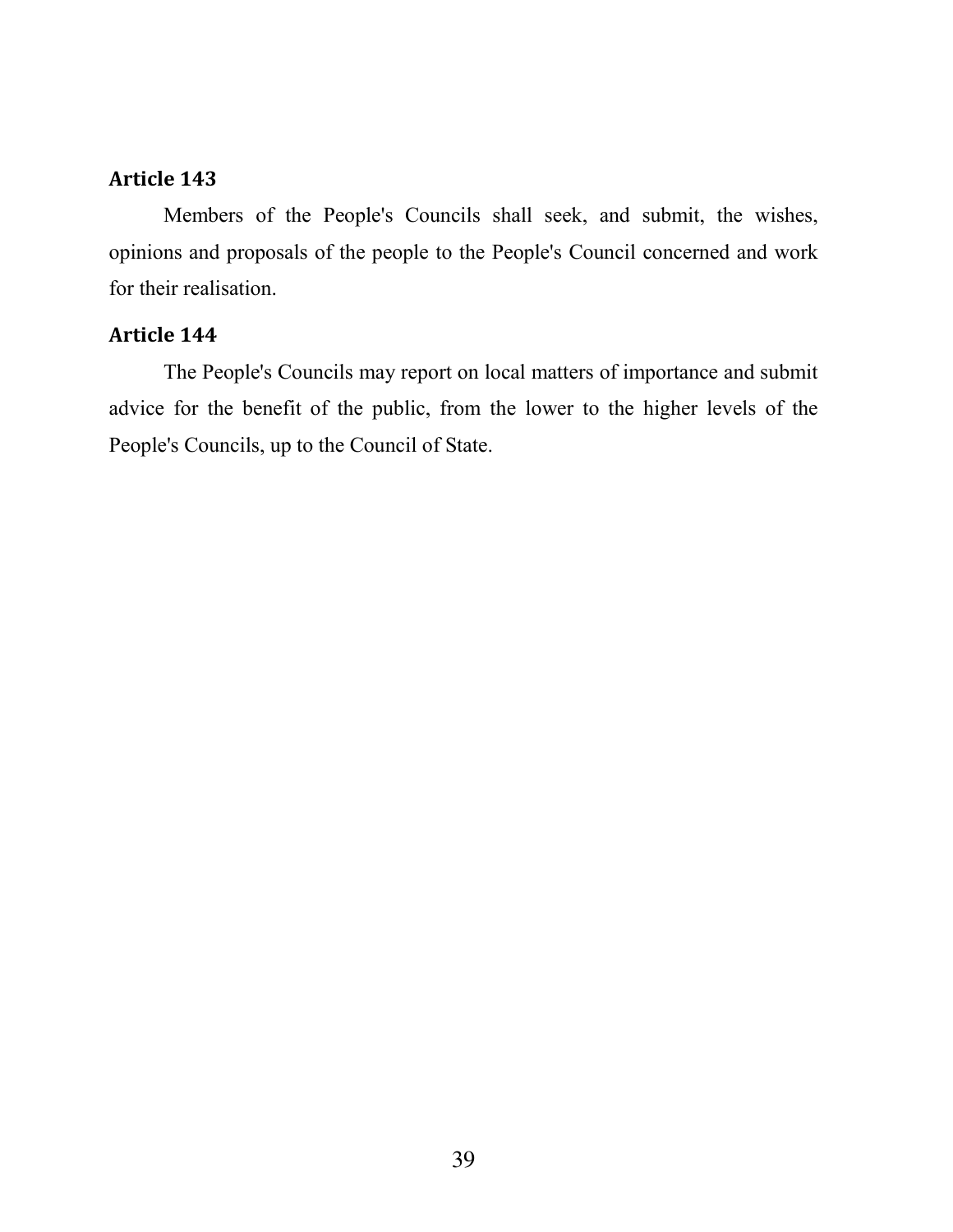### Article 143

Members of the People's Councils shall seek, and submit, the wishes, opinions and proposals of the people to the People's Council concerned and work for their realisation.

### Article 144

The People's Councils may report on local matters of importance and submit advice for the benefit of the public, from the lower to the higher levels of the People's Councils, up to the Council of State.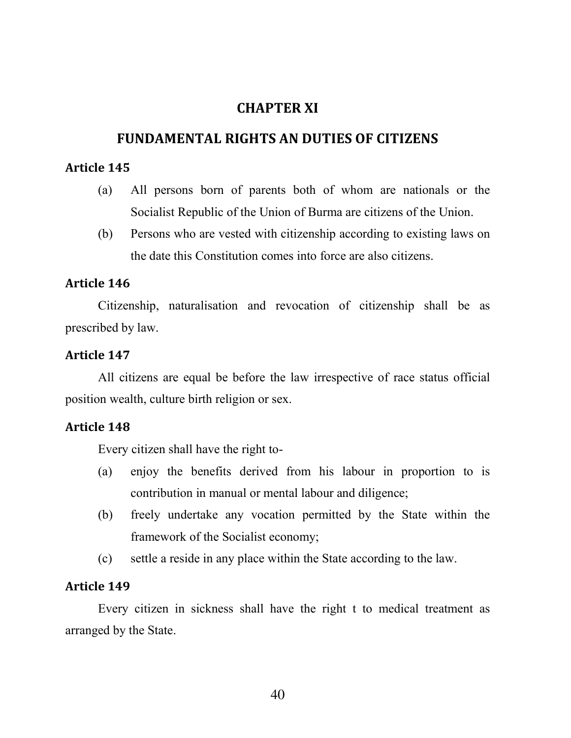# CHAPTER XI

## FUNDAMENTAL RIGHTS AN DUTIES OF CITIZENS

### Article 145

(a) All persons born of parents both of whom are nationals or the Socialist Republic of the Union of Burma are citizens of the Union.

(b) Persons who are vested with citizenship according to existing laws on the date this Constitution comes into force are also citizens.

### Article 146

Citizenship, naturalisation and revocation of citizenship shall be as prescribed by law.

### Article 147

All citizens are equal be before the law irrespective of race status official position wealth, culture birth religion or sex.

### Article 148

Every citizen shall have the right to-

(a) enjoy the benefits derived from his labour in proportion to is contribution in manual or mental labour and diligence;

(b) freely undertake any vocation permitted by the State within the framework of the Socialist economy;

(c) settle a reside in any place within the State according to the law.

### Article 149

Every citizen in sickness shall have the right t to medical treatment as arranged by the State.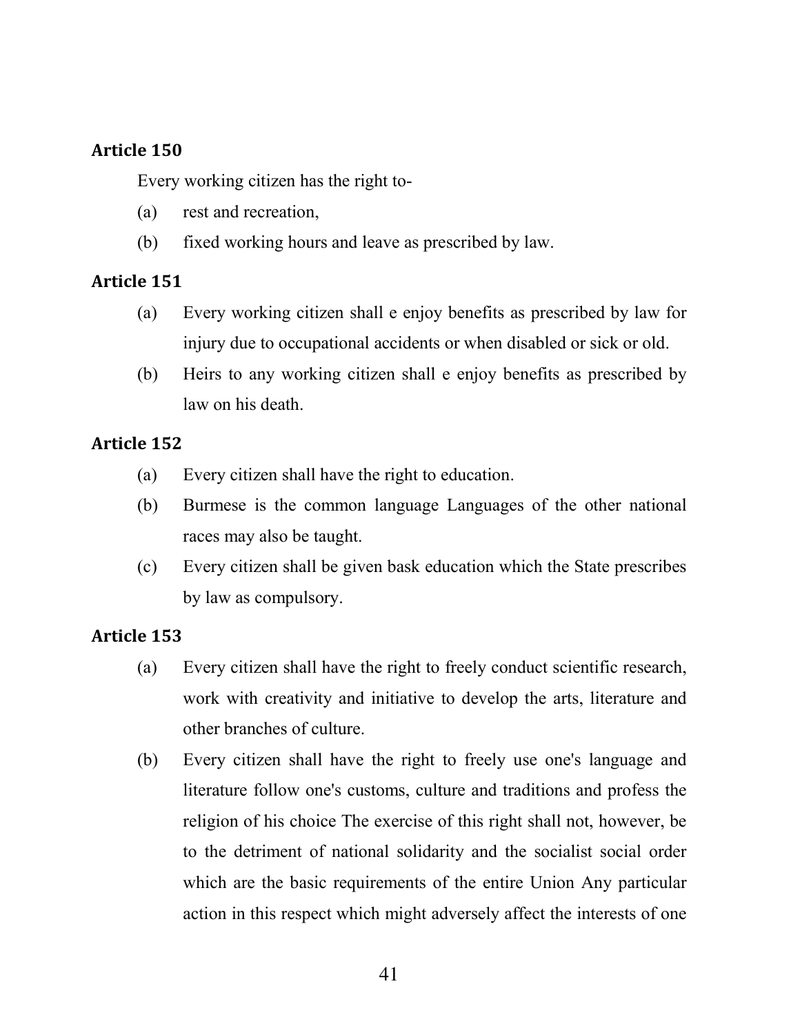## Article 150

Every working citizen has the right to-

(a) rest and recreation,

(b) fixed working hours and leave as prescribed by law.

## Article 151

(a) Every working citizen shall e enjoy benefits as prescribed by law for injury due to occupational accidents or when disabled or sick or old.

(b) Heirs to any working citizen shall e enjoy benefits as prescribed by law on his death.

## Article 152

(a) Every citizen shall have the right to education.

(b) Burmese is the common language Languages of the other national races may also be taught.

(c) Every citizen shall be given bask education which the State prescribes by law as compulsory.

## Article 153

(a) Every citizen shall have the right to freely conduct scientific research, work with creativity and initiative to develop the arts, literature and other branches of culture.

(b) Every citizen shall have the right to freely use one's language and literature follow one's customs, culture and traditions and profess the religion of his choice The exercise of this right shall not, however, be to the detriment of national solidarity and the socialist social order which are the basic requirements of the entire Union Any particular action in this respect which might adversely affect the interests of one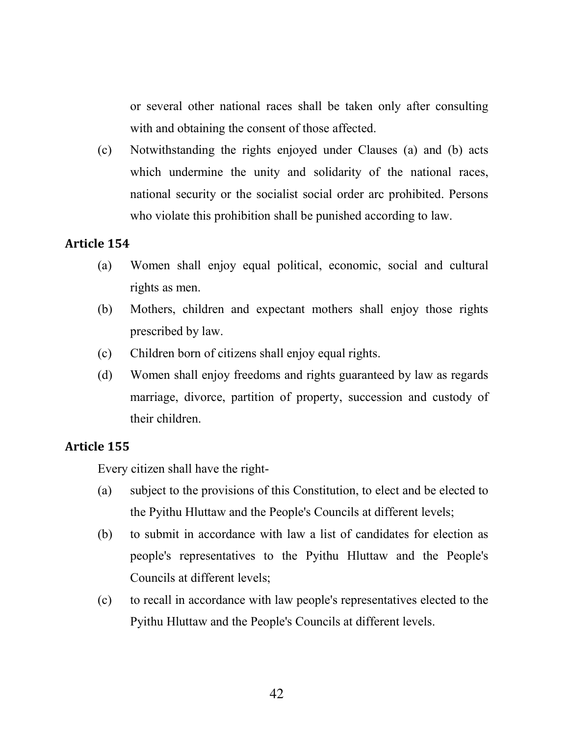or several other national races shall be taken only after consulting with and obtaining the consent of those affected.

(c) Notwithstanding the rights enjoyed under Clauses (a) and (b) acts which undermine the unity and solidarity of the national races, national security or the socialist social order arc prohibited. Persons who violate this prohibition shall be punished according to law.

### Article 154

(a) Women shall enjoy equal political, economic, social and cultural rights as men.

(b) Mothers, children and expectant mothers shall enjoy those rights prescribed by law.

(c) Children born of citizens shall enjoy equal rights.

(d) Women shall enjoy freedoms and rights guaranteed by law as regards marriage, divorce, partition of property, succession and custody of their children.

### Article 155

Every citizen shall have the right-

(a) subject to the provisions of this Constitution, to elect and be elected to the Pyithu Hluttaw and the People's Councils at different levels;

(b) to submit in accordance with law a list of candidates for election as people's representatives to the Pyithu Hluttaw and the People's Councils at different levels;

(c) to recall in accordance with law people's representatives elected to the Pyithu Hluttaw and the People's Councils at different levels.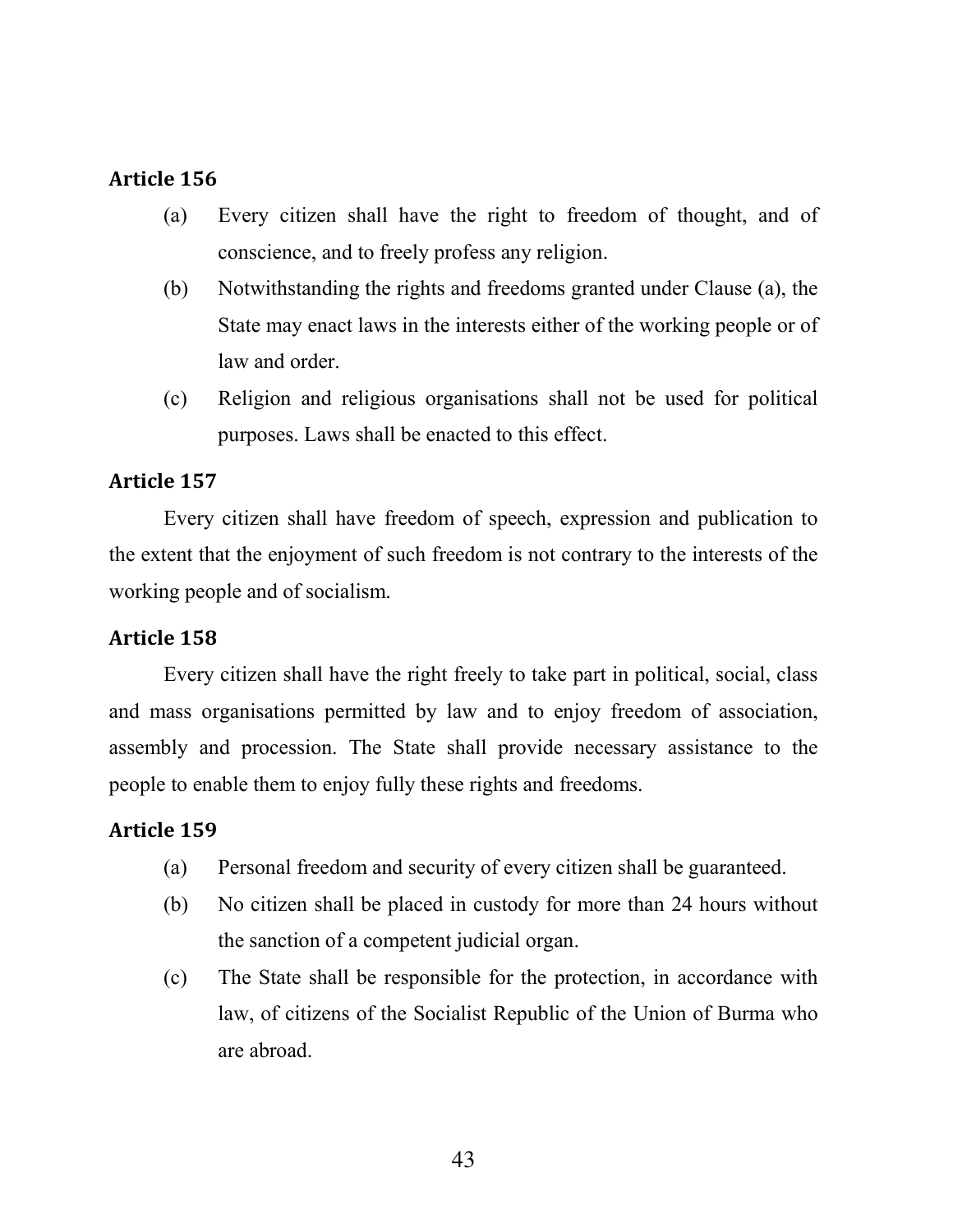**Article 156**

(a) Every citizen shall have the right to freedom of thought, and of conscience, and to freely profess any religion.

(b) Notwithstanding the rights and freedoms granted under Clause (a), the State may enact laws in the interests either of the working people or of law and order.

(c) Religion and religious organisations shall not be used for political purposes. Laws shall be enacted to this effect.

**Article 157**

Every citizen shall have freedom of speech, expression and publication to the extent that the enjoyment of such freedom is not contrary to the interests of the working people and of socialism.

**Article 158**

Every citizen shall have the right freely to take part in political, social, class and mass organisations permitted by law and to enjoy freedom of association, assembly and procession. The State shall provide necessary assistance to the people to enable them to enjoy fully these rights and freedoms.

**Article 159**

(a) Personal freedom and security of every citizen shall be guaranteed.

(b) No citizen shall be placed in custody for more than 24 hours without the sanction of a competent judicial organ.

(c) The State shall be responsible for the protection, in accordance with law, of citizens of the Socialist Republic of the Union of Burma who are abroad.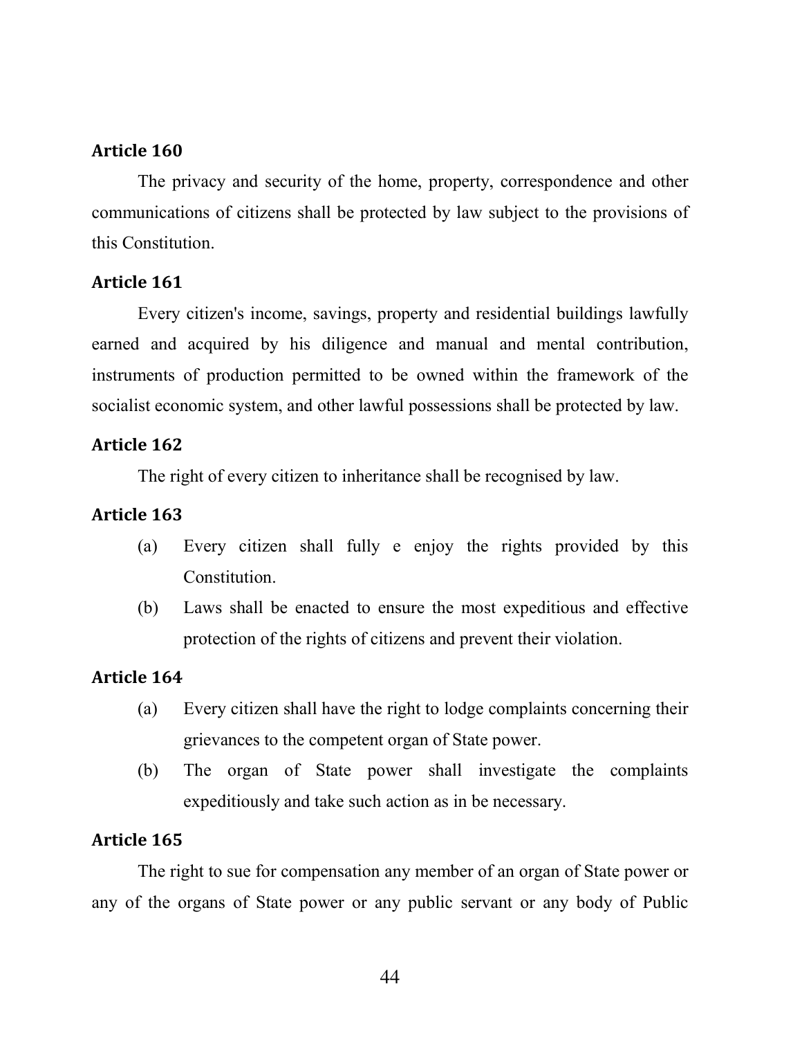**Article 160**

The privacy and security of the home, property, correspondence and other communications of citizens shall be protected by law subject to the provisions of this Constitution.

**Article 161**

Every citizen's income, savings, property and residential buildings lawfully earned and acquired by his diligence and manual and mental contribution, instruments of production permitted to be owned within the framework of the socialist economic system, and other lawful possessions shall be protected by law.

**Article 162**

The right of every citizen to inheritance shall be recognised by law.

**Article 163**

(a) Every citizen shall fully e enjoy the rights provided by this Constitution.

(b) Laws shall be enacted to ensure the most expeditious and effective protection of the rights of citizens and prevent their violation.

**Article 164**

(a) Every citizen shall have the right to lodge complaints concerning their grievances to the competent organ of State power.

(b) The organ of State power shall investigate the complaints expeditiously and take such action as in be necessary.

**Article 165**

The right to sue for compensation any member of an organ of State power or any of the organs of State power or any public servant or any body of Public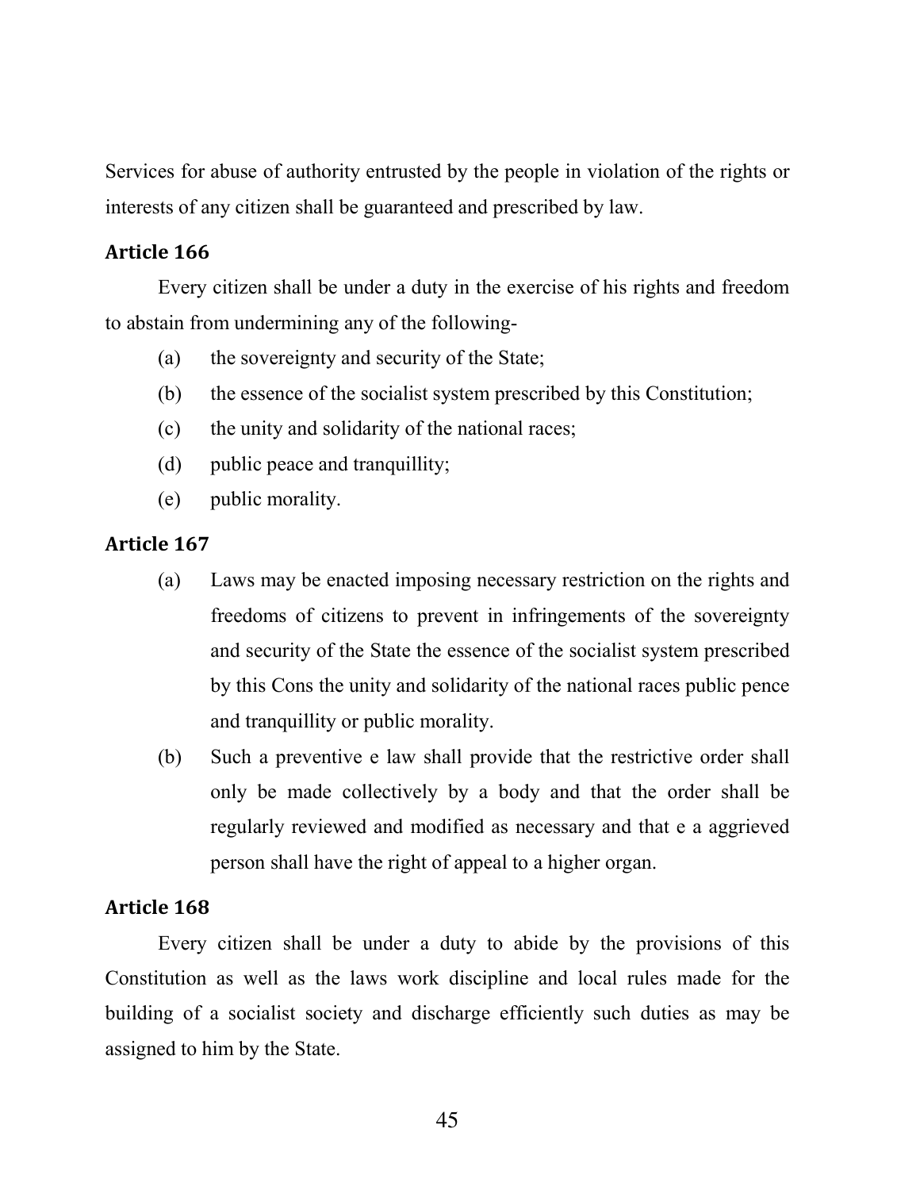Services for abuse of authority entrusted by the people in violation of the rights or interests of any citizen shall be guaranteed and prescribed by law.

### Article 166

Every citizen shall be under a duty in the exercise of his rights and freedom to abstain from undermining any of the following-

(a) the sovereignty and security of the State;

(b) the essence of the socialist system prescribed by this Constitution;

(c) the unity and solidarity of the national races;

(d) public peace and tranquillity;

(e) public morality.

### Article 167

(a) Laws may be enacted imposing necessary restriction on the rights and freedoms of citizens to prevent in infringements of the sovereignty and security of the State the essence of the socialist system prescribed by this Cons the unity and solidarity of the national races public pence and tranquillity or public morality.

(b) Such a preventive e law shall provide that the restrictive order shall only be made collectively by a body and that the order shall be regularly reviewed and modified as necessary and that e a aggrieved person shall have the right of appeal to a higher organ.

### Article 168

Every citizen shall be under a duty to abide by the provisions of this Constitution as well as the laws work discipline and local rules made for the building of a socialist society and discharge efficiently such duties as may be assigned to him by the State.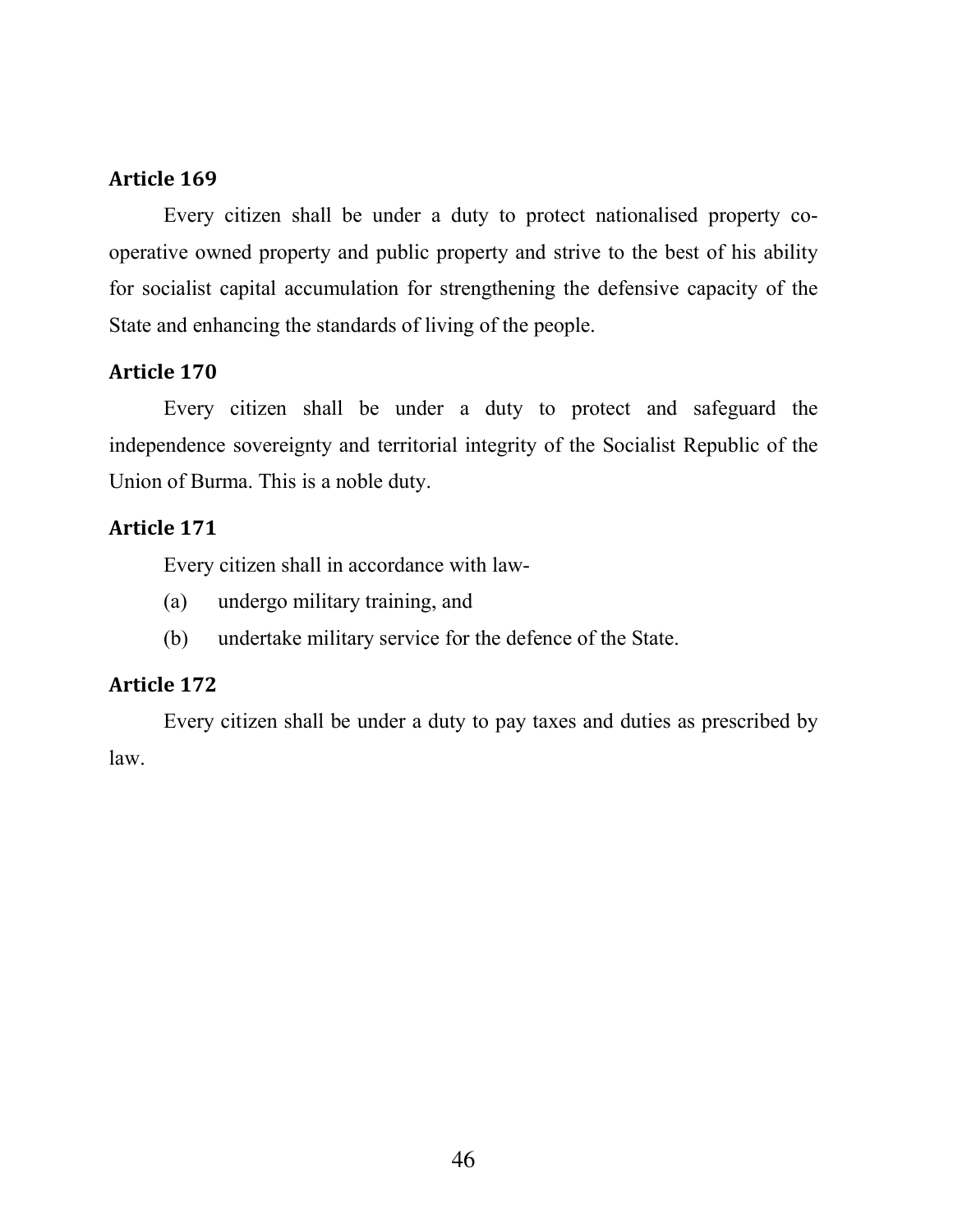### Article 169

Every citizen shall be under a duty to protect nationalised property co-operative owned property and public property and strive to the best of his ability for socialist capital accumulation for strengthening the defensive capacity of the State and enhancing the standards of living of the people.

### Article 170

Every citizen shall be under a duty to protect and safeguard the independence sovereignty and territorial integrity of the Socialist Republic of the Union of Burma. This is a noble duty.

### Article 171

Every citizen shall in accordance with law-

(a) undergo military training, and

(b) undertake military service for the defence of the State.

### Article 172

Every citizen shall be under a duty to pay taxes and duties as prescribed by law.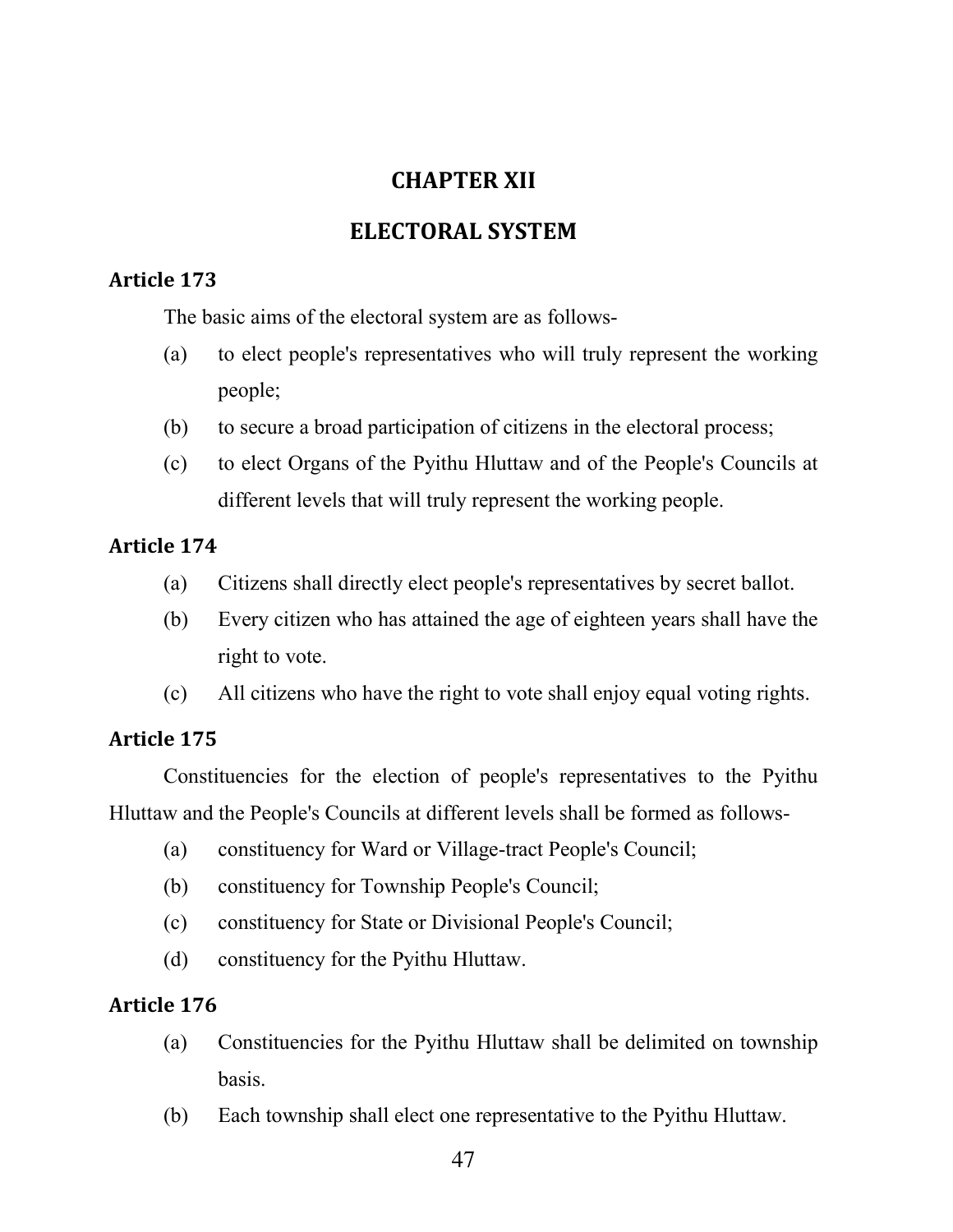## CHAPTER XII

## ELECTORAL SYSTEM

**Article 173**

The basic aims of the electoral system are as follows-

(a) to elect people's representatives who will truly represent the working people;

(b) to secure a broad participation of citizens in the electoral process;

(c) to elect Organs of the Pyithu Hluttaw and of the People's Councils at different levels that will truly represent the working people.

**Article 174**

(a) Citizens shall directly elect people's representatives by secret ballot.

(b) Every citizen who has attained the age of eighteen years shall have the right to vote.

(c) All citizens who have the right to vote shall enjoy equal voting rights.

**Article 175**

Constituencies for the election of people's representatives to the Pyithu Hluttaw and the People's Councils at different levels shall be formed as follows-

(a) constituency for Ward or Village-tract People's Council;

(b) constituency for Township People's Council;

(c) constituency for State or Divisional People's Council;

(d) constituency for the Pyithu Hluttaw.

**Article 176**

(a) Constituencies for the Pyithu Hluttaw shall be delimited on township basis.

(b) Each township shall elect one representative to the Pyithu Hluttaw.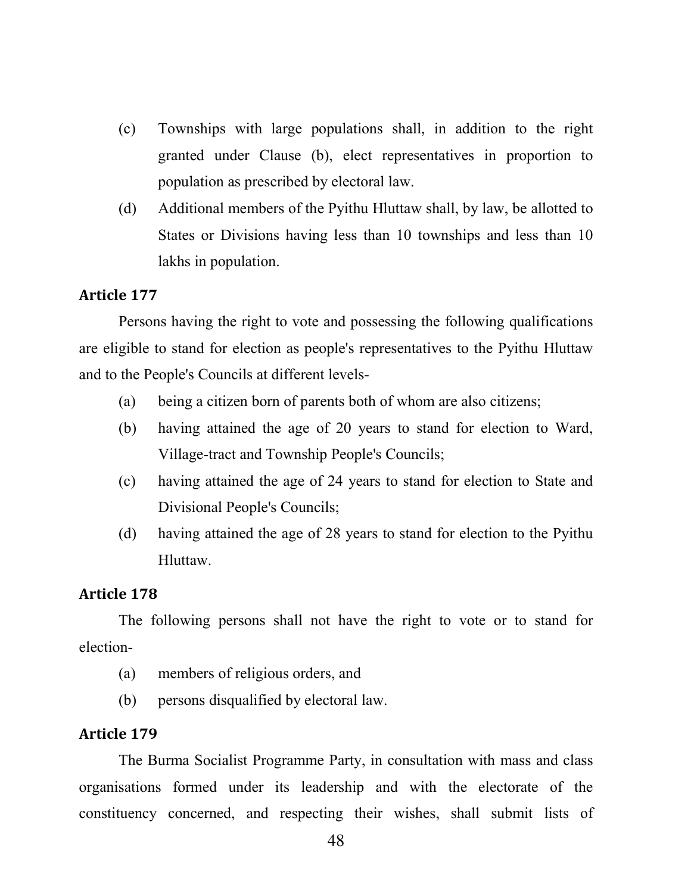(c) Townships with large populations shall, in addition to the right granted under Clause (b), elect representatives in proportion to population as prescribed by electoral law.

(d) Additional members of the Pyithu Hluttaw shall, by law, be allotted to States or Divisions having less than 10 townships and less than 10 lakhs in population.

### Article 177

Persons having the right to vote and possessing the following qualifications are eligible to stand for election as people's representatives to the Pyithu Hluttaw and to the People's Councils at different levels-

(a) being a citizen born of parents both of whom are also citizens;

(b) having attained the age of 20 years to stand for election to Ward, Village-tract and Township People's Councils;

(c) having attained the age of 24 years to stand for election to State and Divisional People's Councils;

(d) having attained the age of 28 years to stand for election to the Pyithu Hluttaw.

### Article 178

The following persons shall not have the right to vote or to stand for election-

(a) members of religious orders, and

(b) persons disqualified by electoral law.

### Article 179

The Burma Socialist Programme Party, in consultation with mass and class organisations formed under its leadership and with the electorate of the constituency concerned, and respecting their wishes, shall submit lists of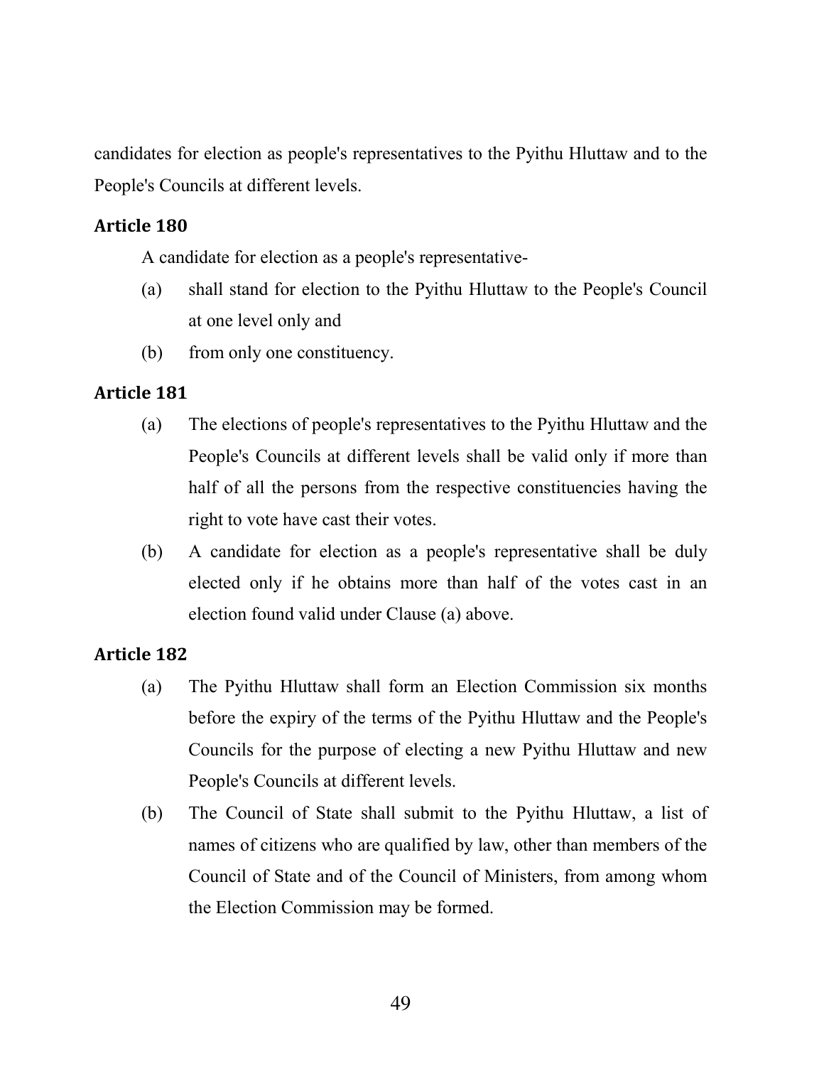candidates for election as people's representatives to the Pyithu Hluttaw and to the People's Councils at different levels.

### Article 180

A candidate for election as a people's representative-

(a) shall stand for election to the Pyithu Hluttaw to the People's Council at one level only and

(b) from only one constituency.

### Article 181

(a) The elections of people's representatives to the Pyithu Hluttaw and the People's Councils at different levels shall be valid only if more than half of all the persons from the respective constituencies having the right to vote have cast their votes.

(b) A candidate for election as a people's representative shall be duly elected only if he obtains more than half of the votes cast in an election found valid under Clause (a) above.

### Article 182

(a) The Pyithu Hluttaw shall form an Election Commission six months before the expiry of the terms of the Pyithu Hluttaw and the People's Councils for the purpose of electing a new Pyithu Hluttaw and new People's Councils at different levels.

(b) The Council of State shall submit to the Pyithu Hluttaw, a list of names of citizens who are qualified by law, other than members of the Council of State and of the Council of Ministers, from among whom the Election Commission may be formed.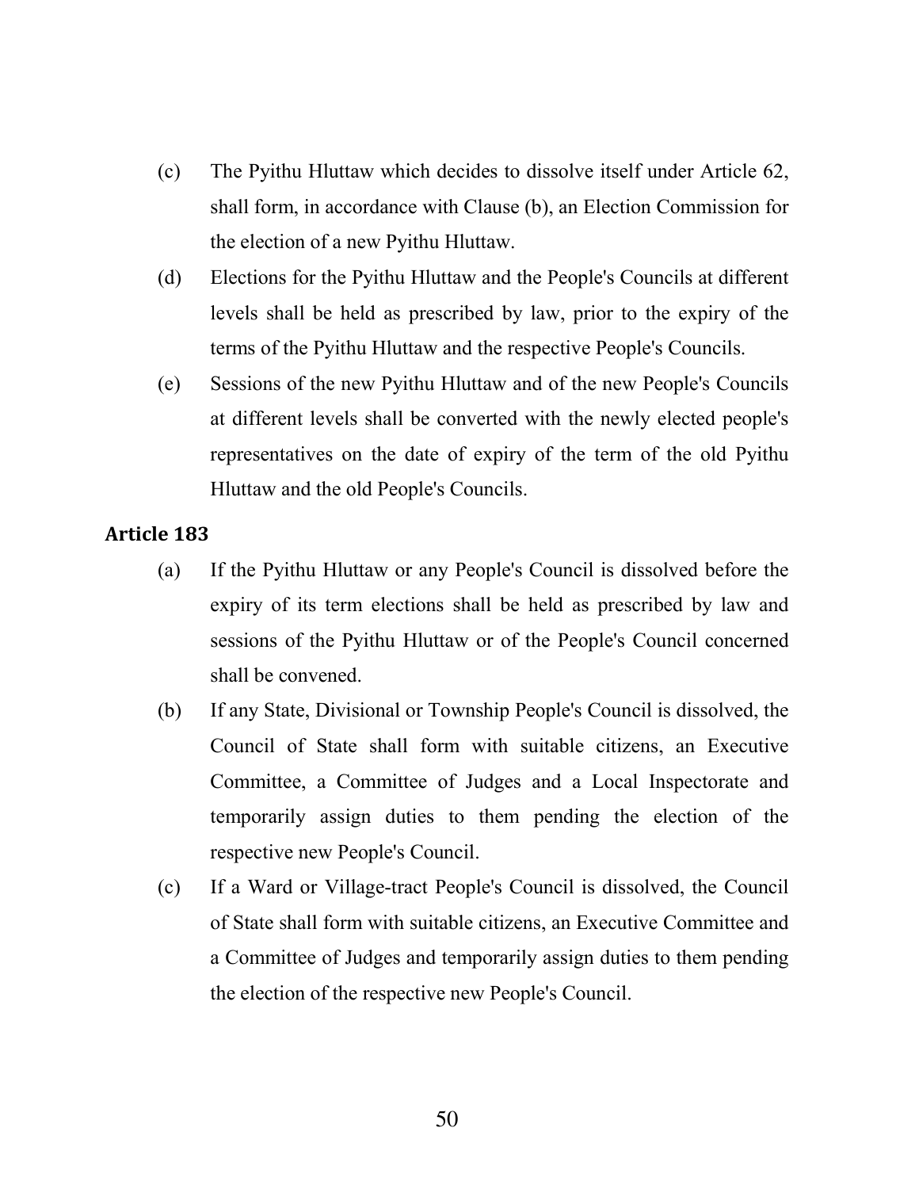(c) The Pyithu Hluttaw which decides to dissolve itself under Article 62, shall form, in accordance with Clause (b), an Election Commission for the election of a new Pyithu Hluttaw.

(d) Elections for the Pyithu Hluttaw and the People's Councils at different levels shall be held as prescribed by law, prior to the expiry of the terms of the Pyithu Hluttaw and the respective People's Councils.

(e) Sessions of the new Pyithu Hluttaw and of the new People's Councils at different levels shall be converted with the newly elected people's representatives on the date of expiry of the term of the old Pyithu Hluttaw and the old People's Councils.

### Article 183

(a) If the Pyithu Hluttaw or any People's Council is dissolved before the expiry of its term elections shall be held as prescribed by law and sessions of the Pyithu Hluttaw or of the People's Council concerned shall be convened.

(b) If any State, Divisional or Township People's Council is dissolved, the Council of State shall form with suitable citizens, an Executive Committee, a Committee of Judges and a Local Inspectorate and temporarily assign duties to them pending the election of the respective new People's Council.

(c) If a Ward or Village-tract People's Council is dissolved, the Council of State shall form with suitable citizens, an Executive Committee and a Committee of Judges and temporarily assign duties to them pending the election of the respective new People's Council.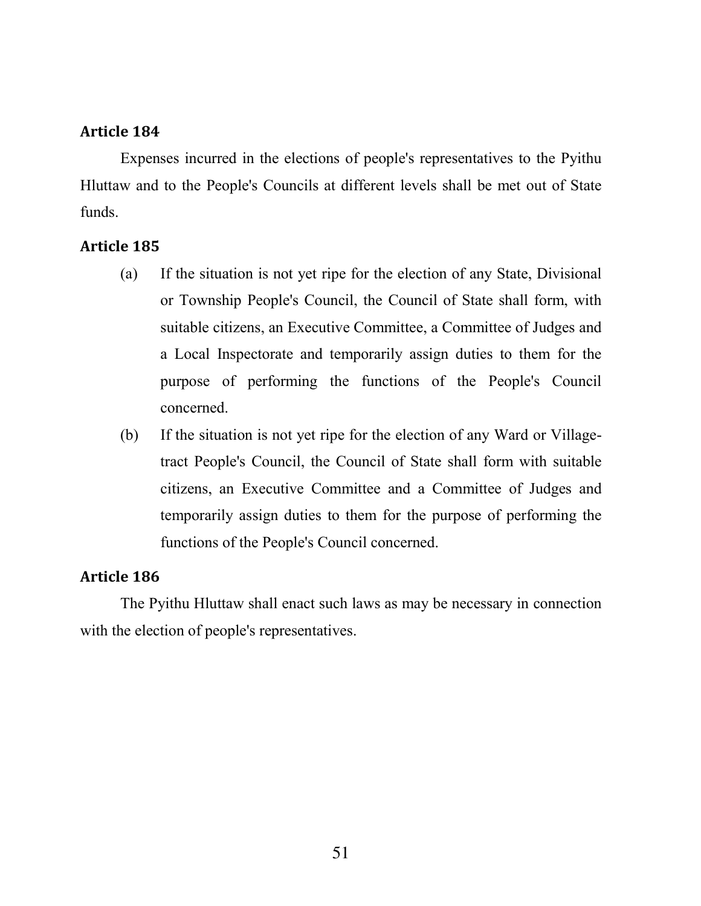### Article 184

Expenses incurred in the elections of people's representatives to the Pyithu Hluttaw and to the People's Councils at different levels shall be met out of State funds.

### Article 185

(a) If the situation is not yet ripe for the election of any State, Divisional or Township People's Council, the Council of State shall form, with suitable citizens, an Executive Committee, a Committee of Judges and a Local Inspectorate and temporarily assign duties to them for the purpose of performing the functions of the People's Council concerned.

(b) If the situation is not yet ripe for the election of any Ward or Village-tract People's Council, the Council of State shall form with suitable citizens, an Executive Committee and a Committee of Judges and temporarily assign duties to them for the purpose of performing the functions of the People's Council concerned.

### Article 186

The Pyithu Hluttaw shall enact such laws as may be necessary in connection with the election of people's representatives.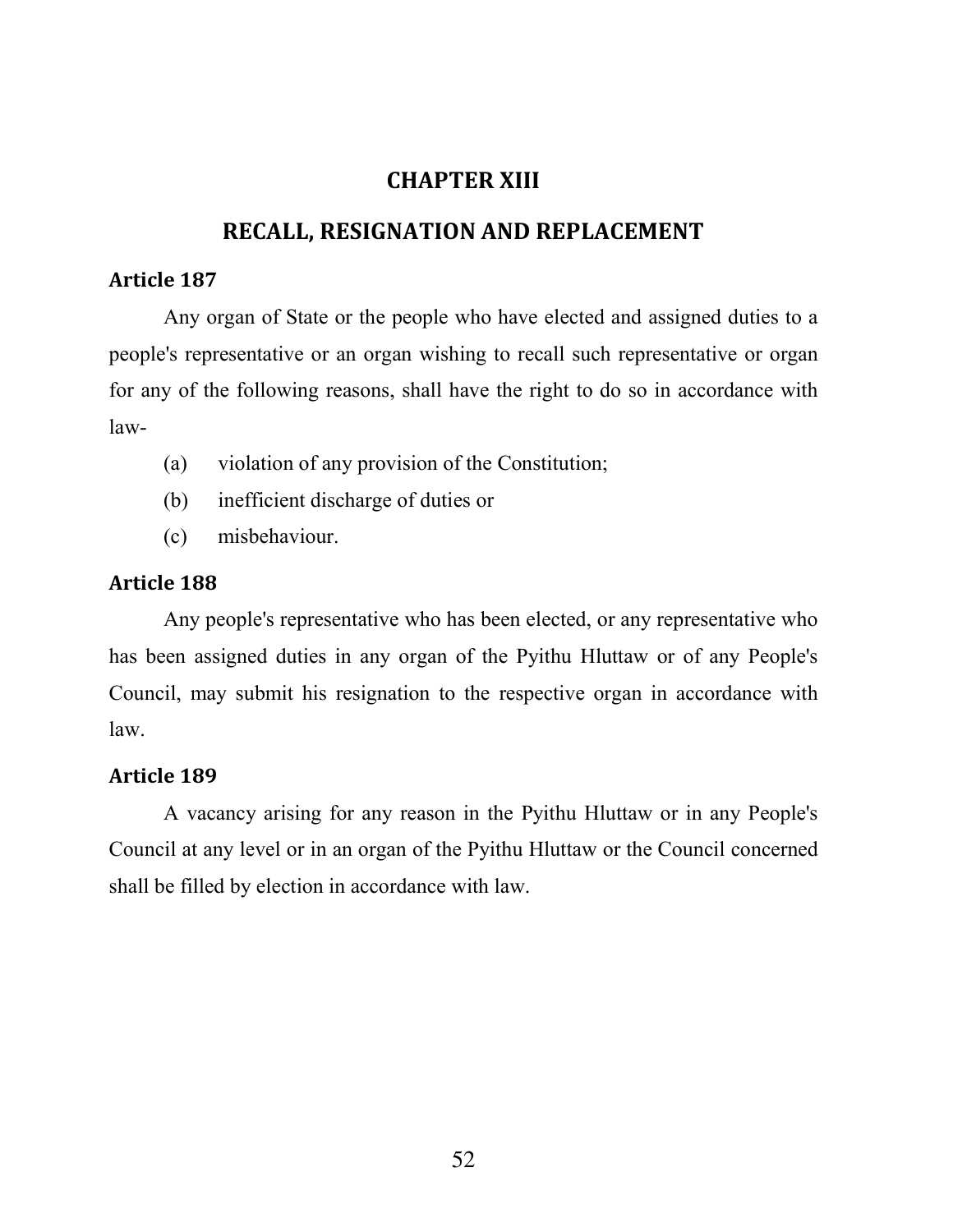# CHAPTER XIII

## RECALL, RESIGNATION AND REPLACEMENT

### Article 187

Any organ of State or the people who have elected and assigned duties to a people's representative or an organ wishing to recall such representative or organ for any of the following reasons, shall have the right to do so in accordance with law-

(a) violation of any provision of the Constitution;

(b) inefficient discharge of duties or

(c) misbehaviour.

### Article 188

Any people's representative who has been elected, or any representative who has been assigned duties in any organ of the Pyithu Hluttaw or of any People's Council, may submit his resignation to the respective organ in accordance with law.

### Article 189

A vacancy arising for any reason in the Pyithu Hluttaw or in any People's Council at any level or in an organ of the Pyithu Hluttaw or the Council concerned shall be filled by election in accordance with law.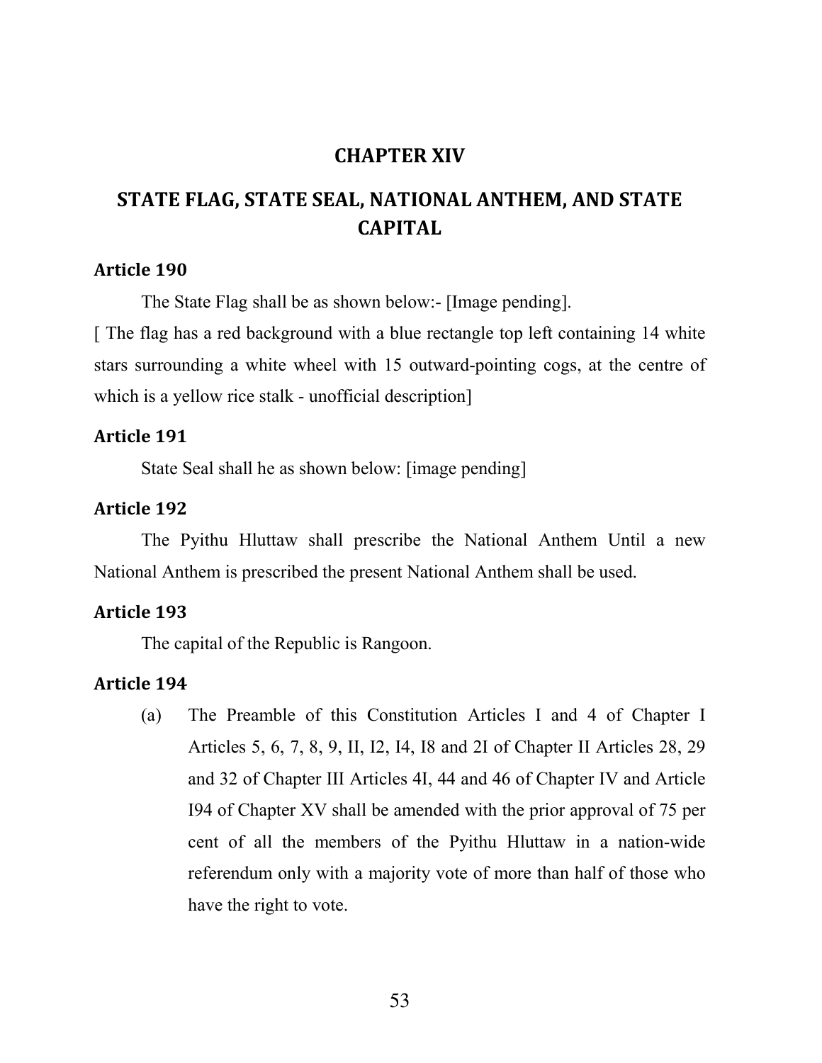# CHAPTER XIV

# STATE FLAG, STATE SEAL, NATIONAL ANTHEM, AND STATE CAPITAL

### Article 190

The State Flag shall be as shown below:- [Image pending].

[ The flag has a red background with a blue rectangle top left containing 14 white stars surrounding a white wheel with 15 outward-pointing cogs, at the centre of which is a yellow rice stalk - unofficial description]

### Article 191

State Seal shall he as shown below: [image pending]

### Article 192

The Pyithu Hluttaw shall prescribe the National Anthem Until a new National Anthem is prescribed the present National Anthem shall be used.

### Article 193

The capital of the Republic is Rangoon.

### Article 194

(a) The Preamble of this Constitution Articles I and 4 of Chapter I Articles 5, 6, 7, 8, 9, II, I2, I4, I8 and 2I of Chapter II Articles 28, 29 and 32 of Chapter III Articles 4I, 44 and 46 of Chapter IV and Article I94 of Chapter XV shall be amended with the prior approval of 75 per cent of all the members of the Pyithu Hluttaw in a nation-wide referendum only with a majority vote of more than half of those who have the right to vote.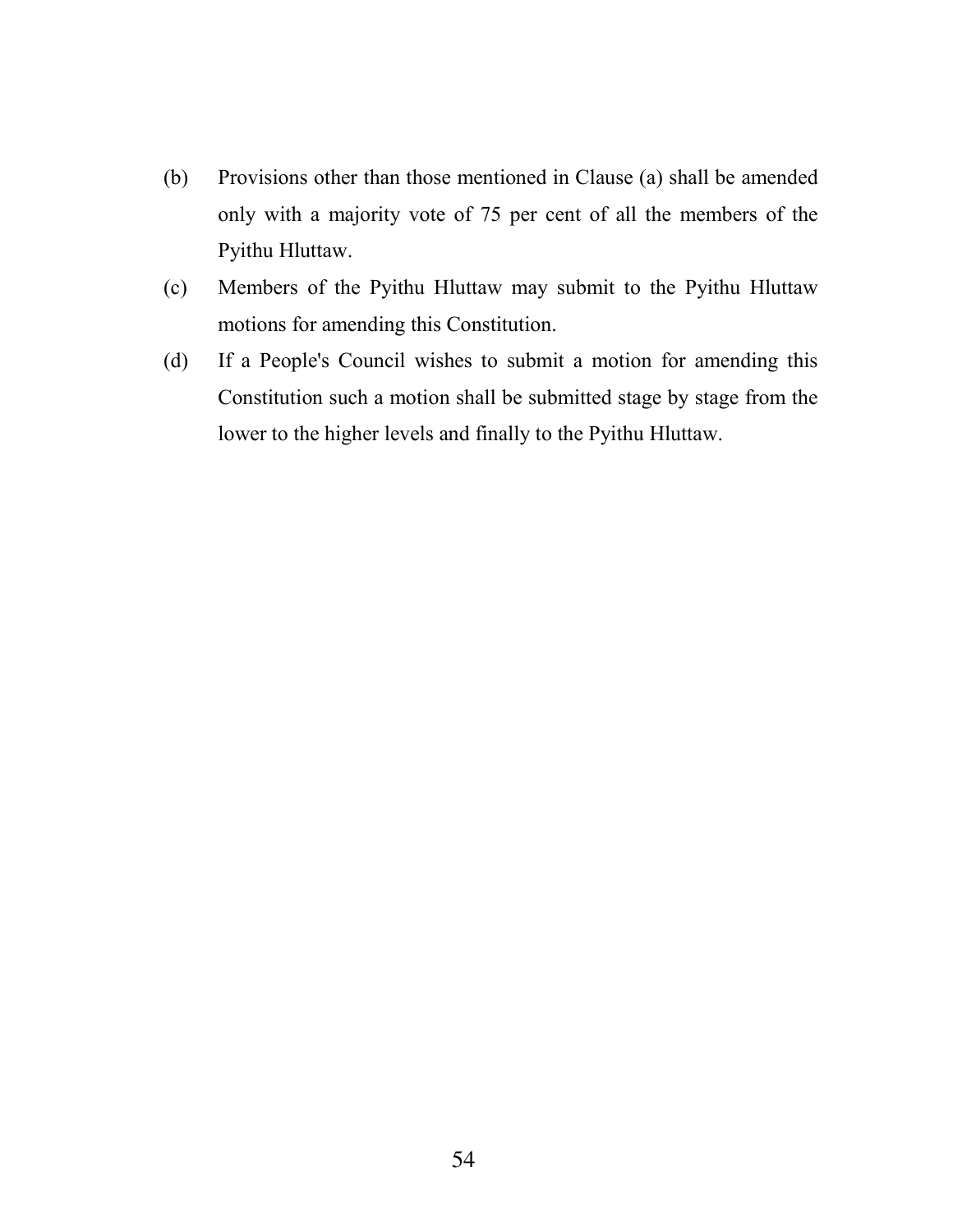(b) Provisions other than those mentioned in Clause (a) shall be amended only with a majority vote of 75 per cent of all the members of the Pyithu Hluttaw.

(c) Members of the Pyithu Hluttaw may submit to the Pyithu Hluttaw motions for amending this Constitution.

(d) If a People's Council wishes to submit a motion for amending this Constitution such a motion shall be submitted stage by stage from the lower to the higher levels and finally to the Pyithu Hluttaw.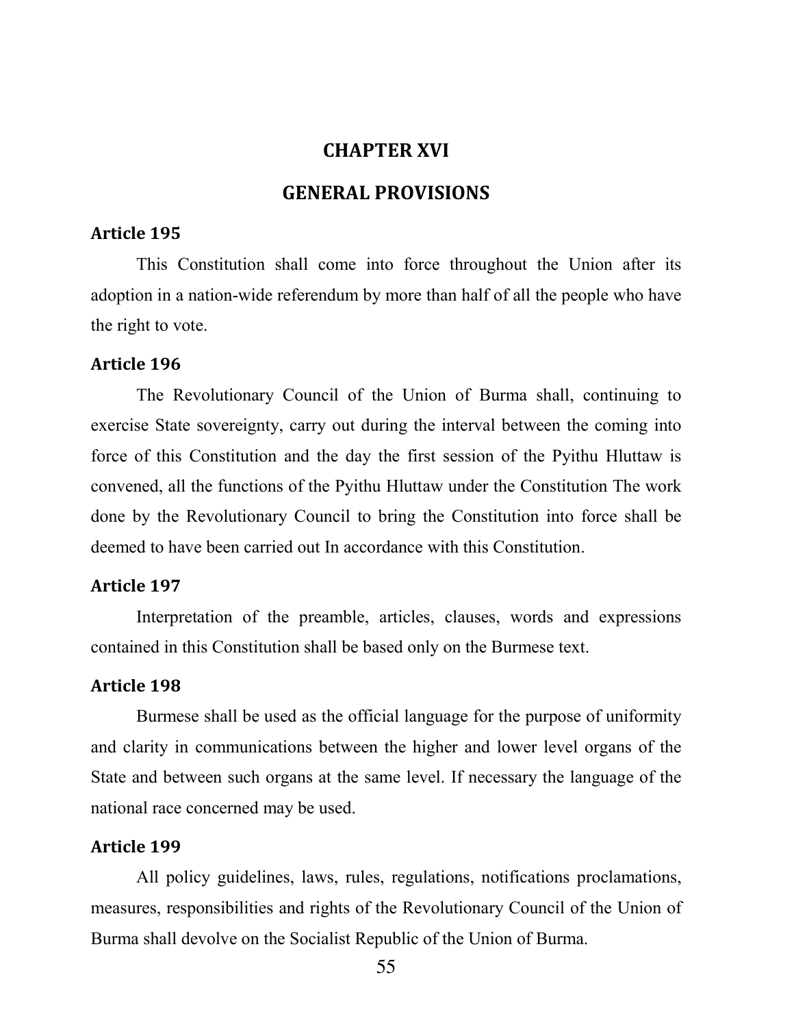## CHAPTER XVI

## GENERAL PROVISIONS

### Article 195

This Constitution shall come into force throughout the Union after its adoption in a nation-wide referendum by more than half of all the people who have the right to vote.

### Article 196

The Revolutionary Council of the Union of Burma shall, continuing to exercise State sovereignty, carry out during the interval between the coming into force of this Constitution and the day the first session of the Pyithu Hluttaw is convened, all the functions of the Pyithu Hluttaw under the Constitution The work done by the Revolutionary Council to bring the Constitution into force shall be deemed to have been carried out In accordance with this Constitution.

### Article 197

Interpretation of the preamble, articles, clauses, words and expressions contained in this Constitution shall be based only on the Burmese text.

### Article 198

Burmese shall be used as the official language for the purpose of uniformity and clarity in communications between the higher and lower level organs of the State and between such organs at the same level. If necessary the language of the national race concerned may be used.

### Article 199

All policy guidelines, laws, rules, regulations, notifications proclamations, measures, responsibilities and rights of the Revolutionary Council of the Union of Burma shall devolve on the Socialist Republic of the Union of Burma.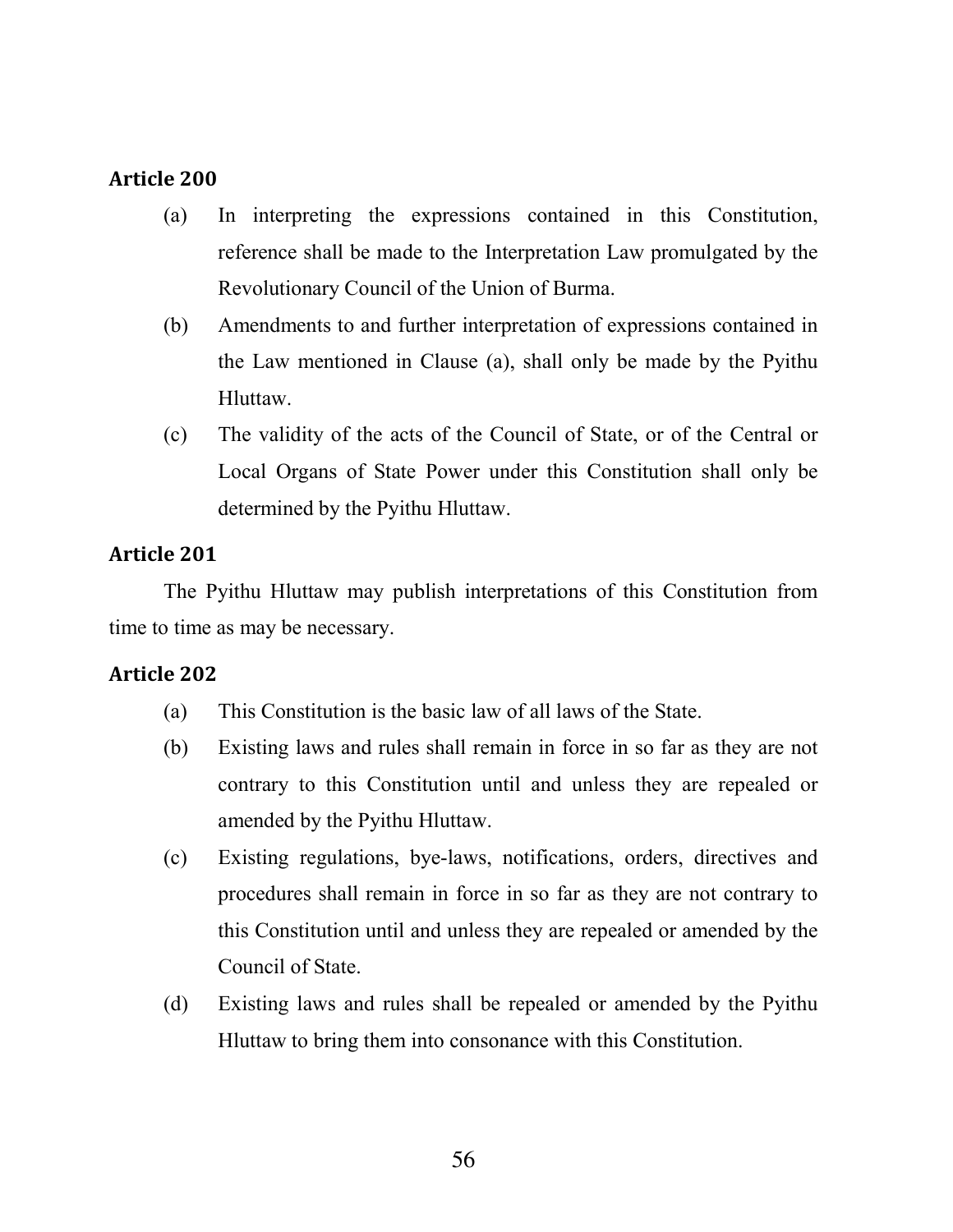### Article 200

(a) In interpreting the expressions contained in this Constitution, reference shall be made to the Interpretation Law promulgated by the Revolutionary Council of the Union of Burma.

(b) Amendments to and further interpretation of expressions contained in the Law mentioned in Clause (a), shall only be made by the Pyithu Hluttaw.

(c) The validity of the acts of the Council of State, or of the Central or Local Organs of State Power under this Constitution shall only be determined by the Pyithu Hluttaw.

### Article 201

The Pyithu Hluttaw may publish interpretations of this Constitution from time to time as may be necessary.

### Article 202

(a) This Constitution is the basic law of all laws of the State.

(b) Existing laws and rules shall remain in force in so far as they are not contrary to this Constitution until and unless they are repealed or amended by the Pyithu Hluttaw.

(c) Existing regulations, bye-laws, notifications, orders, directives and procedures shall remain in force in so far as they are not contrary to this Constitution until and unless they are repealed or amended by the Council of State.

(d) Existing laws and rules shall be repealed or amended by the Pyithu Hluttaw to bring them into consonance with this Constitution.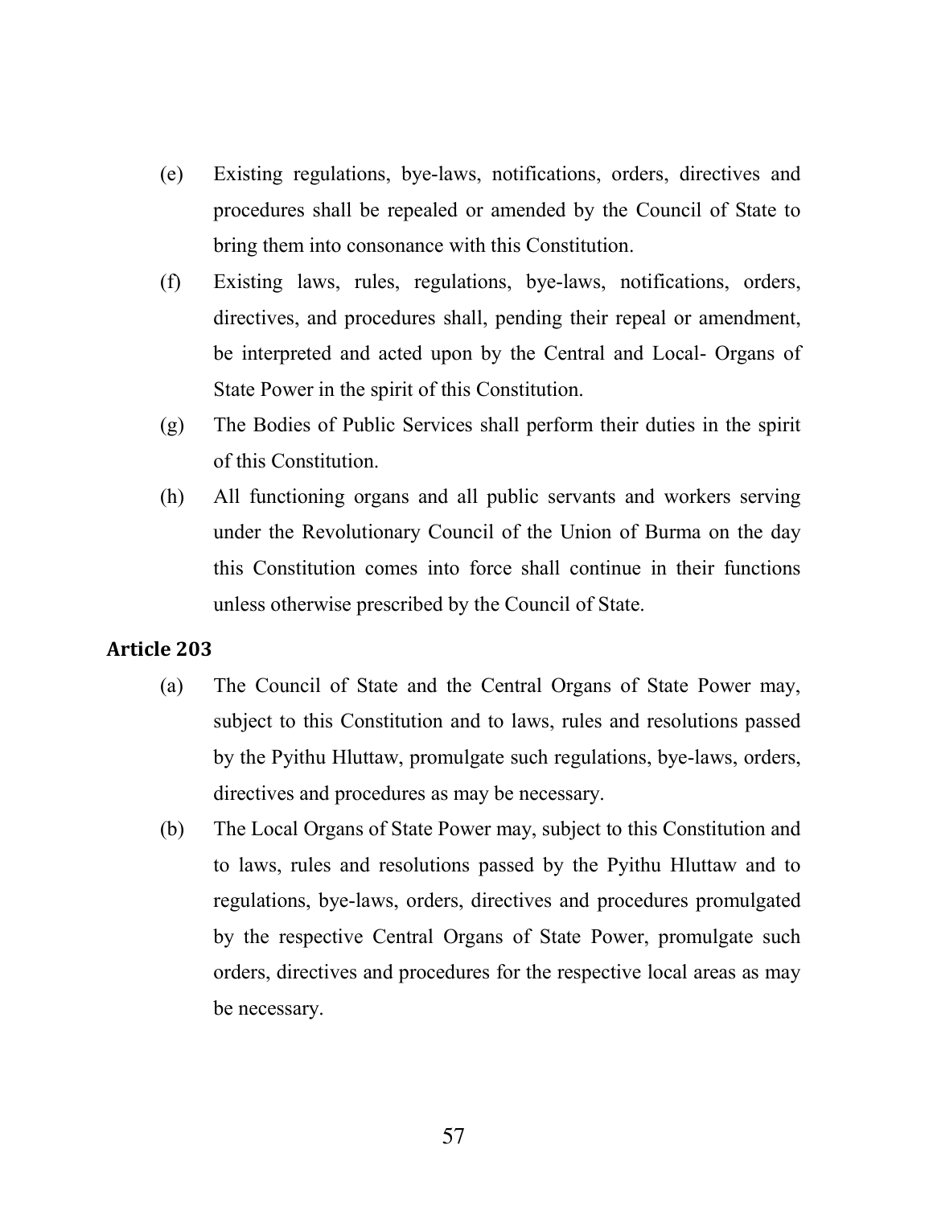(e) Existing regulations, bye-laws, notifications, orders, directives and procedures shall be repealed or amended by the Council of State to bring them into consonance with this Constitution.

(f) Existing laws, rules, regulations, bye-laws, notifications, orders, directives, and procedures shall, pending their repeal or amendment, be interpreted and acted upon by the Central and Local- Organs of State Power in the spirit of this Constitution.

(g) The Bodies of Public Services shall perform their duties in the spirit of this Constitution.

(h) All functioning organs and all public servants and workers serving under the Revolutionary Council of the Union of Burma on the day this Constitution comes into force shall continue in their functions unless otherwise prescribed by the Council of State.

**Article 203**

(a) The Council of State and the Central Organs of State Power may, subject to this Constitution and to laws, rules and resolutions passed by the Pyithu Hluttaw, promulgate such regulations, bye-laws, orders, directives and procedures as may be necessary.

(b) The Local Organs of State Power may, subject to this Constitution and to laws, rules and resolutions passed by the Pyithu Hluttaw and to regulations, bye-laws, orders, directives and procedures promulgated by the respective Central Organs of State Power, promulgate such orders, directives and procedures for the respective local areas as may be necessary.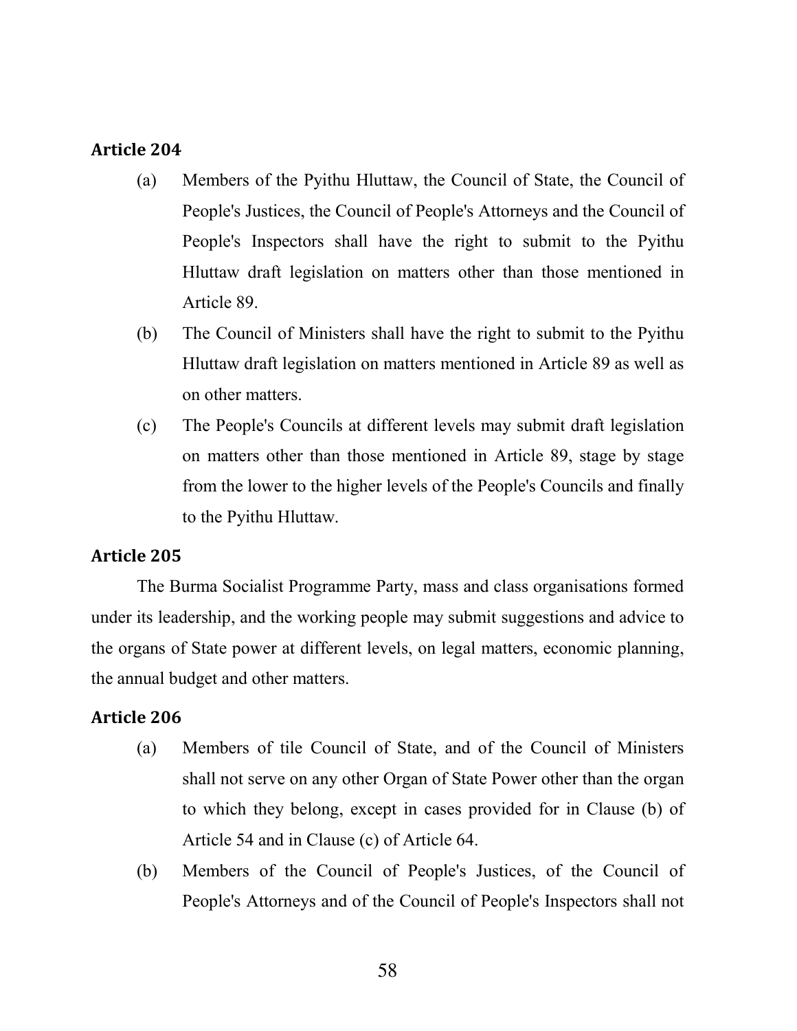### Article 204

(a) Members of the Pyithu Hluttaw, the Council of State, the Council of People's Justices, the Council of People's Attorneys and the Council of People's Inspectors shall have the right to submit to the Pyithu Hluttaw draft legislation on matters other than those mentioned in Article 89.

(b) The Council of Ministers shall have the right to submit to the Pyithu Hluttaw draft legislation on matters mentioned in Article 89 as well as on other matters.

(c) The People's Councils at different levels may submit draft legislation on matters other than those mentioned in Article 89, stage by stage from the lower to the higher levels of the People's Councils and finally to the Pyithu Hluttaw.

### Article 205

The Burma Socialist Programme Party, mass and class organisations formed under its leadership, and the working people may submit suggestions and advice to the organs of State power at different levels, on legal matters, economic planning, the annual budget and other matters.

### Article 206

(a) Members of tile Council of State, and of the Council of Ministers shall not serve on any other Organ of State Power other than the organ to which they belong, except in cases provided for in Clause (b) of Article 54 and in Clause (c) of Article 64.

(b) Members of the Council of People's Justices, of the Council of People's Attorneys and of the Council of People's Inspectors shall not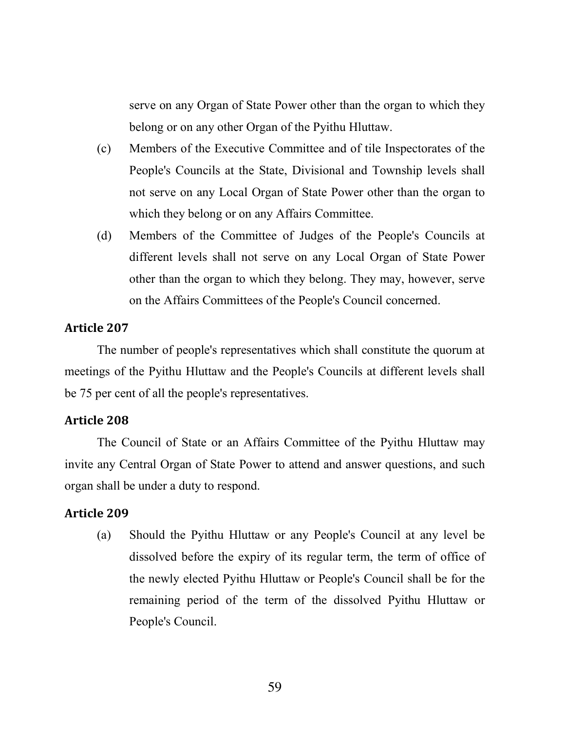serve on any Organ of State Power other than the organ to which they belong or on any other Organ of the Pyithu Hluttaw.

(c) Members of the Executive Committee and of tile Inspectorates of the People's Councils at the State, Divisional and Township levels shall not serve on any Local Organ of State Power other than the organ to which they belong or on any Affairs Committee.

(d) Members of the Committee of Judges of the People's Councils at different levels shall not serve on any Local Organ of State Power other than the organ to which they belong. They may, however, serve on the Affairs Committees of the People's Council concerned.

### Article 207

The number of people's representatives which shall constitute the quorum at meetings of the Pyithu Hluttaw and the People's Councils at different levels shall be 75 per cent of all the people's representatives.

### Article 208

The Council of State or an Affairs Committee of the Pyithu Hluttaw may invite any Central Organ of State Power to attend and answer questions, and such organ shall be under a duty to respond.

### Article 209

(a) Should the Pyithu Hluttaw or any People's Council at any level be dissolved before the expiry of its regular term, the term of office of the newly elected Pyithu Hluttaw or People's Council shall be for the remaining period of the term of the dissolved Pyithu Hluttaw or People's Council.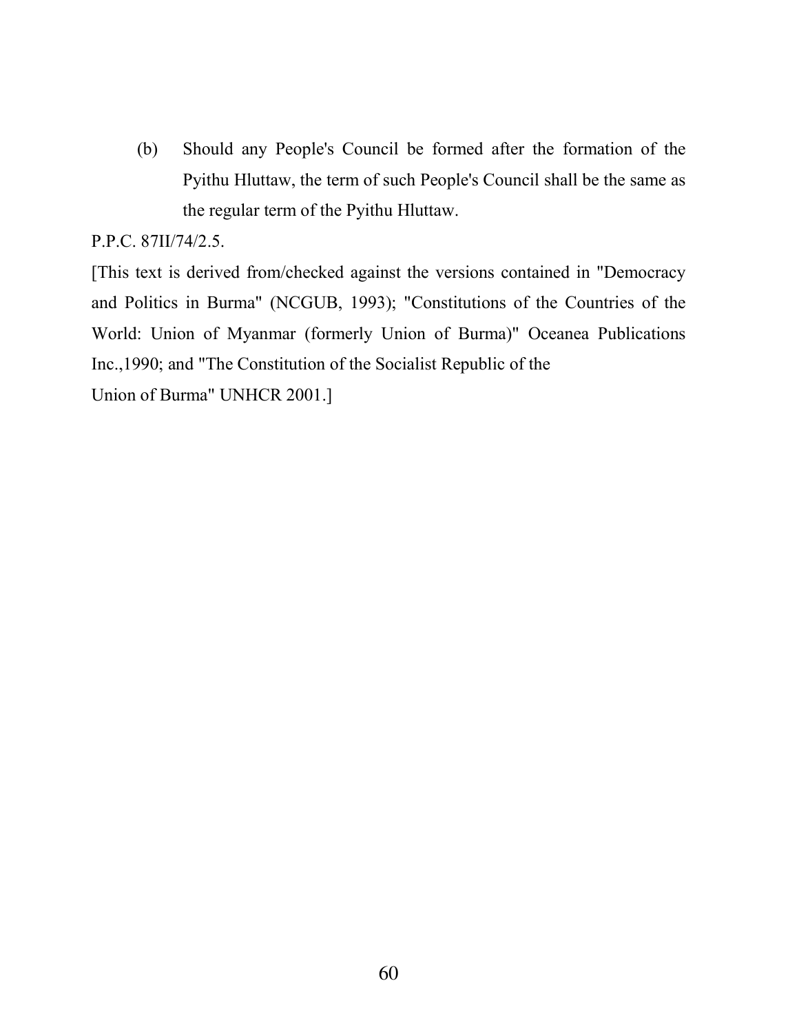(b) Should any People's Council be formed after the formation of the Pyithu Hluttaw, the term of such People's Council shall be the same as the regular term of the Pyithu Hluttaw.

P.P.C. 87II/74/2.5.

[This text is derived from/checked against the versions contained in "Democracy and Politics in Burma" (NCGUB, 1993); "Constitutions of the Countries of the World: Union of Myanmar (formerly Union of Burma)" Oceanea Publications Inc.,1990; and "The Constitution of the Socialist Republic of the Union of Burma" UNHCR 2001.]